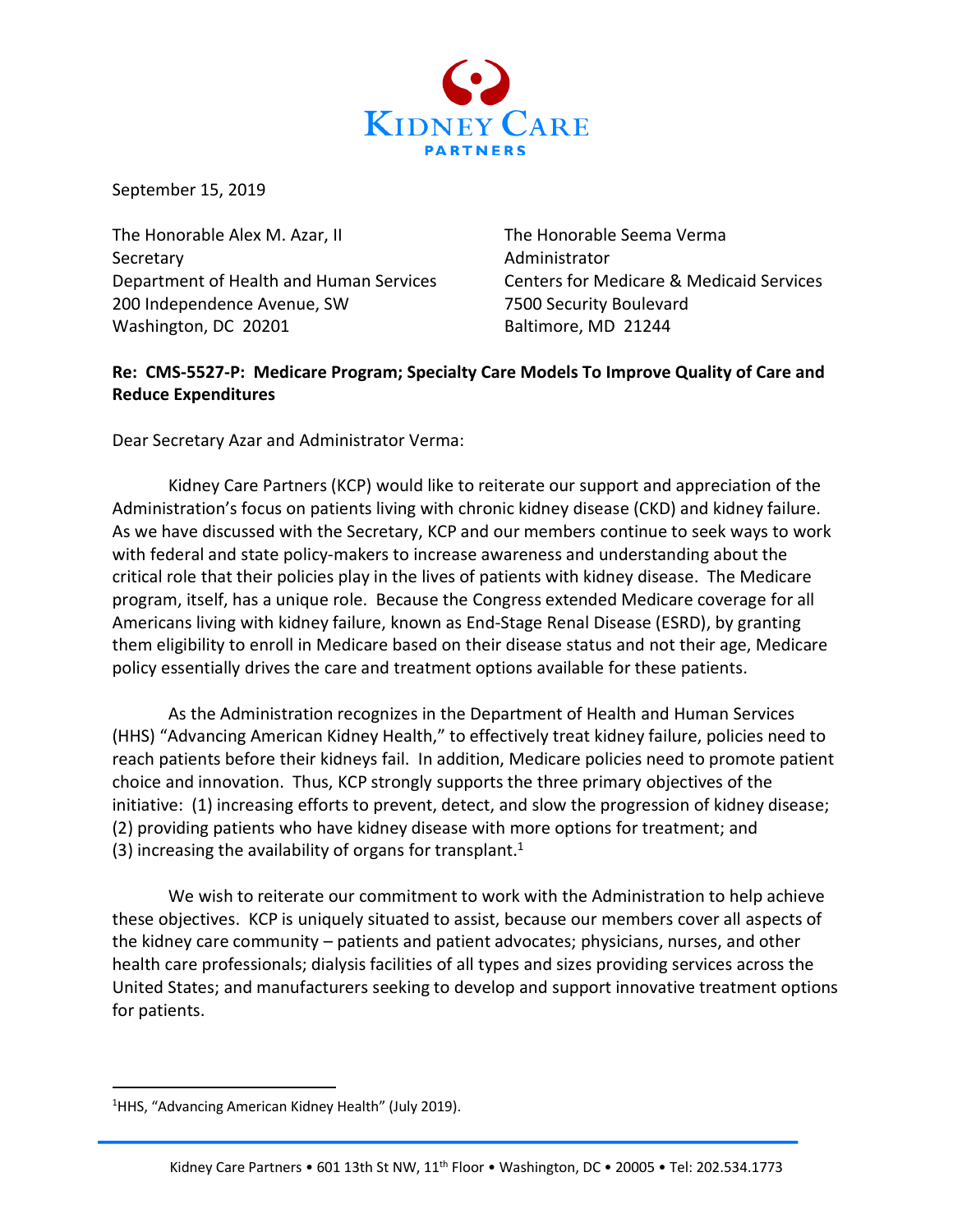# KIDNEY CARE PARTNERS

September 15, 2019

The Honorable Alex M. Azar, II
Secretary
Department of Health and Human Services
200 Independence Avenue, SW
Washington, DC 20201

The Honorable Seema Verma
Administrator
Centers for Medicare & Medicaid Services
7500 Security Boulevard
Baltimore, MD 21244

**Re: CMS-5527-P: Medicare Program; Specialty Care Models To Improve Quality of Care and Reduce Expenditures**

Dear Secretary Azar and Administrator Verma:

Kidney Care Partners (KCP) would like to reiterate our support and appreciation of the Administration's focus on patients living with chronic kidney disease (CKD) and kidney failure. As we have discussed with the Secretary, KCP and our members continue to seek ways to work with federal and state policy-makers to increase awareness and understanding about the critical role that their policies play in the lives of patients with kidney disease. The Medicare program, itself, has a unique role. Because the Congress extended Medicare coverage for all Americans living with kidney failure, known as End-Stage Renal Disease (ESRD), by granting them eligibility to enroll in Medicare based on their disease status and not their age, Medicare policy essentially drives the care and treatment options available for these patients.

As the Administration recognizes in the Department of Health and Human Services (HHS) "Advancing American Kidney Health," to effectively treat kidney failure, policies need to reach patients before their kidneys fail. In addition, Medicare policies need to promote patient choice and innovation. Thus, KCP strongly supports the three primary objectives of the initiative: (1) increasing efforts to prevent, detect, and slow the progression of kidney disease; (2) providing patients who have kidney disease with more options for treatment; and (3) increasing the availability of organs for transplant.[1]

We wish to reiterate our commitment to work with the Administration to help achieve these objectives. KCP is uniquely situated to assist, because our members cover all aspects of the kidney care community – patients and patient advocates; physicians, nurses, and other health care professionals; dialysis facilities of all types and sizes providing services across the United States; and manufacturers seeking to develop and support innovative treatment options for patients.

---

[1] HHS, "Advancing American Kidney Health" (July 2019).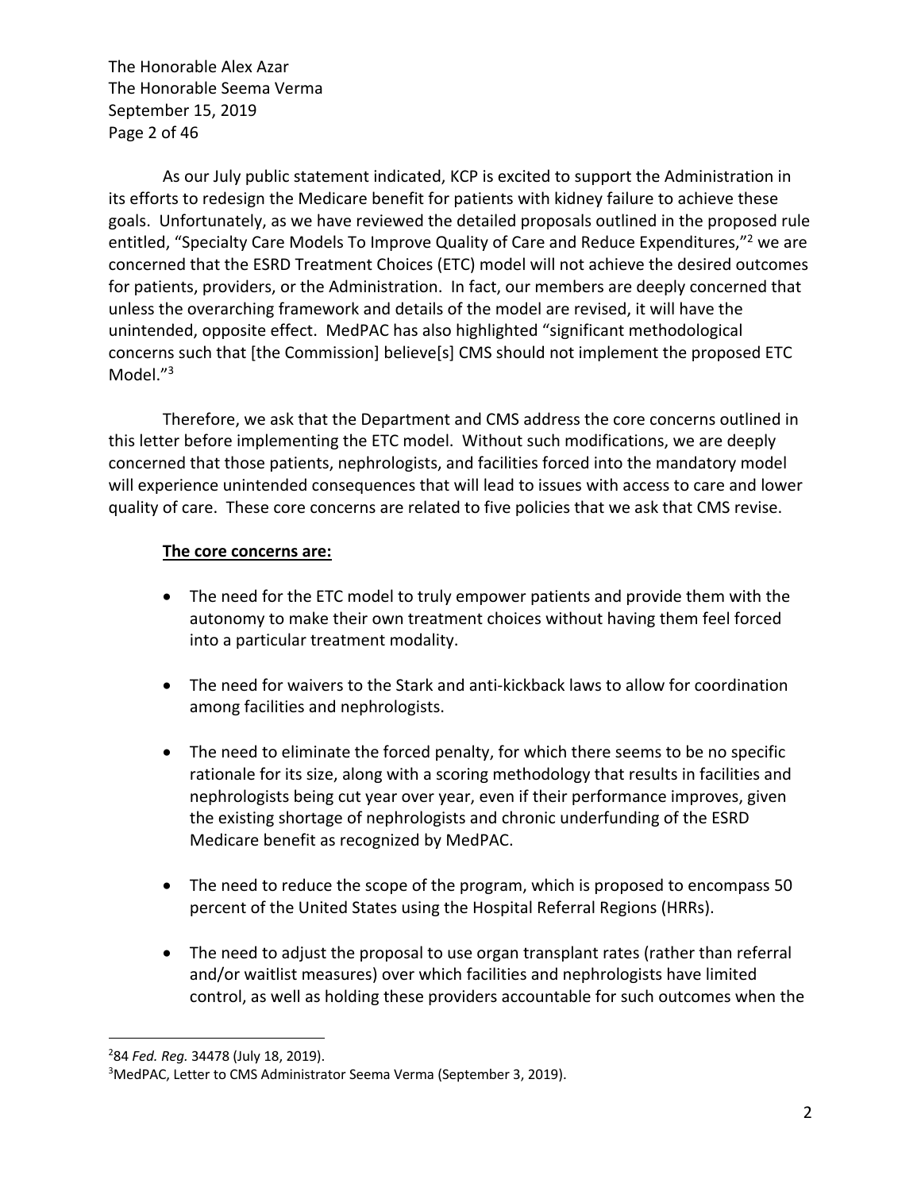As our July public statement indicated, KCP is excited to support the Administration in its efforts to redesign the Medicare benefit for patients with kidney failure to achieve these goals. Unfortunately, as we have reviewed the detailed proposals outlined in the proposed rule entitled, "Specialty Care Models To Improve Quality of Care and Reduce Expenditures,"[2] we are concerned that the ESRD Treatment Choices (ETC) model will not achieve the desired outcomes for patients, providers, or the Administration. In fact, our members are deeply concerned that unless the overarching framework and details of the model are revised, it will have the unintended, opposite effect. MedPAC has also highlighted "significant methodological concerns such that [the Commission] believe[s] CMS should not implement the proposed ETC Model."[3]

Therefore, we ask that the Department and CMS address the core concerns outlined in this letter before implementing the ETC model. Without such modifications, we are deeply concerned that those patients, nephrologists, and facilities forced into the mandatory model will experience unintended consequences that will lead to issues with access to care and lower quality of care. These core concerns are related to five policies that we ask that CMS revise.

**The core concerns are:**

- The need for the ETC model to truly empower patients and provide them with the autonomy to make their own treatment choices without having them feel forced into a particular treatment modality.
- The need for waivers to the Stark and anti-kickback laws to allow for coordination among facilities and nephrologists.
- The need to eliminate the forced penalty, for which there seems to be no specific rationale for its size, along with a scoring methodology that results in facilities and nephrologists being cut year over year, even if their performance improves, given the existing shortage of nephrologists and chronic underfunding of the ESRD Medicare benefit as recognized by MedPAC.
- The need to reduce the scope of the program, which is proposed to encompass 50 percent of the United States using the Hospital Referral Regions (HRRs).
- The need to adjust the proposal to use organ transplant rates (rather than referral and/or waitlist measures) over which facilities and nephrologists have limited control, as well as holding these providers accountable for such outcomes when the

---

[2] 84 *Fed. Reg.* 34478 (July 18, 2019).

[3] MedPAC, Letter to CMS Administrator Seema Verma (September 3, 2019).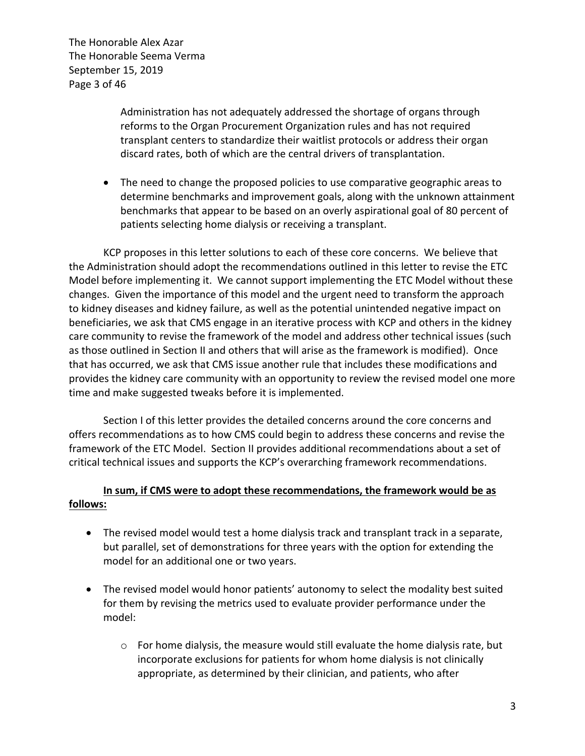Administration has not adequately addressed the shortage of organs through reforms to the Organ Procurement Organization rules and has not required transplant centers to standardize their waitlist protocols or address their organ discard rates, both of which are the central drivers of transplantation.

- The need to change the proposed policies to use comparative geographic areas to determine benchmarks and improvement goals, along with the unknown attainment benchmarks that appear to be based on an overly aspirational goal of 80 percent of patients selecting home dialysis or receiving a transplant.

KCP proposes in this letter solutions to each of these core concerns. We believe that the Administration should adopt the recommendations outlined in this letter to revise the ETC Model before implementing it. We cannot support implementing the ETC Model without these changes. Given the importance of this model and the urgent need to transform the approach to kidney diseases and kidney failure, as well as the potential unintended negative impact on beneficiaries, we ask that CMS engage in an iterative process with KCP and others in the kidney care community to revise the framework of the model and address other technical issues (such as those outlined in Section II and others that will arise as the framework is modified). Once that has occurred, we ask that CMS issue another rule that includes these modifications and provides the kidney care community with an opportunity to review the revised model one more time and make suggested tweaks before it is implemented.

Section I of this letter provides the detailed concerns around the core concerns and offers recommendations as to how CMS could begin to address these concerns and revise the framework of the ETC Model. Section II provides additional recommendations about a set of critical technical issues and supports the KCP's overarching framework recommendations.

**In sum, if CMS were to adopt these recommendations, the framework would be as follows:**

- The revised model would test a home dialysis track and transplant track in a separate, but parallel, set of demonstrations for three years with the option for extending the model for an additional one or two years.
- The revised model would honor patients' autonomy to select the modality best suited for them by revising the metrics used to evaluate provider performance under the model:
  - For home dialysis, the measure would still evaluate the home dialysis rate, but incorporate exclusions for patients for whom home dialysis is not clinically appropriate, as determined by their clinician, and patients, who after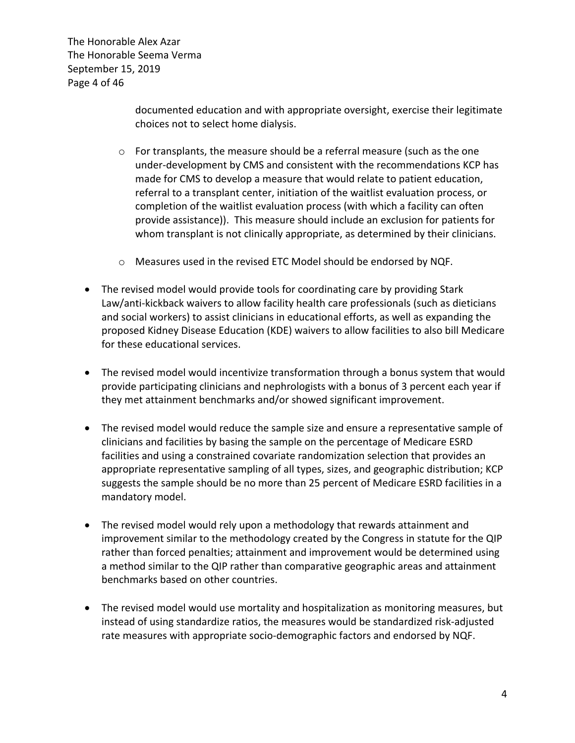documented education and with appropriate oversight, exercise their legitimate choices not to select home dialysis.

  - For transplants, the measure should be a referral measure (such as the one under-development by CMS and consistent with the recommendations KCP has made for CMS to develop a measure that would relate to patient education, referral to a transplant center, initiation of the waitlist evaluation process, or completion of the waitlist evaluation process (with which a facility can often provide assistance)). This measure should include an exclusion for patients for whom transplant is not clinically appropriate, as determined by their clinicians.

  - Measures used in the revised ETC Model should be endorsed by NQF.

- The revised model would provide tools for coordinating care by providing Stark Law/anti-kickback waivers to allow facility health care professionals (such as dieticians and social workers) to assist clinicians in educational efforts, as well as expanding the proposed Kidney Disease Education (KDE) waivers to allow facilities to also bill Medicare for these educational services.

- The revised model would incentivize transformation through a bonus system that would provide participating clinicians and nephrologists with a bonus of 3 percent each year if they met attainment benchmarks and/or showed significant improvement.

- The revised model would reduce the sample size and ensure a representative sample of clinicians and facilities by basing the sample on the percentage of Medicare ESRD facilities and using a constrained covariate randomization selection that provides an appropriate representative sampling of all types, sizes, and geographic distribution; KCP suggests the sample should be no more than 25 percent of Medicare ESRD facilities in a mandatory model.

- The revised model would rely upon a methodology that rewards attainment and improvement similar to the methodology created by the Congress in statute for the QIP rather than forced penalties; attainment and improvement would be determined using a method similar to the QIP rather than comparative geographic areas and attainment benchmarks based on other countries.

- The revised model would use mortality and hospitalization as monitoring measures, but instead of using standardize ratios, the measures would be standardized risk-adjusted rate measures with appropriate socio-demographic factors and endorsed by NQF.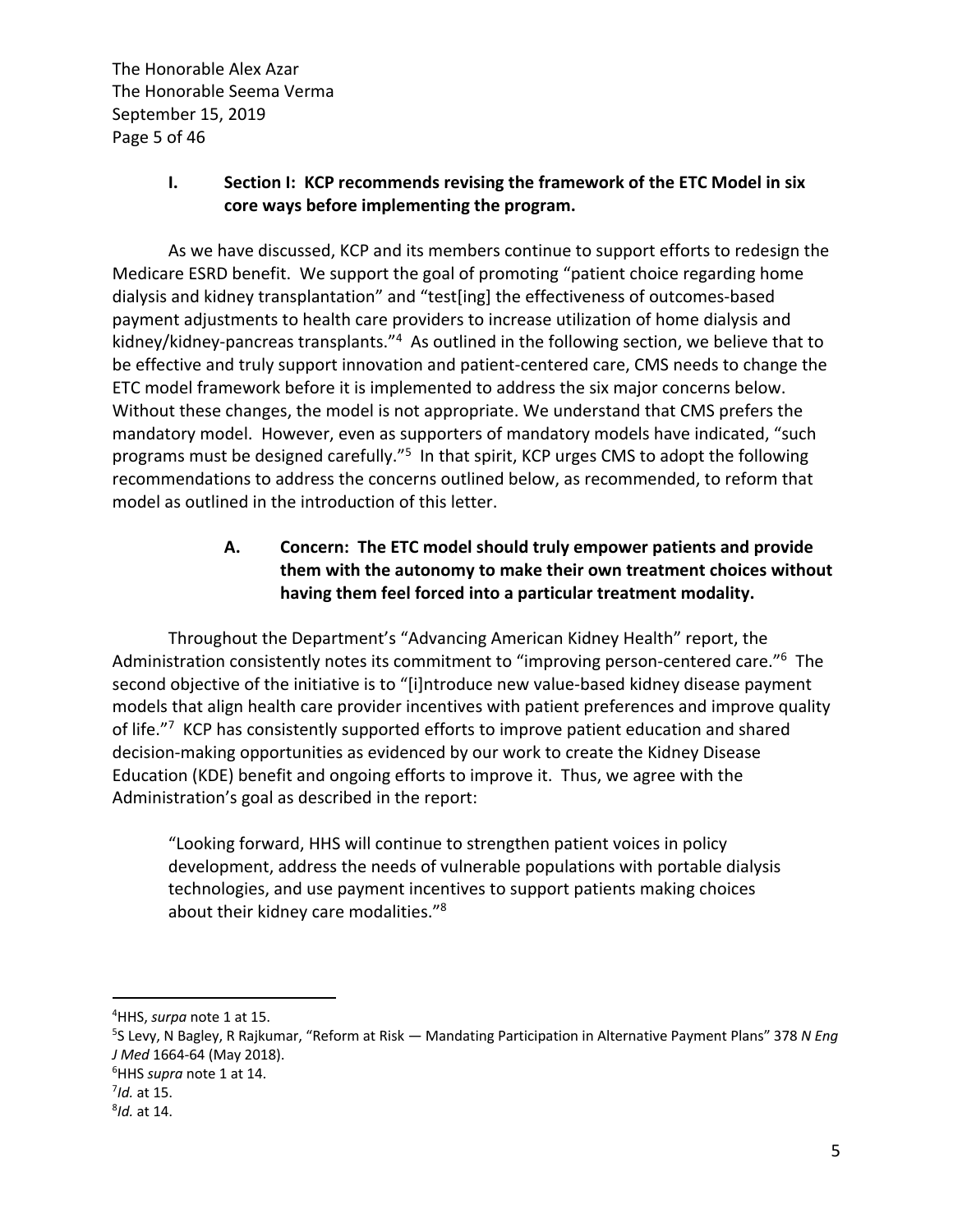## I. Section I: KCP recommends revising the framework of the ETC Model in six core ways before implementing the program.

As we have discussed, KCP and its members continue to support efforts to redesign the Medicare ESRD benefit. We support the goal of promoting "patient choice regarding home dialysis and kidney transplantation" and "test[ing] the effectiveness of outcomes-based payment adjustments to health care providers to increase utilization of home dialysis and kidney/kidney-pancreas transplants."[4] As outlined in the following section, we believe that to be effective and truly support innovation and patient-centered care, CMS needs to change the ETC model framework before it is implemented to address the six major concerns below. Without these changes, the model is not appropriate. We understand that CMS prefers the mandatory model. However, even as supporters of mandatory models have indicated, "such programs must be designed carefully."[5] In that spirit, KCP urges CMS to adopt the following recommendations to address the concerns outlined below, as recommended, to reform that model as outlined in the introduction of this letter.

### A. Concern: The ETC model should truly empower patients and provide them with the autonomy to make their own treatment choices without having them feel forced into a particular treatment modality.

Throughout the Department's "Advancing American Kidney Health" report, the Administration consistently notes its commitment to "improving person-centered care."[6] The second objective of the initiative is to "[i]ntroduce new value-based kidney disease payment models that align health care provider incentives with patient preferences and improve quality of life."[7] KCP has consistently supported efforts to improve patient education and shared decision-making opportunities as evidenced by our work to create the Kidney Disease Education (KDE) benefit and ongoing efforts to improve it. Thus, we agree with the Administration's goal as described in the report:

> "Looking forward, HHS will continue to strengthen patient voices in policy development, address the needs of vulnerable populations with portable dialysis technologies, and use payment incentives to support patients making choices about their kidney care modalities."[8]

---

[4] HHS, *surpa* note 1 at 15.

[5] S Levy, N Bagley, R Rajkumar, "Reform at Risk — Mandating Participation in Alternative Payment Plans" 378 *N Eng J Med* 1664-64 (May 2018).

[6] HHS *supra* note 1 at 14.

[7] *Id.* at 15.

[8] *Id.* at 14.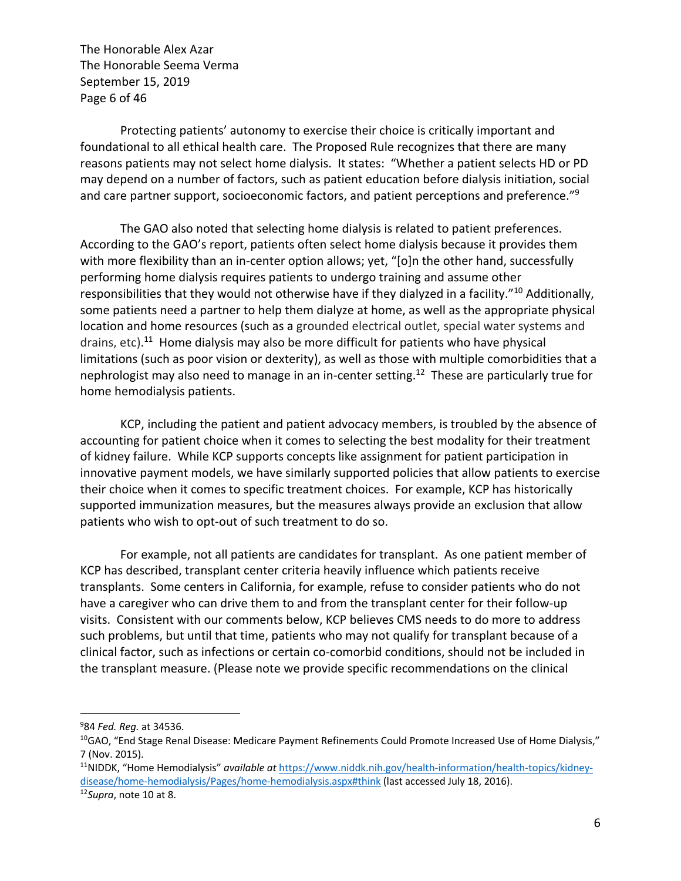Protecting patients' autonomy to exercise their choice is critically important and foundational to all ethical health care. The Proposed Rule recognizes that there are many reasons patients may not select home dialysis. It states: "Whether a patient selects HD or PD may depend on a number of factors, such as patient education before dialysis initiation, social and care partner support, socioeconomic factors, and patient perceptions and preference."[9]

The GAO also noted that selecting home dialysis is related to patient preferences. According to the GAO's report, patients often select home dialysis because it provides them with more flexibility than an in-center option allows; yet, "[o]n the other hand, successfully performing home dialysis requires patients to undergo training and assume other responsibilities that they would not otherwise have if they dialyzed in a facility."[10] Additionally, some patients need a partner to help them dialyze at home, as well as the appropriate physical location and home resources (such as a grounded electrical outlet, special water systems and drains, etc).[11] Home dialysis may also be more difficult for patients who have physical limitations (such as poor vision or dexterity), as well as those with multiple comorbidities that a nephrologist may also need to manage in an in-center setting.[12] These are particularly true for home hemodialysis patients.

KCP, including the patient and patient advocacy members, is troubled by the absence of accounting for patient choice when it comes to selecting the best modality for their treatment of kidney failure. While KCP supports concepts like assignment for patient participation in innovative payment models, we have similarly supported policies that allow patients to exercise their choice when it comes to specific treatment choices. For example, KCP has historically supported immunization measures, but the measures always provide an exclusion that allow patients who wish to opt-out of such treatment to do so.

For example, not all patients are candidates for transplant. As one patient member of KCP has described, transplant center criteria heavily influence which patients receive transplants. Some centers in California, for example, refuse to consider patients who do not have a caregiver who can drive them to and from the transplant center for their follow-up visits. Consistent with our comments below, KCP believes CMS needs to do more to address such problems, but until that time, patients who may not qualify for transplant because of a clinical factor, such as infections or certain co-comorbid conditions, should not be included in the transplant measure. (Please note we provide specific recommendations on the clinical

---

[9] 84 *Fed. Reg.* at 34536.

[10] GAO, "End Stage Renal Disease: Medicare Payment Refinements Could Promote Increased Use of Home Dialysis," 7 (Nov. 2015).

[11] NIDDK, "Home Hemodialysis" *available at* https://www.niddk.nih.gov/health-information/health-topics/kidney-disease/home-hemodialysis/Pages/home-hemodialysis.aspx#think (last accessed July 18, 2016).

[12] *Supra*, note 10 at 8.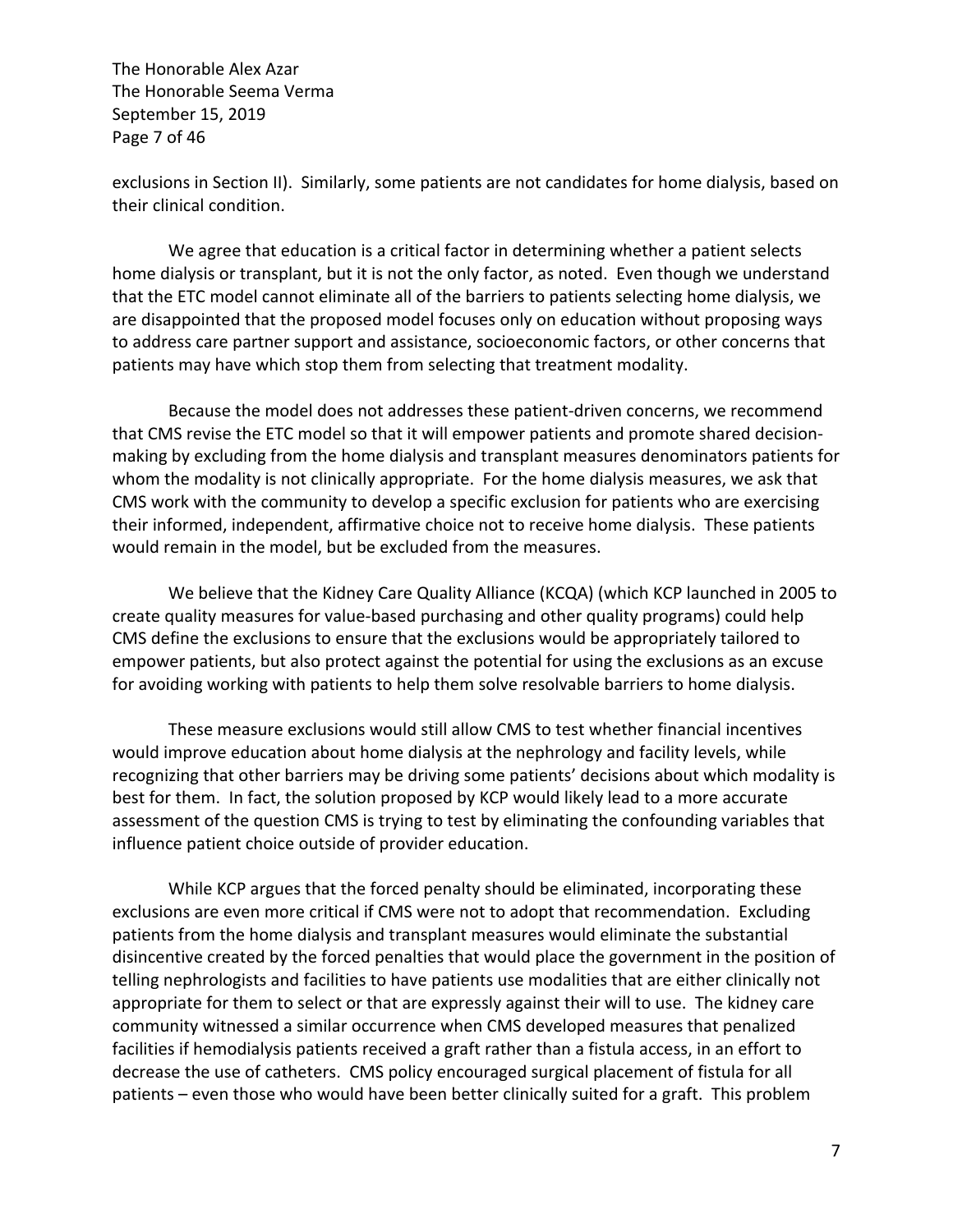exclusions in Section II). Similarly, some patients are not candidates for home dialysis, based on their clinical condition.

We agree that education is a critical factor in determining whether a patient selects home dialysis or transplant, but it is not the only factor, as noted. Even though we understand that the ETC model cannot eliminate all of the barriers to patients selecting home dialysis, we are disappointed that the proposed model focuses only on education without proposing ways to address care partner support and assistance, socioeconomic factors, or other concerns that patients may have which stop them from selecting that treatment modality.

Because the model does not addresses these patient-driven concerns, we recommend that CMS revise the ETC model so that it will empower patients and promote shared decision-making by excluding from the home dialysis and transplant measures denominators patients for whom the modality is not clinically appropriate. For the home dialysis measures, we ask that CMS work with the community to develop a specific exclusion for patients who are exercising their informed, independent, affirmative choice not to receive home dialysis. These patients would remain in the model, but be excluded from the measures.

We believe that the Kidney Care Quality Alliance (KCQA) (which KCP launched in 2005 to create quality measures for value-based purchasing and other quality programs) could help CMS define the exclusions to ensure that the exclusions would be appropriately tailored to empower patients, but also protect against the potential for using the exclusions as an excuse for avoiding working with patients to help them solve resolvable barriers to home dialysis.

These measure exclusions would still allow CMS to test whether financial incentives would improve education about home dialysis at the nephrology and facility levels, while recognizing that other barriers may be driving some patients' decisions about which modality is best for them. In fact, the solution proposed by KCP would likely lead to a more accurate assessment of the question CMS is trying to test by eliminating the confounding variables that influence patient choice outside of provider education.

While KCP argues that the forced penalty should be eliminated, incorporating these exclusions are even more critical if CMS were not to adopt that recommendation. Excluding patients from the home dialysis and transplant measures would eliminate the substantial disincentive created by the forced penalties that would place the government in the position of telling nephrologists and facilities to have patients use modalities that are either clinically not appropriate for them to select or that are expressly against their will to use. The kidney care community witnessed a similar occurrence when CMS developed measures that penalized facilities if hemodialysis patients received a graft rather than a fistula access, in an effort to decrease the use of catheters. CMS policy encouraged surgical placement of fistula for all patients – even those who would have been better clinically suited for a graft. This problem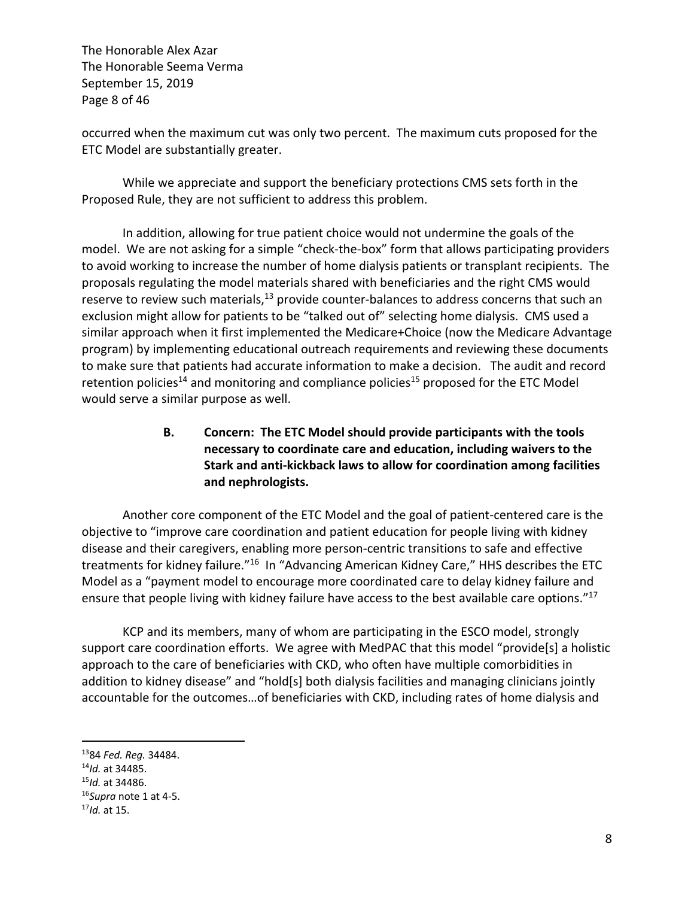occurred when the maximum cut was only two percent. The maximum cuts proposed for the ETC Model are substantially greater.

While we appreciate and support the beneficiary protections CMS sets forth in the Proposed Rule, they are not sufficient to address this problem.

In addition, allowing for true patient choice would not undermine the goals of the model. We are not asking for a simple "check-the-box" form that allows participating providers to avoid working to increase the number of home dialysis patients or transplant recipients. The proposals regulating the model materials shared with beneficiaries and the right CMS would reserve to review such materials,[13] provide counter-balances to address concerns that such an exclusion might allow for patients to be "talked out of" selecting home dialysis. CMS used a similar approach when it first implemented the Medicare+Choice (now the Medicare Advantage program) by implementing educational outreach requirements and reviewing these documents to make sure that patients had accurate information to make a decision. The audit and record retention policies[14] and monitoring and compliance policies[15] proposed for the ETC Model would serve a similar purpose as well.

**B. Concern: The ETC Model should provide participants with the tools necessary to coordinate care and education, including waivers to the Stark and anti-kickback laws to allow for coordination among facilities and nephrologists.**

Another core component of the ETC Model and the goal of patient-centered care is the objective to "improve care coordination and patient education for people living with kidney disease and their caregivers, enabling more person-centric transitions to safe and effective treatments for kidney failure."[16] In "Advancing American Kidney Care," HHS describes the ETC Model as a "payment model to encourage more coordinated care to delay kidney failure and ensure that people living with kidney failure have access to the best available care options."[17]

KCP and its members, many of whom are participating in the ESCO model, strongly support care coordination efforts. We agree with MedPAC that this model "provide[s] a holistic approach to the care of beneficiaries with CKD, who often have multiple comorbidities in addition to kidney disease" and "hold[s] both dialysis facilities and managing clinicians jointly accountable for the outcomes…of beneficiaries with CKD, including rates of home dialysis and

---

[13] 84 *Fed. Reg.* 34484.

[14] *Id.* at 34485.

[15] *Id.* at 34486.

[16] *Supra* note 1 at 4-5.

[17] *Id.* at 15.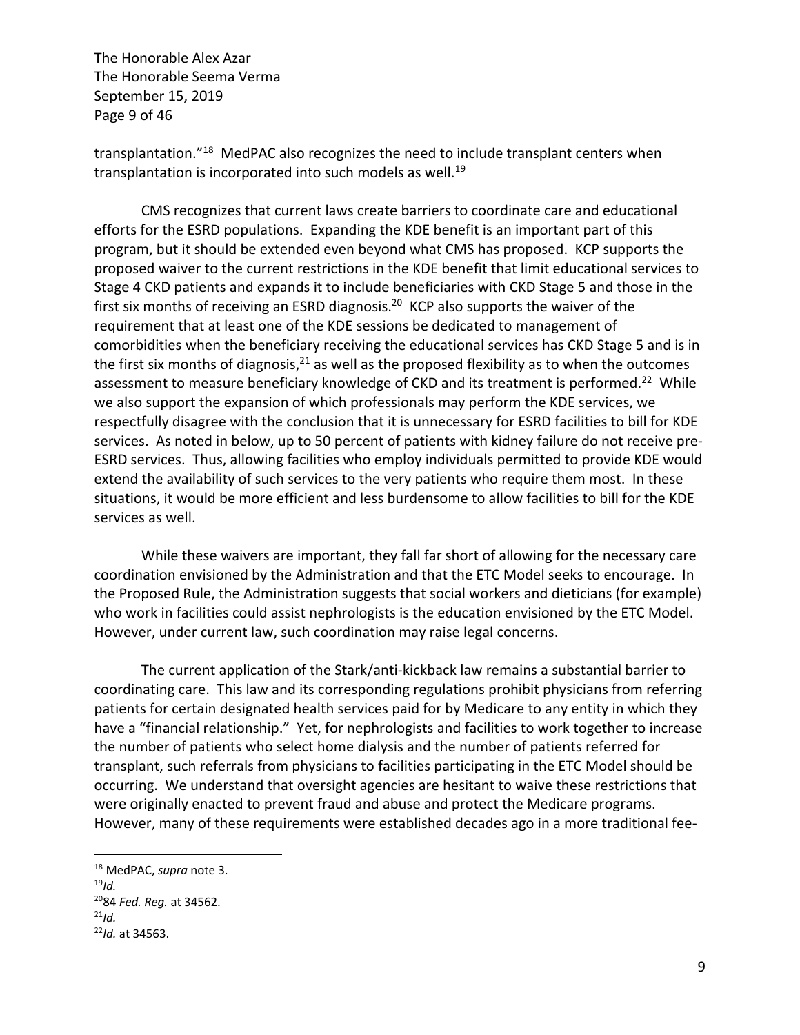transplantation."[18] MedPAC also recognizes the need to include transplant centers when transplantation is incorporated into such models as well.[19]

CMS recognizes that current laws create barriers to coordinate care and educational efforts for the ESRD populations. Expanding the KDE benefit is an important part of this program, but it should be extended even beyond what CMS has proposed. KCP supports the proposed waiver to the current restrictions in the KDE benefit that limit educational services to Stage 4 CKD patients and expands it to include beneficiaries with CKD Stage 5 and those in the first six months of receiving an ESRD diagnosis.[20] KCP also supports the waiver of the requirement that at least one of the KDE sessions be dedicated to management of comorbidities when the beneficiary receiving the educational services has CKD Stage 5 and is in the first six months of diagnosis,[21] as well as the proposed flexibility as to when the outcomes assessment to measure beneficiary knowledge of CKD and its treatment is performed.[22] While we also support the expansion of which professionals may perform the KDE services, we respectfully disagree with the conclusion that it is unnecessary for ESRD facilities to bill for KDE services. As noted in below, up to 50 percent of patients with kidney failure do not receive pre-ESRD services. Thus, allowing facilities who employ individuals permitted to provide KDE would extend the availability of such services to the very patients who require them most. In these situations, it would be more efficient and less burdensome to allow facilities to bill for the KDE services as well.

While these waivers are important, they fall far short of allowing for the necessary care coordination envisioned by the Administration and that the ETC Model seeks to encourage. In the Proposed Rule, the Administration suggests that social workers and dieticians (for example) who work in facilities could assist nephrologists is the education envisioned by the ETC Model. However, under current law, such coordination may raise legal concerns.

The current application of the Stark/anti-kickback law remains a substantial barrier to coordinating care. This law and its corresponding regulations prohibit physicians from referring patients for certain designated health services paid for by Medicare to any entity in which they have a "financial relationship." Yet, for nephrologists and facilities to work together to increase the number of patients who select home dialysis and the number of patients referred for transplant, such referrals from physicians to facilities participating in the ETC Model should be occurring. We understand that oversight agencies are hesitant to waive these restrictions that were originally enacted to prevent fraud and abuse and protect the Medicare programs. However, many of these requirements were established decades ago in a more traditional fee-

---

[18] MedPAC, *supra* note 3.

[19] *Id.*

[20] 84 *Fed. Reg.* at 34562.

[21] *Id.*

[22] *Id.* at 34563.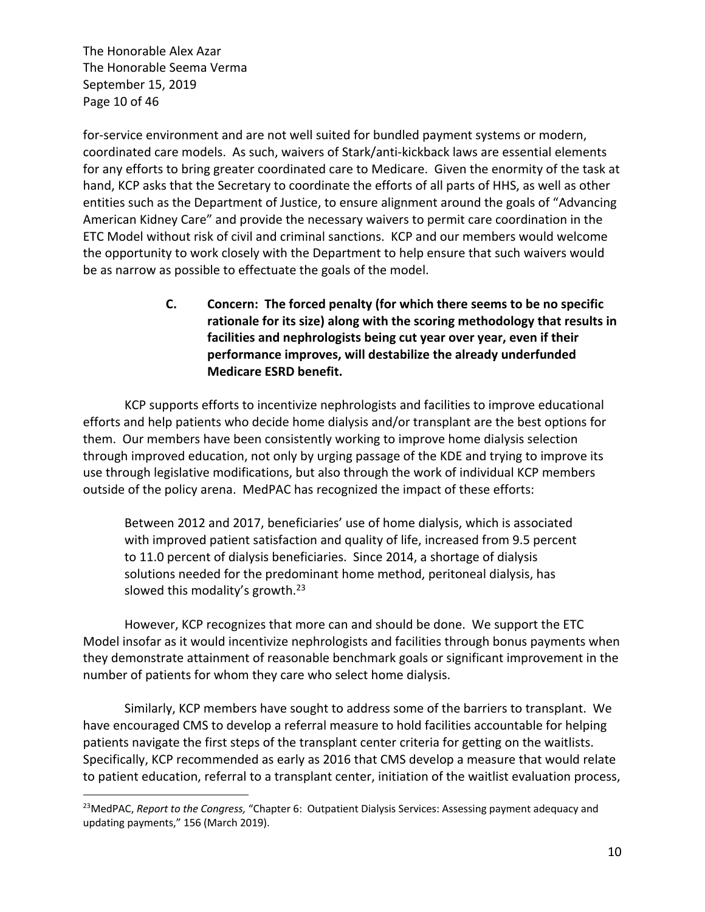for-service environment and are not well suited for bundled payment systems or modern, coordinated care models. As such, waivers of Stark/anti-kickback laws are essential elements for any efforts to bring greater coordinated care to Medicare. Given the enormity of the task at hand, KCP asks that the Secretary to coordinate the efforts of all parts of HHS, as well as other entities such as the Department of Justice, to ensure alignment around the goals of "Advancing American Kidney Care" and provide the necessary waivers to permit care coordination in the ETC Model without risk of civil and criminal sanctions. KCP and our members would welcome the opportunity to work closely with the Department to help ensure that such waivers would be as narrow as possible to effectuate the goals of the model.

**C. Concern: The forced penalty (for which there seems to be no specific rationale for its size) along with the scoring methodology that results in facilities and nephrologists being cut year over year, even if their performance improves, will destabilize the already underfunded Medicare ESRD benefit.**

KCP supports efforts to incentivize nephrologists and facilities to improve educational efforts and help patients who decide home dialysis and/or transplant are the best options for them. Our members have been consistently working to improve home dialysis selection through improved education, not only by urging passage of the KDE and trying to improve its use through legislative modifications, but also through the work of individual KCP members outside of the policy arena. MedPAC has recognized the impact of these efforts:

> Between 2012 and 2017, beneficiaries' use of home dialysis, which is associated with improved patient satisfaction and quality of life, increased from 9.5 percent to 11.0 percent of dialysis beneficiaries. Since 2014, a shortage of dialysis solutions needed for the predominant home method, peritoneal dialysis, has slowed this modality's growth.[23]

However, KCP recognizes that more can and should be done. We support the ETC Model insofar as it would incentivize nephrologists and facilities through bonus payments when they demonstrate attainment of reasonable benchmark goals or significant improvement in the number of patients for whom they care who select home dialysis.

Similarly, KCP members have sought to address some of the barriers to transplant. We have encouraged CMS to develop a referral measure to hold facilities accountable for helping patients navigate the first steps of the transplant center criteria for getting on the waitlists. Specifically, KCP recommended as early as 2016 that CMS develop a measure that would relate to patient education, referral to a transplant center, initiation of the waitlist evaluation process,

---

[23] MedPAC, *Report to the Congress,* "Chapter 6: Outpatient Dialysis Services: Assessing payment adequacy and updating payments," 156 (March 2019).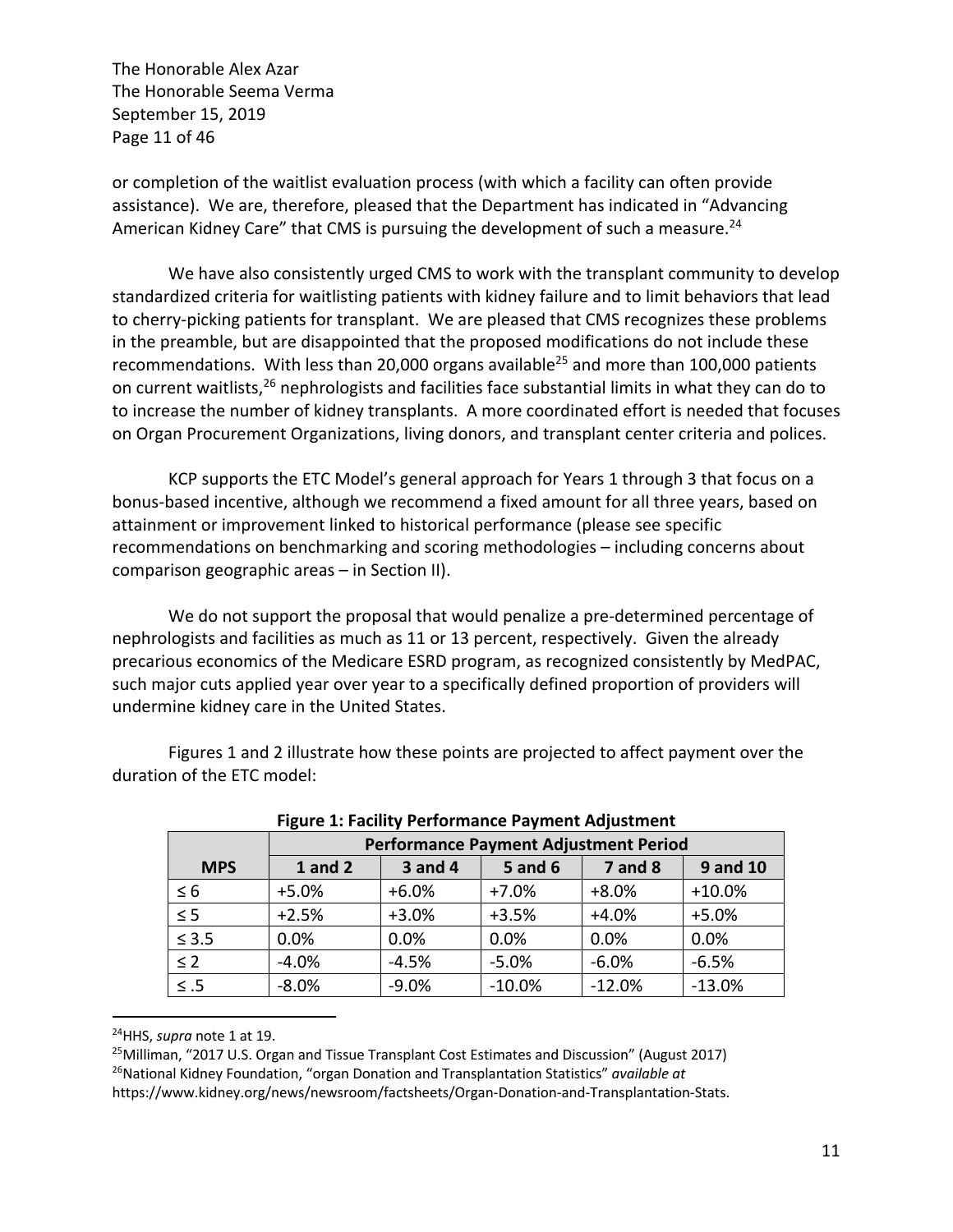or completion of the waitlist evaluation process (with which a facility can often provide assistance). We are, therefore, pleased that the Department has indicated in "Advancing American Kidney Care" that CMS is pursuing the development of such a measure.[24]

We have also consistently urged CMS to work with the transplant community to develop standardized criteria for waitlisting patients with kidney failure and to limit behaviors that lead to cherry-picking patients for transplant. We are pleased that CMS recognizes these problems in the preamble, but are disappointed that the proposed modifications do not include these recommendations. With less than 20,000 organs available[25] and more than 100,000 patients on current waitlists,[26] nephrologists and facilities face substantial limits in what they can do to to increase the number of kidney transplants. A more coordinated effort is needed that focuses on Organ Procurement Organizations, living donors, and transplant center criteria and polices.

KCP supports the ETC Model's general approach for Years 1 through 3 that focus on a bonus-based incentive, although we recommend a fixed amount for all three years, based on attainment or improvement linked to historical performance (please see specific recommendations on benchmarking and scoring methodologies – including concerns about comparison geographic areas – in Section II).

We do not support the proposal that would penalize a pre-determined percentage of nephrologists and facilities as much as 11 or 13 percent, respectively. Given the already precarious economics of the Medicare ESRD program, as recognized consistently by MedPAC, such major cuts applied year over year to a specifically defined proportion of providers will undermine kidney care in the United States.

Figures 1 and 2 illustrate how these points are projected to affect payment over the duration of the ETC model:

**Figure 1: Facility Performance Payment Adjustment**

| | Performance Payment Adjustment Period | | | | |
|---|---|---|---|---|---|
| **MPS** | **1 and 2** | **3 and 4** | **5 and 6** | **7 and 8** | **9 and 10** |
| ≤ 6 | +5.0% | +6.0% | +7.0% | +8.0% | +10.0% |
| ≤ 5 | +2.5% | +3.0% | +3.5% | +4.0% | +5.0% |
| ≤ 3.5 | 0.0% | 0.0% | 0.0% | 0.0% | 0.0% |
| ≤ 2 | -4.0% | -4.5% | -5.0% | -6.0% | -6.5% |
| ≤ .5 | -8.0% | -9.0% | -10.0% | -12.0% | -13.0% |

---

[24] HHS, *supra* note 1 at 19.

[25] Milliman, "2017 U.S. Organ and Tissue Transplant Cost Estimates and Discussion" (August 2017)

[26] National Kidney Foundation, "organ Donation and Transplantation Statistics" *available at* https://www.kidney.org/news/newsroom/factsheets/Organ-Donation-and-Transplantation-Stats.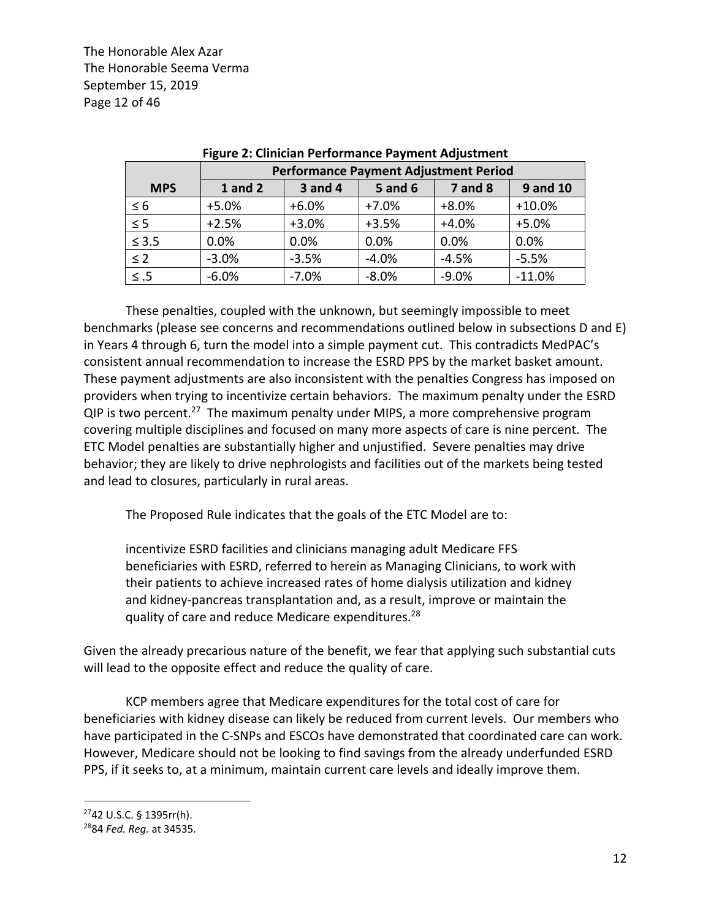**Figure 2: Clinician Performance Payment Adjustment**

| | Performance Payment Adjustment Period | | | | |
|---|---|---|---|---|---|
| **MPS** | **1 and 2** | **3 and 4** | **5 and 6** | **7 and 8** | **9 and 10** |
| ≤ 6 | +5.0% | +6.0% | +7.0% | +8.0% | +10.0% |
| ≤ 5 | +2.5% | +3.0% | +3.5% | +4.0% | +5.0% |
| ≤ 3.5 | 0.0% | 0.0% | 0.0% | 0.0% | 0.0% |
| ≤ 2 | -3.0% | -3.5% | -4.0% | -4.5% | -5.5% |
| ≤ .5 | -6.0% | -7.0% | -8.0% | -9.0% | -11.0% |

These penalties, coupled with the unknown, but seemingly impossible to meet benchmarks (please see concerns and recommendations outlined below in subsections D and E) in Years 4 through 6, turn the model into a simple payment cut. This contradicts MedPAC's consistent annual recommendation to increase the ESRD PPS by the market basket amount. These payment adjustments are also inconsistent with the penalties Congress has imposed on providers when trying to incentivize certain behaviors. The maximum penalty under the ESRD QIP is two percent.[27] The maximum penalty under MIPS, a more comprehensive program covering multiple disciplines and focused on many more aspects of care is nine percent. The ETC Model penalties are substantially higher and unjustified. Severe penalties may drive behavior; they are likely to drive nephrologists and facilities out of the markets being tested and lead to closures, particularly in rural areas.

The Proposed Rule indicates that the goals of the ETC Model are to:

> incentivize ESRD facilities and clinicians managing adult Medicare FFS beneficiaries with ESRD, referred to herein as Managing Clinicians, to work with their patients to achieve increased rates of home dialysis utilization and kidney and kidney-pancreas transplantation and, as a result, improve or maintain the quality of care and reduce Medicare expenditures.[28]

Given the already precarious nature of the benefit, we fear that applying such substantial cuts will lead to the opposite effect and reduce the quality of care.

KCP members agree that Medicare expenditures for the total cost of care for beneficiaries with kidney disease can likely be reduced from current levels. Our members who have participated in the C-SNPs and ESCOs have demonstrated that coordinated care can work. However, Medicare should not be looking to find savings from the already underfunded ESRD PPS, if it seeks to, at a minimum, maintain current care levels and ideally improve them.

---

[27] 42 U.S.C. § 1395rr(h).

[28] 84 *Fed. Reg.* at 34535.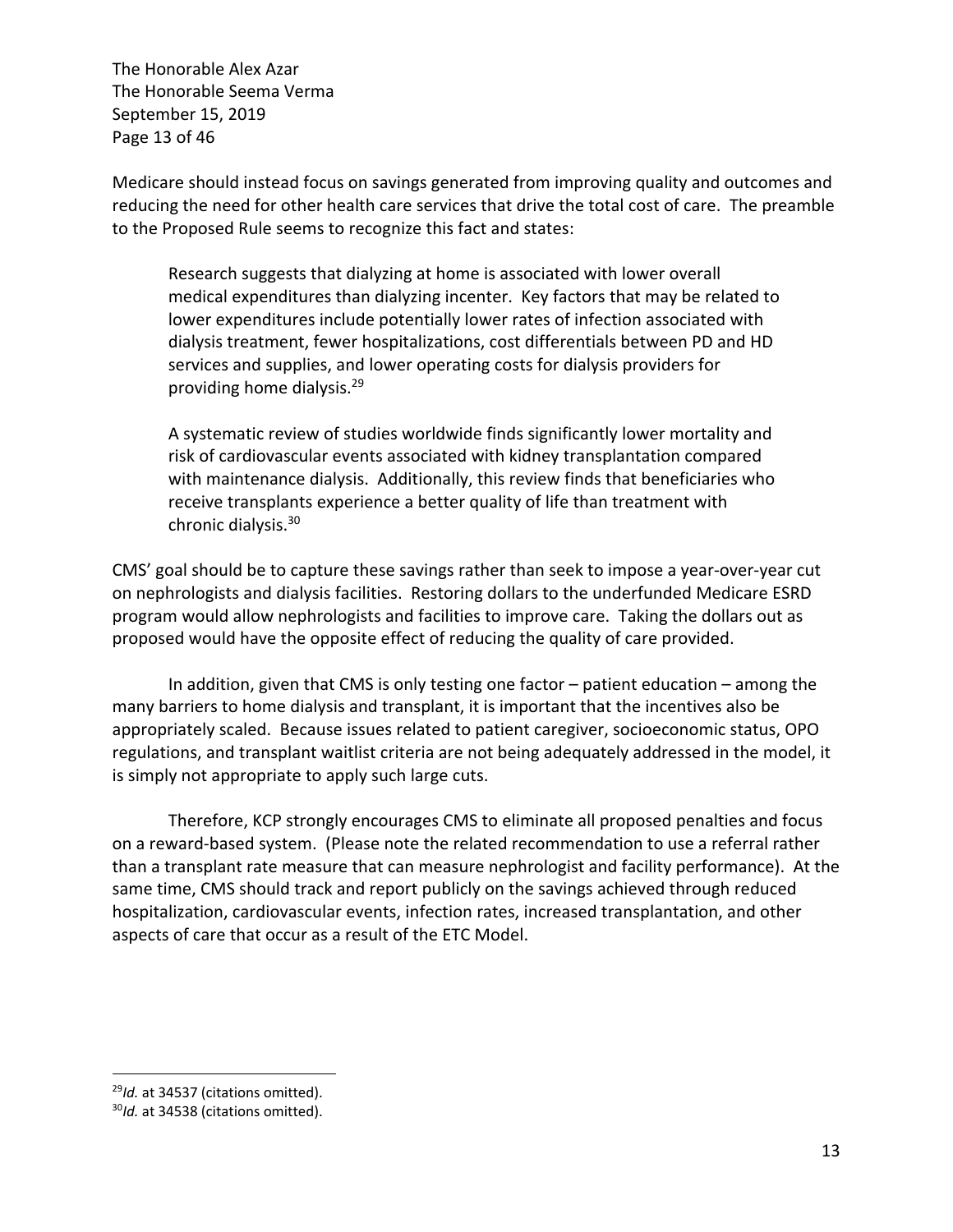Medicare should instead focus on savings generated from improving quality and outcomes and reducing the need for other health care services that drive the total cost of care. The preamble to the Proposed Rule seems to recognize this fact and states:

> Research suggests that dialyzing at home is associated with lower overall medical expenditures than dialyzing incenter. Key factors that may be related to lower expenditures include potentially lower rates of infection associated with dialysis treatment, fewer hospitalizations, cost differentials between PD and HD services and supplies, and lower operating costs for dialysis providers for providing home dialysis.[29]
>
> A systematic review of studies worldwide finds significantly lower mortality and risk of cardiovascular events associated with kidney transplantation compared with maintenance dialysis. Additionally, this review finds that beneficiaries who receive transplants experience a better quality of life than treatment with chronic dialysis.[30]

CMS' goal should be to capture these savings rather than seek to impose a year-over-year cut on nephrologists and dialysis facilities. Restoring dollars to the underfunded Medicare ESRD program would allow nephrologists and facilities to improve care. Taking the dollars out as proposed would have the opposite effect of reducing the quality of care provided.

In addition, given that CMS is only testing one factor – patient education – among the many barriers to home dialysis and transplant, it is important that the incentives also be appropriately scaled. Because issues related to patient caregiver, socioeconomic status, OPO regulations, and transplant waitlist criteria are not being adequately addressed in the model, it is simply not appropriate to apply such large cuts.

Therefore, KCP strongly encourages CMS to eliminate all proposed penalties and focus on a reward-based system. (Please note the related recommendation to use a referral rather than a transplant rate measure that can measure nephrologist and facility performance). At the same time, CMS should track and report publicly on the savings achieved through reduced hospitalization, cardiovascular events, infection rates, increased transplantation, and other aspects of care that occur as a result of the ETC Model.

---

[29] *Id.* at 34537 (citations omitted).

[30] *Id.* at 34538 (citations omitted).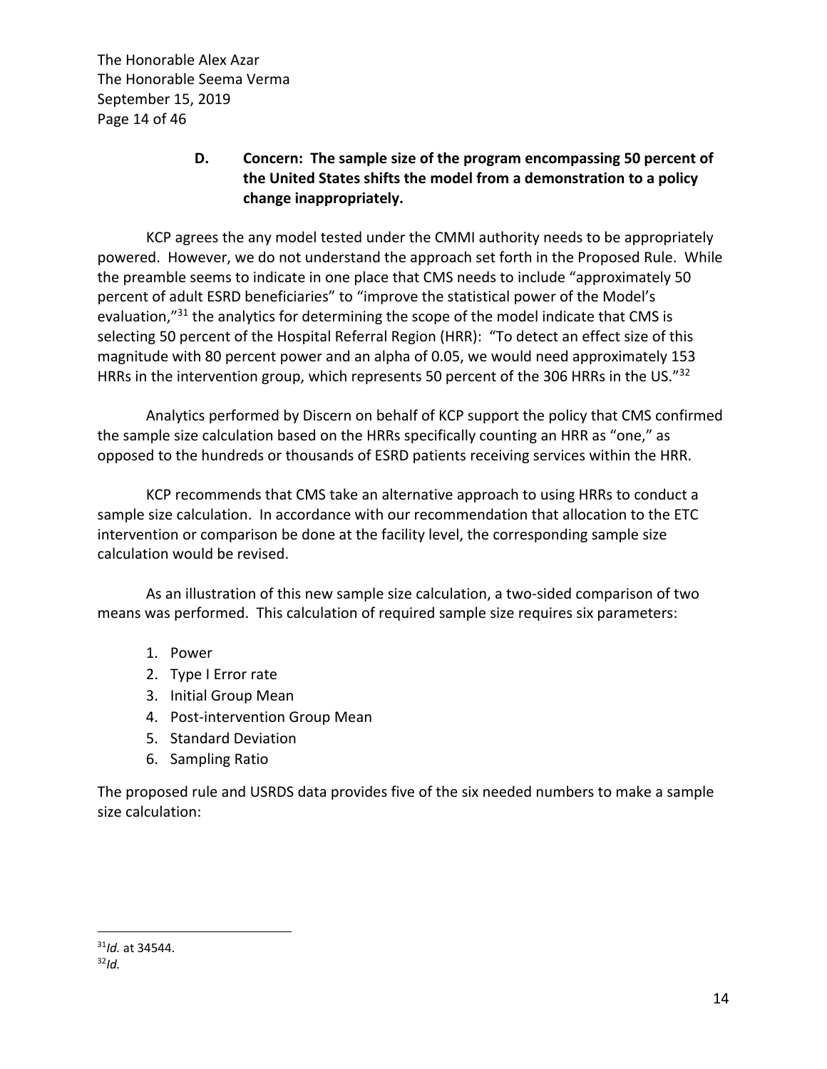### D. Concern: The sample size of the program encompassing 50 percent of the United States shifts the model from a demonstration to a policy change inappropriately.

KCP agrees the any model tested under the CMMI authority needs to be appropriately powered. However, we do not understand the approach set forth in the Proposed Rule. While the preamble seems to indicate in one place that CMS needs to include "approximately 50 percent of adult ESRD beneficiaries" to "improve the statistical power of the Model's evaluation,"[31] the analytics for determining the scope of the model indicate that CMS is selecting 50 percent of the Hospital Referral Region (HRR): "To detect an effect size of this magnitude with 80 percent power and an alpha of 0.05, we would need approximately 153 HRRs in the intervention group, which represents 50 percent of the 306 HRRs in the US."[32]

Analytics performed by Discern on behalf of KCP support the policy that CMS confirmed the sample size calculation based on the HRRs specifically counting an HRR as "one," as opposed to the hundreds or thousands of ESRD patients receiving services within the HRR.

KCP recommends that CMS take an alternative approach to using HRRs to conduct a sample size calculation. In accordance with our recommendation that allocation to the ETC intervention or comparison be done at the facility level, the corresponding sample size calculation would be revised.

As an illustration of this new sample size calculation, a two-sided comparison of two means was performed. This calculation of required sample size requires six parameters:

1. Power
2. Type I Error rate
3. Initial Group Mean
4. Post-intervention Group Mean
5. Standard Deviation
6. Sampling Ratio

The proposed rule and USRDS data provides five of the six needed numbers to make a sample size calculation:

---

[31] *Id.* at 34544.

[32] *Id.*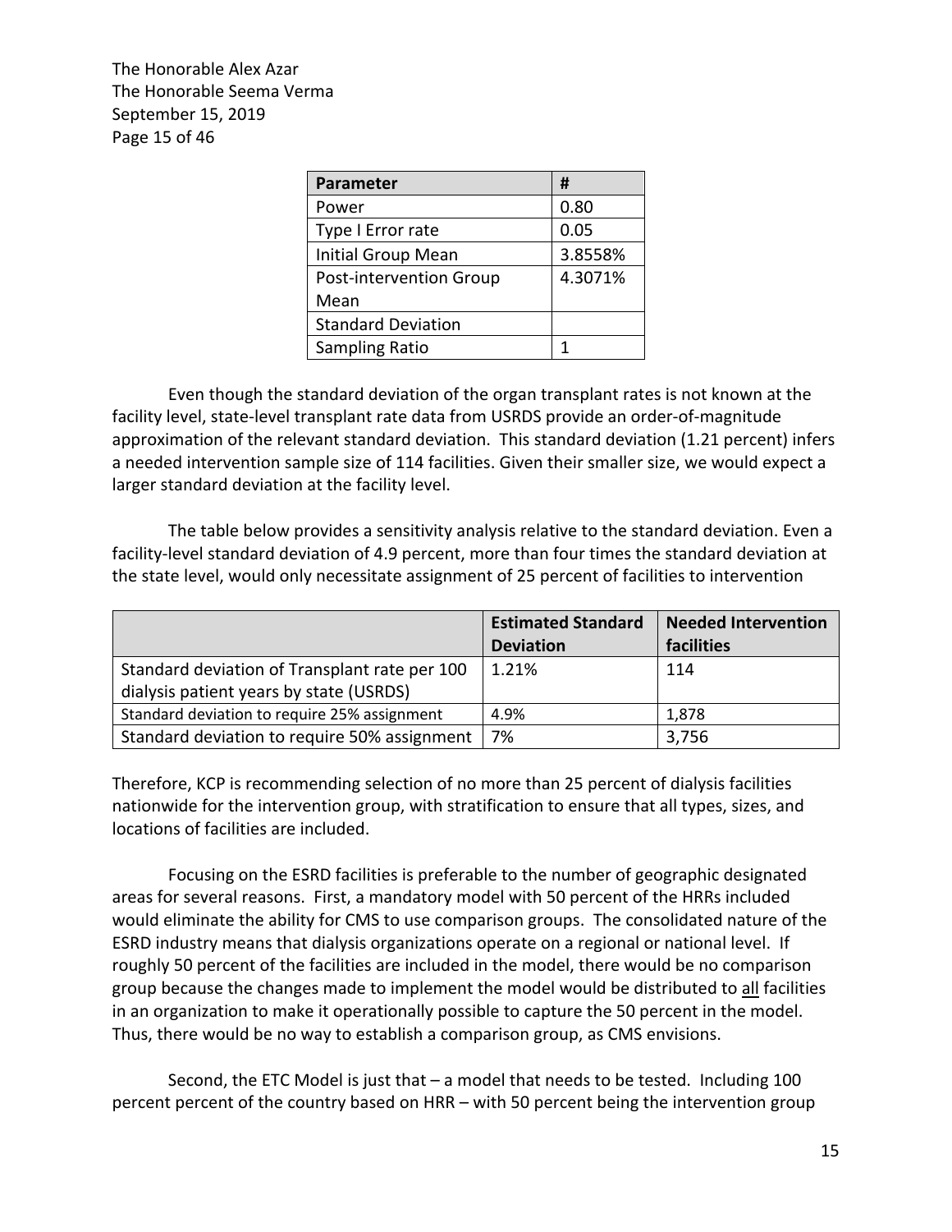| Parameter | # |
| --- | --- |
| Power | 0.80 |
| Type I Error rate | 0.05 |
| Initial Group Mean | 3.8558% |
| Post-intervention Group Mean | 4.3071% |
| Standard Deviation | |
| Sampling Ratio | 1 |

Even though the standard deviation of the organ transplant rates is not known at the facility level, state-level transplant rate data from USRDS provide an order-of-magnitude approximation of the relevant standard deviation. This standard deviation (1.21 percent) infers a needed intervention sample size of 114 facilities. Given their smaller size, we would expect a larger standard deviation at the facility level.

The table below provides a sensitivity analysis relative to the standard deviation. Even a facility-level standard deviation of 4.9 percent, more than four times the standard deviation at the state level, would only necessitate assignment of 25 percent of facilities to intervention

| | Estimated Standard Deviation | Needed Intervention facilities |
| --- | --- | --- |
| Standard deviation of Transplant rate per 100 dialysis patient years by state (USRDS) | 1.21% | 114 |
| Standard deviation to require 25% assignment | 4.9% | 1,878 |
| Standard deviation to require 50% assignment | 7% | 3,756 |

Therefore, KCP is recommending selection of no more than 25 percent of dialysis facilities nationwide for the intervention group, with stratification to ensure that all types, sizes, and locations of facilities are included.

Focusing on the ESRD facilities is preferable to the number of geographic designated areas for several reasons. First, a mandatory model with 50 percent of the HRRs included would eliminate the ability for CMS to use comparison groups. The consolidated nature of the ESRD industry means that dialysis organizations operate on a regional or national level. If roughly 50 percent of the facilities are included in the model, there would be no comparison group because the changes made to implement the model would be distributed to <u>all</u> facilities in an organization to make it operationally possible to capture the 50 percent in the model. Thus, there would be no way to establish a comparison group, as CMS envisions.

Second, the ETC Model is just that – a model that needs to be tested. Including 100 percent percent of the country based on HRR – with 50 percent being the intervention group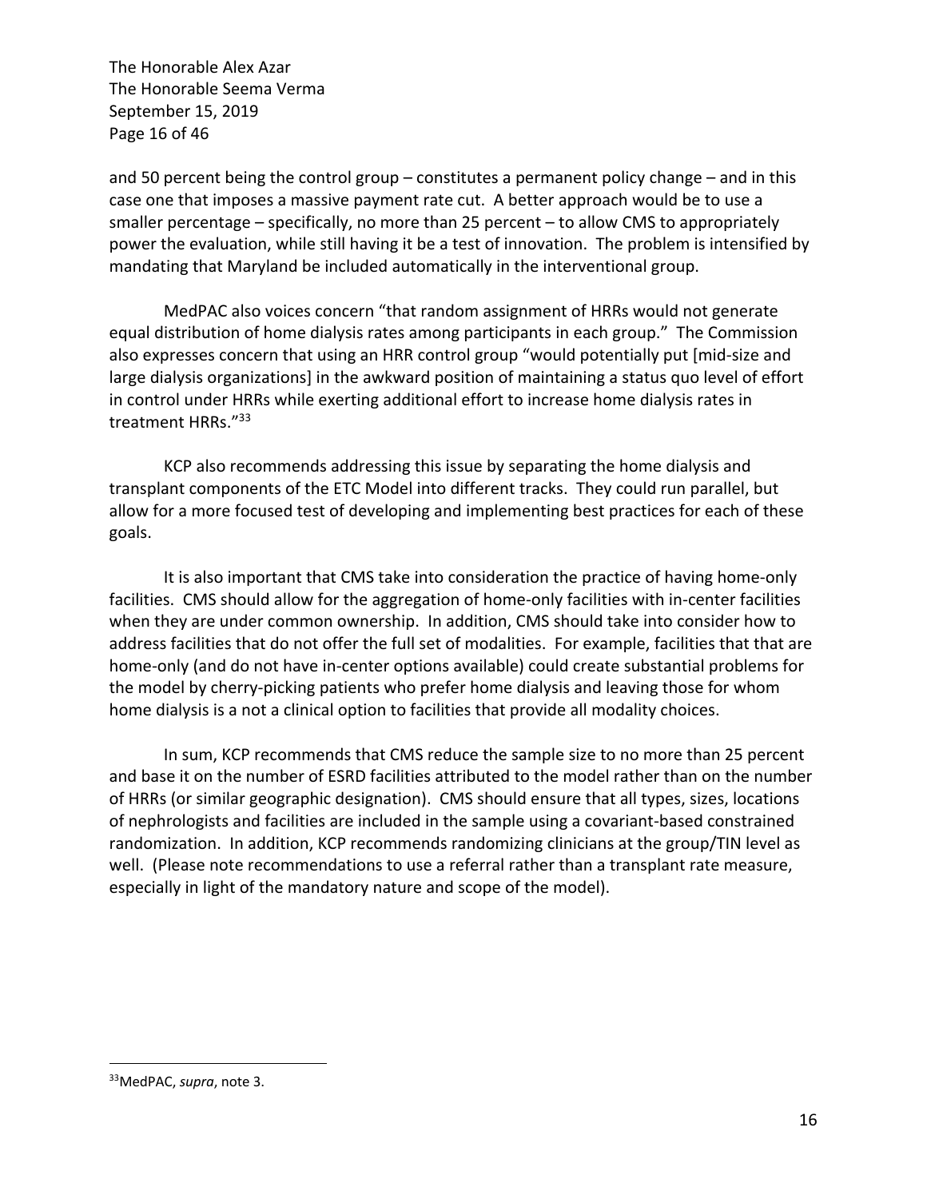and 50 percent being the control group – constitutes a permanent policy change – and in this case one that imposes a massive payment rate cut. A better approach would be to use a smaller percentage – specifically, no more than 25 percent – to allow CMS to appropriately power the evaluation, while still having it be a test of innovation. The problem is intensified by mandating that Maryland be included automatically in the interventional group.

MedPAC also voices concern "that random assignment of HRRs would not generate equal distribution of home dialysis rates among participants in each group." The Commission also expresses concern that using an HRR control group "would potentially put [mid-size and large dialysis organizations] in the awkward position of maintaining a status quo level of effort in control under HRRs while exerting additional effort to increase home dialysis rates in treatment HRRs."[33]

KCP also recommends addressing this issue by separating the home dialysis and transplant components of the ETC Model into different tracks. They could run parallel, but allow for a more focused test of developing and implementing best practices for each of these goals.

It is also important that CMS take into consideration the practice of having home-only facilities. CMS should allow for the aggregation of home-only facilities with in-center facilities when they are under common ownership. In addition, CMS should take into consider how to address facilities that do not offer the full set of modalities. For example, facilities that that are home-only (and do not have in-center options available) could create substantial problems for the model by cherry-picking patients who prefer home dialysis and leaving those for whom home dialysis is a not a clinical option to facilities that provide all modality choices.

In sum, KCP recommends that CMS reduce the sample size to no more than 25 percent and base it on the number of ESRD facilities attributed to the model rather than on the number of HRRs (or similar geographic designation). CMS should ensure that all types, sizes, locations of nephrologists and facilities are included in the sample using a covariant-based constrained randomization. In addition, KCP recommends randomizing clinicians at the group/TIN level as well. (Please note recommendations to use a referral rather than a transplant rate measure, especially in light of the mandatory nature and scope of the model).

---

[33] MedPAC, *supra*, note 3.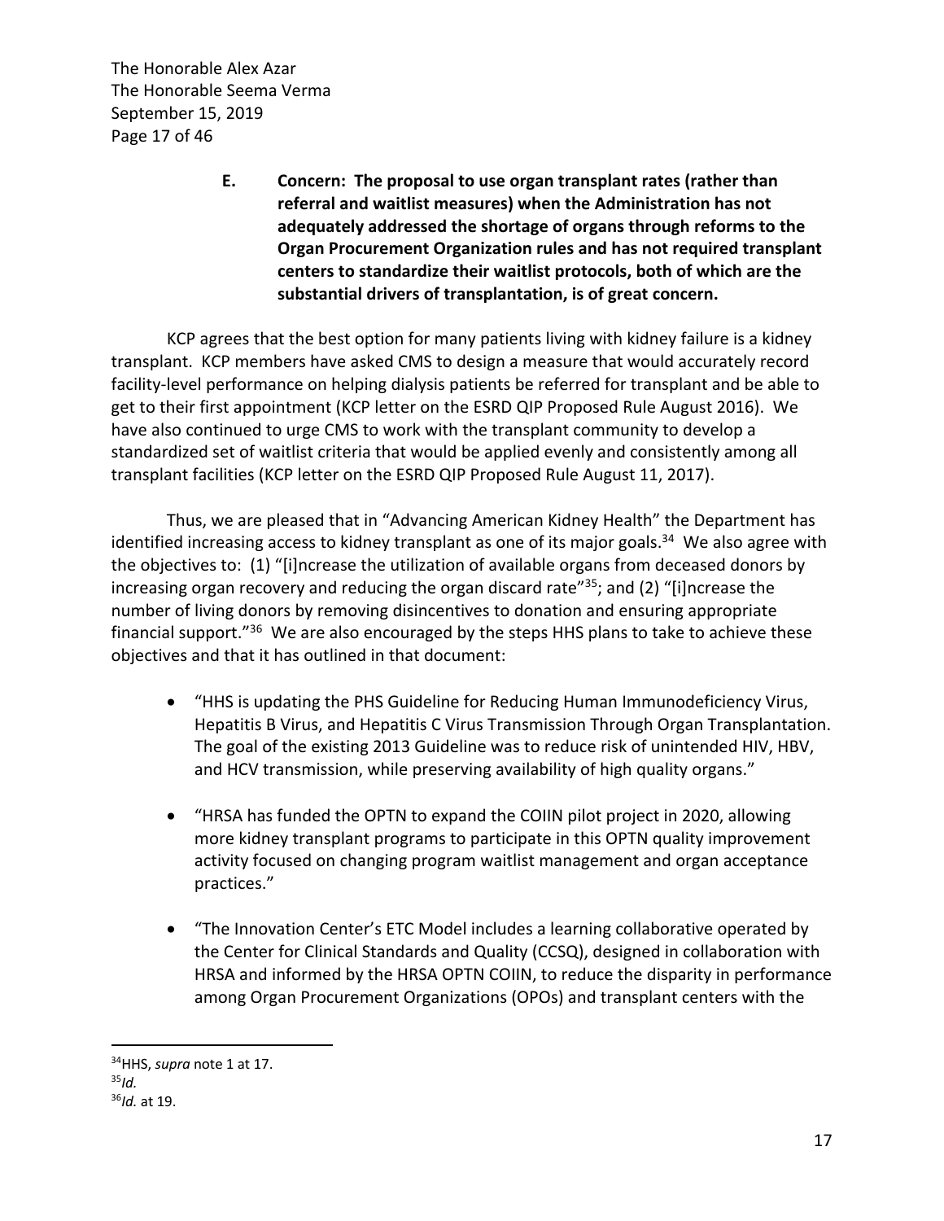**E. Concern: The proposal to use organ transplant rates (rather than referral and waitlist measures) when the Administration has not adequately addressed the shortage of organs through reforms to the Organ Procurement Organization rules and has not required transplant centers to standardize their waitlist protocols, both of which are the substantial drivers of transplantation, is of great concern.**

KCP agrees that the best option for many patients living with kidney failure is a kidney transplant. KCP members have asked CMS to design a measure that would accurately record facility-level performance on helping dialysis patients be referred for transplant and be able to get to their first appointment (KCP letter on the ESRD QIP Proposed Rule August 2016). We have also continued to urge CMS to work with the transplant community to develop a standardized set of waitlist criteria that would be applied evenly and consistently among all transplant facilities (KCP letter on the ESRD QIP Proposed Rule August 11, 2017).

Thus, we are pleased that in "Advancing American Kidney Health" the Department has identified increasing access to kidney transplant as one of its major goals.[34] We also agree with the objectives to: (1) "[i]ncrease the utilization of available organs from deceased donors by increasing organ recovery and reducing the organ discard rate"[35]; and (2) "[i]ncrease the number of living donors by removing disincentives to donation and ensuring appropriate financial support."[36] We are also encouraged by the steps HHS plans to take to achieve these objectives and that it has outlined in that document:

- "HHS is updating the PHS Guideline for Reducing Human Immunodeficiency Virus, Hepatitis B Virus, and Hepatitis C Virus Transmission Through Organ Transplantation. The goal of the existing 2013 Guideline was to reduce risk of unintended HIV, HBV, and HCV transmission, while preserving availability of high quality organs."

- "HRSA has funded the OPTN to expand the COIIN pilot project in 2020, allowing more kidney transplant programs to participate in this OPTN quality improvement activity focused on changing program waitlist management and organ acceptance practices."

- "The Innovation Center's ETC Model includes a learning collaborative operated by the Center for Clinical Standards and Quality (CCSQ), designed in collaboration with HRSA and informed by the HRSA OPTN COIIN, to reduce the disparity in performance among Organ Procurement Organizations (OPOs) and transplant centers with the

---

[34] HHS, *supra* note 1 at 17.

[35] *Id.*

[36] *Id.* at 19.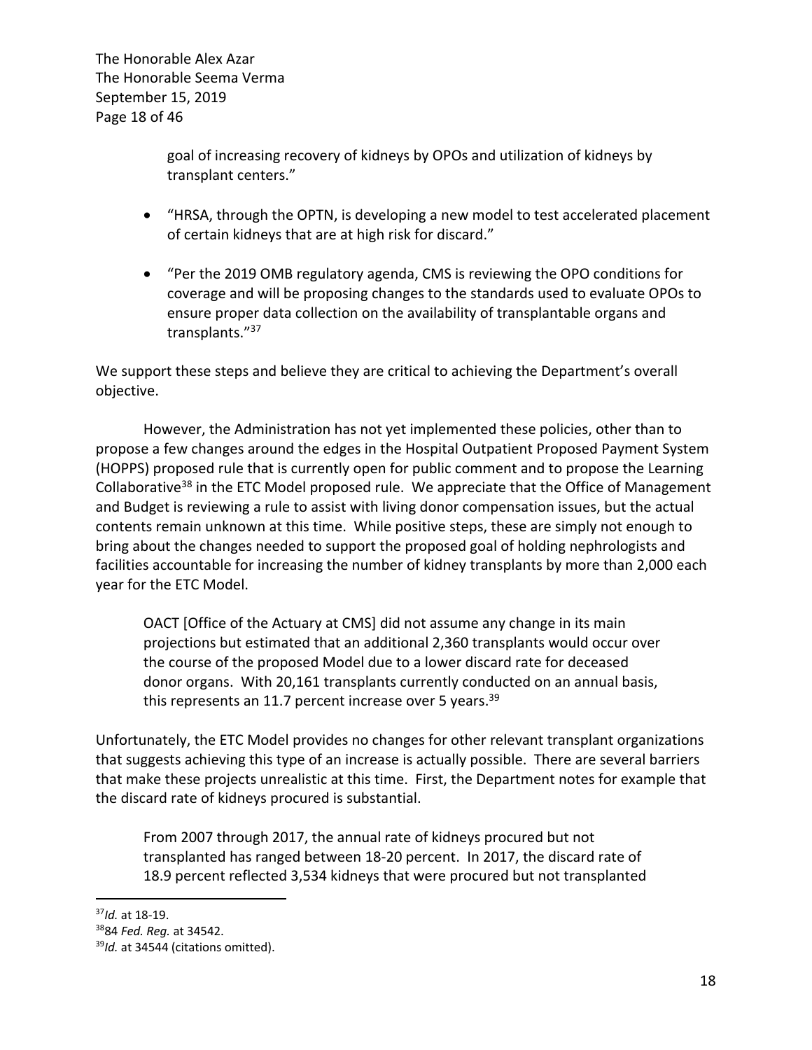goal of increasing recovery of kidneys by OPOs and utilization of kidneys by transplant centers."

- "HRSA, through the OPTN, is developing a new model to test accelerated placement of certain kidneys that are at high risk for discard."
- "Per the 2019 OMB regulatory agenda, CMS is reviewing the OPO conditions for coverage and will be proposing changes to the standards used to evaluate OPOs to ensure proper data collection on the availability of transplantable organs and transplants."[37]

We support these steps and believe they are critical to achieving the Department's overall objective.

However, the Administration has not yet implemented these policies, other than to propose a few changes around the edges in the Hospital Outpatient Proposed Payment System (HOPPS) proposed rule that is currently open for public comment and to propose the Learning Collaborative[38] in the ETC Model proposed rule. We appreciate that the Office of Management and Budget is reviewing a rule to assist with living donor compensation issues, but the actual contents remain unknown at this time. While positive steps, these are simply not enough to bring about the changes needed to support the proposed goal of holding nephrologists and facilities accountable for increasing the number of kidney transplants by more than 2,000 each year for the ETC Model.

> OACT [Office of the Actuary at CMS] did not assume any change in its main projections but estimated that an additional 2,360 transplants would occur over the course of the proposed Model due to a lower discard rate for deceased donor organs. With 20,161 transplants currently conducted on an annual basis, this represents an 11.7 percent increase over 5 years.[39]

Unfortunately, the ETC Model provides no changes for other relevant transplant organizations that suggests achieving this type of an increase is actually possible. There are several barriers that make these projects unrealistic at this time. First, the Department notes for example that the discard rate of kidneys procured is substantial.

> From 2007 through 2017, the annual rate of kidneys procured but not transplanted has ranged between 18-20 percent. In 2017, the discard rate of 18.9 percent reflected 3,534 kidneys that were procured but not transplanted

---

[37] *Id.* at 18-19.

[38] 84 *Fed. Reg.* at 34542.

[39] *Id.* at 34544 (citations omitted).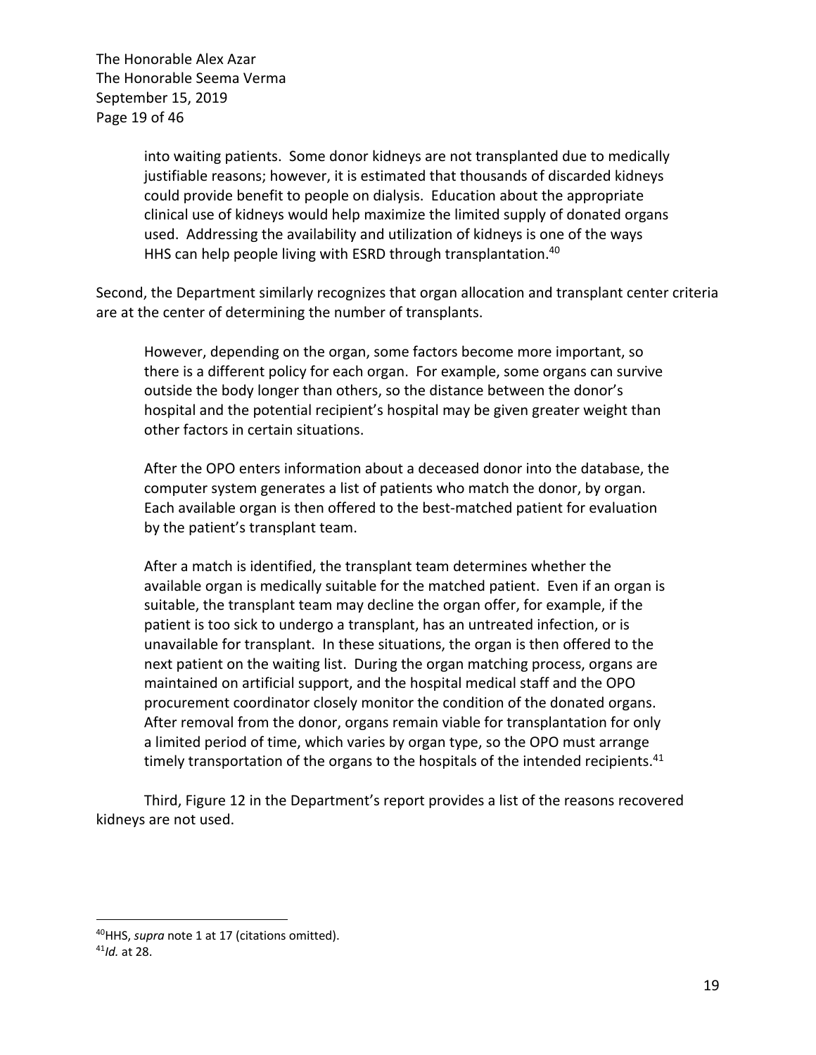> into waiting patients. Some donor kidneys are not transplanted due to medically justifiable reasons; however, it is estimated that thousands of discarded kidneys could provide benefit to people on dialysis. Education about the appropriate clinical use of kidneys would help maximize the limited supply of donated organs used. Addressing the availability and utilization of kidneys is one of the ways HHS can help people living with ESRD through transplantation.[40]

Second, the Department similarly recognizes that organ allocation and transplant center criteria are at the center of determining the number of transplants.

> However, depending on the organ, some factors become more important, so there is a different policy for each organ. For example, some organs can survive outside the body longer than others, so the distance between the donor's hospital and the potential recipient's hospital may be given greater weight than other factors in certain situations.
>
> After the OPO enters information about a deceased donor into the database, the computer system generates a list of patients who match the donor, by organ. Each available organ is then offered to the best-matched patient for evaluation by the patient's transplant team.
>
> After a match is identified, the transplant team determines whether the available organ is medically suitable for the matched patient. Even if an organ is suitable, the transplant team may decline the organ offer, for example, if the patient is too sick to undergo a transplant, has an untreated infection, or is unavailable for transplant. In these situations, the organ is then offered to the next patient on the waiting list. During the organ matching process, organs are maintained on artificial support, and the hospital medical staff and the OPO procurement coordinator closely monitor the condition of the donated organs. After removal from the donor, organs remain viable for transplantation for only a limited period of time, which varies by organ type, so the OPO must arrange timely transportation of the organs to the hospitals of the intended recipients.[41]

Third, Figure 12 in the Department's report provides a list of the reasons recovered kidneys are not used.

---

[40] HHS, *supra* note 1 at 17 (citations omitted).

[41] *Id.* at 28.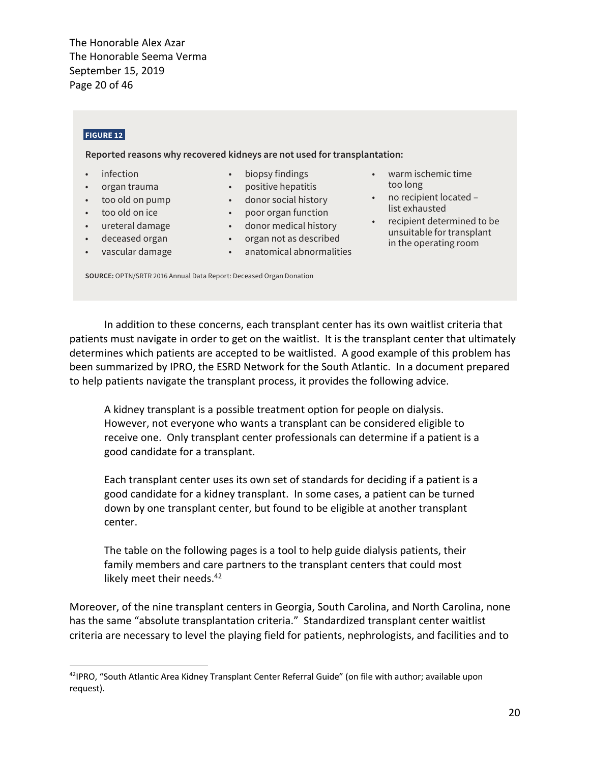**FIGURE 12**

**Reported reasons why recovered kidneys are not used for transplantation:**

- infection
- organ trauma
- too old on pump
- too old on ice
- ureteral damage
- deceased organ
- vascular damage
- biopsy findings
- positive hepatitis
- donor social history
- poor organ function
- donor medical history
- organ not as described
- anatomical abnormalities
- warm ischemic time too long
- no recipient located – list exhausted
- recipient determined to be unsuitable for transplant in the operating room

**SOURCE:** OPTN/SRTR 2016 Annual Data Report: Deceased Organ Donation

In addition to these concerns, each transplant center has its own waitlist criteria that patients must navigate in order to get on the waitlist. It is the transplant center that ultimately determines which patients are accepted to be waitlisted. A good example of this problem has been summarized by IPRO, the ESRD Network for the South Atlantic. In a document prepared to help patients navigate the transplant process, it provides the following advice.

> A kidney transplant is a possible treatment option for people on dialysis. However, not everyone who wants a transplant can be considered eligible to receive one. Only transplant center professionals can determine if a patient is a good candidate for a transplant.
>
> Each transplant center uses its own set of standards for deciding if a patient is a good candidate for a kidney transplant. In some cases, a patient can be turned down by one transplant center, but found to be eligible at another transplant center.
>
> The table on the following pages is a tool to help guide dialysis patients, their family members and care partners to the transplant centers that could most likely meet their needs.[42]

Moreover, of the nine transplant centers in Georgia, South Carolina, and North Carolina, none has the same "absolute transplantation criteria." Standardized transplant center waitlist criteria are necessary to level the playing field for patients, nephrologists, and facilities and to

[42] IPRO, "South Atlantic Area Kidney Transplant Center Referral Guide" (on file with author; available upon request).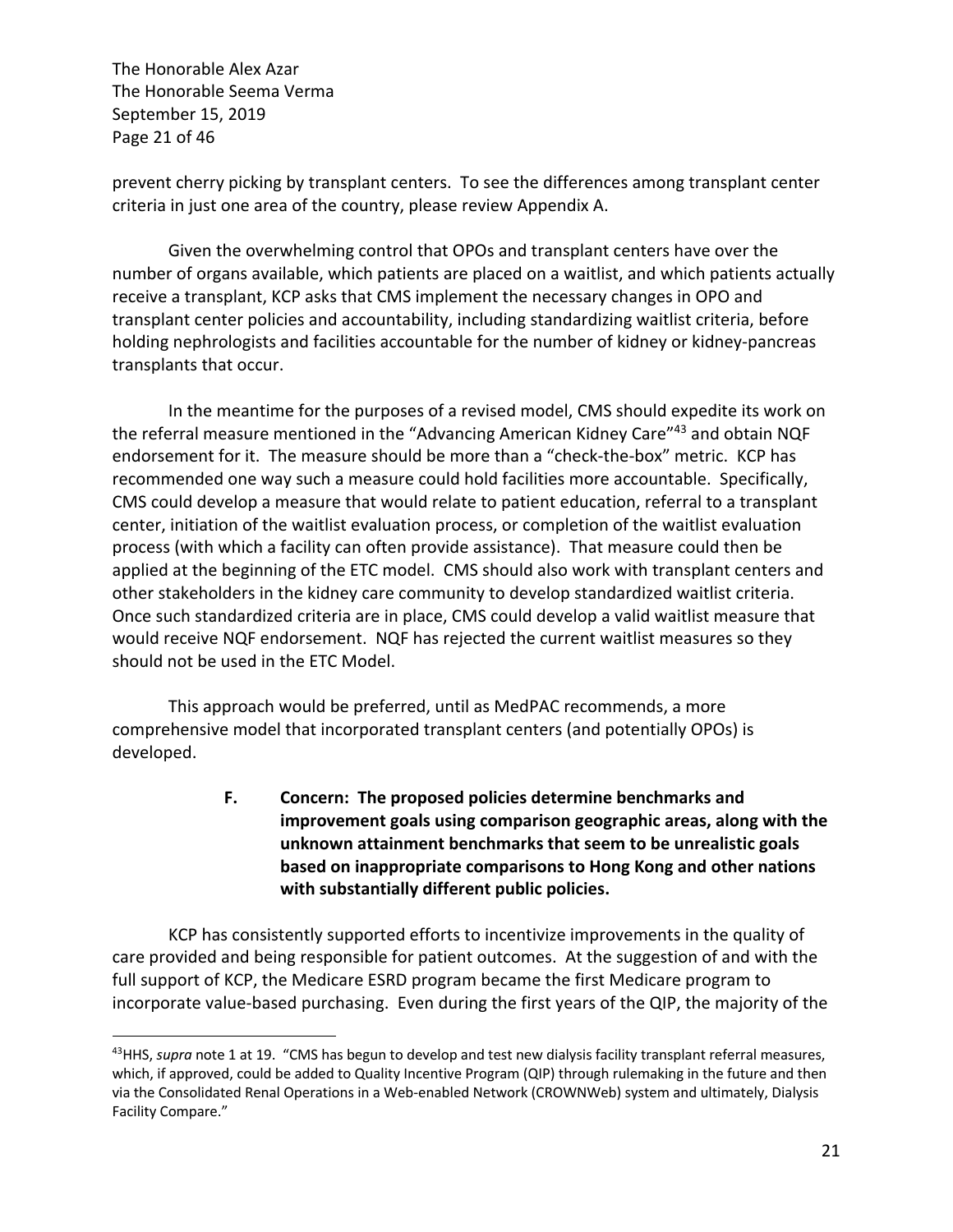prevent cherry picking by transplant centers. To see the differences among transplant center criteria in just one area of the country, please review Appendix A.

Given the overwhelming control that OPOs and transplant centers have over the number of organs available, which patients are placed on a waitlist, and which patients actually receive a transplant, KCP asks that CMS implement the necessary changes in OPO and transplant center policies and accountability, including standardizing waitlist criteria, before holding nephrologists and facilities accountable for the number of kidney or kidney-pancreas transplants that occur.

In the meantime for the purposes of a revised model, CMS should expedite its work on the referral measure mentioned in the "Advancing American Kidney Care"[43] and obtain NQF endorsement for it. The measure should be more than a "check-the-box" metric. KCP has recommended one way such a measure could hold facilities more accountable. Specifically, CMS could develop a measure that would relate to patient education, referral to a transplant center, initiation of the waitlist evaluation process, or completion of the waitlist evaluation process (with which a facility can often provide assistance). That measure could then be applied at the beginning of the ETC model. CMS should also work with transplant centers and other stakeholders in the kidney care community to develop standardized waitlist criteria. Once such standardized criteria are in place, CMS could develop a valid waitlist measure that would receive NQF endorsement. NQF has rejected the current waitlist measures so they should not be used in the ETC Model.

This approach would be preferred, until as MedPAC recommends, a more comprehensive model that incorporated transplant centers (and potentially OPOs) is developed.

**F. Concern: The proposed policies determine benchmarks and improvement goals using comparison geographic areas, along with the unknown attainment benchmarks that seem to be unrealistic goals based on inappropriate comparisons to Hong Kong and other nations with substantially different public policies.**

KCP has consistently supported efforts to incentivize improvements in the quality of care provided and being responsible for patient outcomes. At the suggestion of and with the full support of KCP, the Medicare ESRD program became the first Medicare program to incorporate value-based purchasing. Even during the first years of the QIP, the majority of the

---

[43] HHS, *supra* note 1 at 19. "CMS has begun to develop and test new dialysis facility transplant referral measures, which, if approved, could be added to Quality Incentive Program (QIP) through rulemaking in the future and then via the Consolidated Renal Operations in a Web-enabled Network (CROWNWeb) system and ultimately, Dialysis Facility Compare."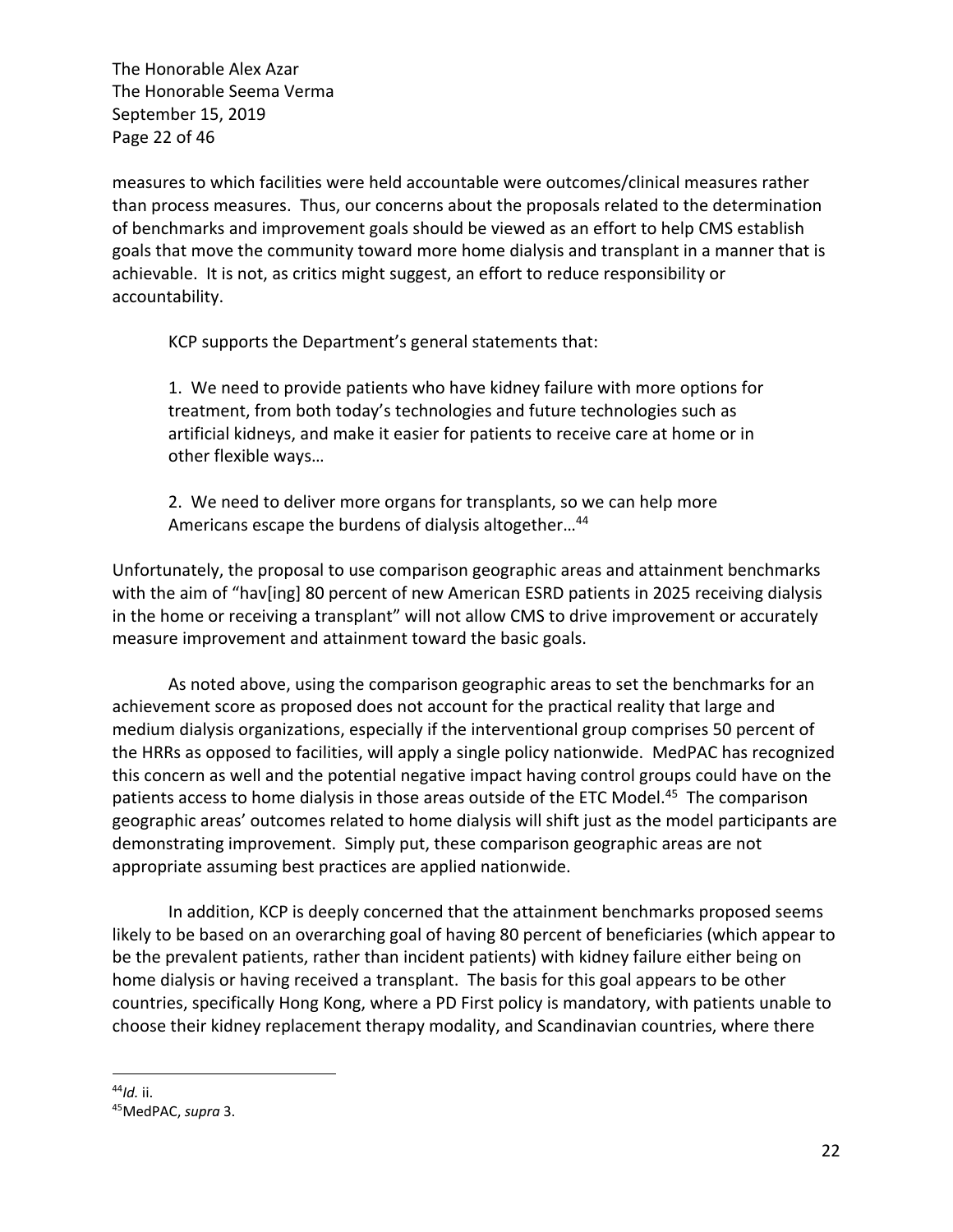measures to which facilities were held accountable were outcomes/clinical measures rather than process measures. Thus, our concerns about the proposals related to the determination of benchmarks and improvement goals should be viewed as an effort to help CMS establish goals that move the community toward more home dialysis and transplant in a manner that is achievable. It is not, as critics might suggest, an effort to reduce responsibility or accountability.

KCP supports the Department's general statements that:

> 1. We need to provide patients who have kidney failure with more options for treatment, from both today's technologies and future technologies such as artificial kidneys, and make it easier for patients to receive care at home or in other flexible ways…
>
> 2. We need to deliver more organs for transplants, so we can help more Americans escape the burdens of dialysis altogether…[44]

Unfortunately, the proposal to use comparison geographic areas and attainment benchmarks with the aim of "hav[ing] 80 percent of new American ESRD patients in 2025 receiving dialysis in the home or receiving a transplant" will not allow CMS to drive improvement or accurately measure improvement and attainment toward the basic goals.

As noted above, using the comparison geographic areas to set the benchmarks for an achievement score as proposed does not account for the practical reality that large and medium dialysis organizations, especially if the interventional group comprises 50 percent of the HRRs as opposed to facilities, will apply a single policy nationwide. MedPAC has recognized this concern as well and the potential negative impact having control groups could have on the patients access to home dialysis in those areas outside of the ETC Model.[45] The comparison geographic areas' outcomes related to home dialysis will shift just as the model participants are demonstrating improvement. Simply put, these comparison geographic areas are not appropriate assuming best practices are applied nationwide.

In addition, KCP is deeply concerned that the attainment benchmarks proposed seems likely to be based on an overarching goal of having 80 percent of beneficiaries (which appear to be the prevalent patients, rather than incident patients) with kidney failure either being on home dialysis or having received a transplant. The basis for this goal appears to be other countries, specifically Hong Kong, where a PD First policy is mandatory, with patients unable to choose their kidney replacement therapy modality, and Scandinavian countries, where there

---

[44] *Id.* ii.

[45] MedPAC, *supra* 3.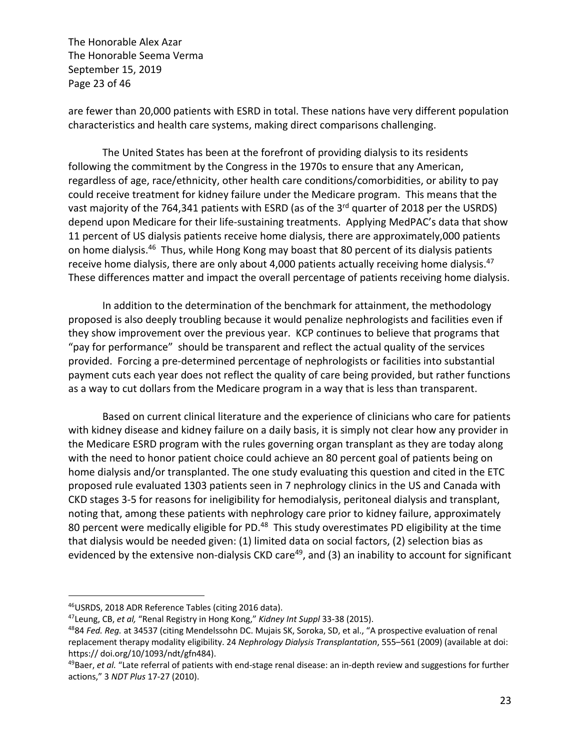are fewer than 20,000 patients with ESRD in total. These nations have very different population characteristics and health care systems, making direct comparisons challenging.

The United States has been at the forefront of providing dialysis to its residents following the commitment by the Congress in the 1970s to ensure that any American, regardless of age, race/ethnicity, other health care conditions/comorbidities, or ability to pay could receive treatment for kidney failure under the Medicare program. This means that the vast majority of the 764,341 patients with ESRD (as of the 3rd quarter of 2018 per the USRDS) depend upon Medicare for their life-sustaining treatments. Applying MedPAC's data that show 11 percent of US dialysis patients receive home dialysis, there are approximately,000 patients on home dialysis.[46] Thus, while Hong Kong may boast that 80 percent of its dialysis patients receive home dialysis, there are only about 4,000 patients actually receiving home dialysis.[47] These differences matter and impact the overall percentage of patients receiving home dialysis.

In addition to the determination of the benchmark for attainment, the methodology proposed is also deeply troubling because it would penalize nephrologists and facilities even if they show improvement over the previous year. KCP continues to believe that programs that "pay for performance" should be transparent and reflect the actual quality of the services provided. Forcing a pre-determined percentage of nephrologists or facilities into substantial payment cuts each year does not reflect the quality of care being provided, but rather functions as a way to cut dollars from the Medicare program in a way that is less than transparent.

Based on current clinical literature and the experience of clinicians who care for patients with kidney disease and kidney failure on a daily basis, it is simply not clear how any provider in the Medicare ESRD program with the rules governing organ transplant as they are today along with the need to honor patient choice could achieve an 80 percent goal of patients being on home dialysis and/or transplanted. The one study evaluating this question and cited in the ETC proposed rule evaluated 1303 patients seen in 7 nephrology clinics in the US and Canada with CKD stages 3-5 for reasons for ineligibility for hemodialysis, peritoneal dialysis and transplant, noting that, among these patients with nephrology care prior to kidney failure, approximately 80 percent were medically eligible for PD.[48] This study overestimates PD eligibility at the time that dialysis would be needed given: (1) limited data on social factors, (2) selection bias as evidenced by the extensive non-dialysis CKD care[49], and (3) an inability to account for significant

---

[46] USRDS, 2018 ADR Reference Tables (citing 2016 data).

[47] Leung, CB, *et al,* "Renal Registry in Hong Kong," *Kidney Int Suppl* 33-38 (2015).

[48] 84 *Fed. Reg.* at 34537 (citing Mendelssohn DC. Mujais SK, Soroka, SD, et al., "A prospective evaluation of renal replacement therapy modality eligibility. 24 *Nephrology Dialysis Transplantation*, 555–561 (2009) (available at doi: https:// doi.org/10/1093/ndt/gfn484).

[49] Baer, *et al.* "Late referral of patients with end-stage renal disease: an in-depth review and suggestions for further actions," 3 *NDT Plus* 17-27 (2010).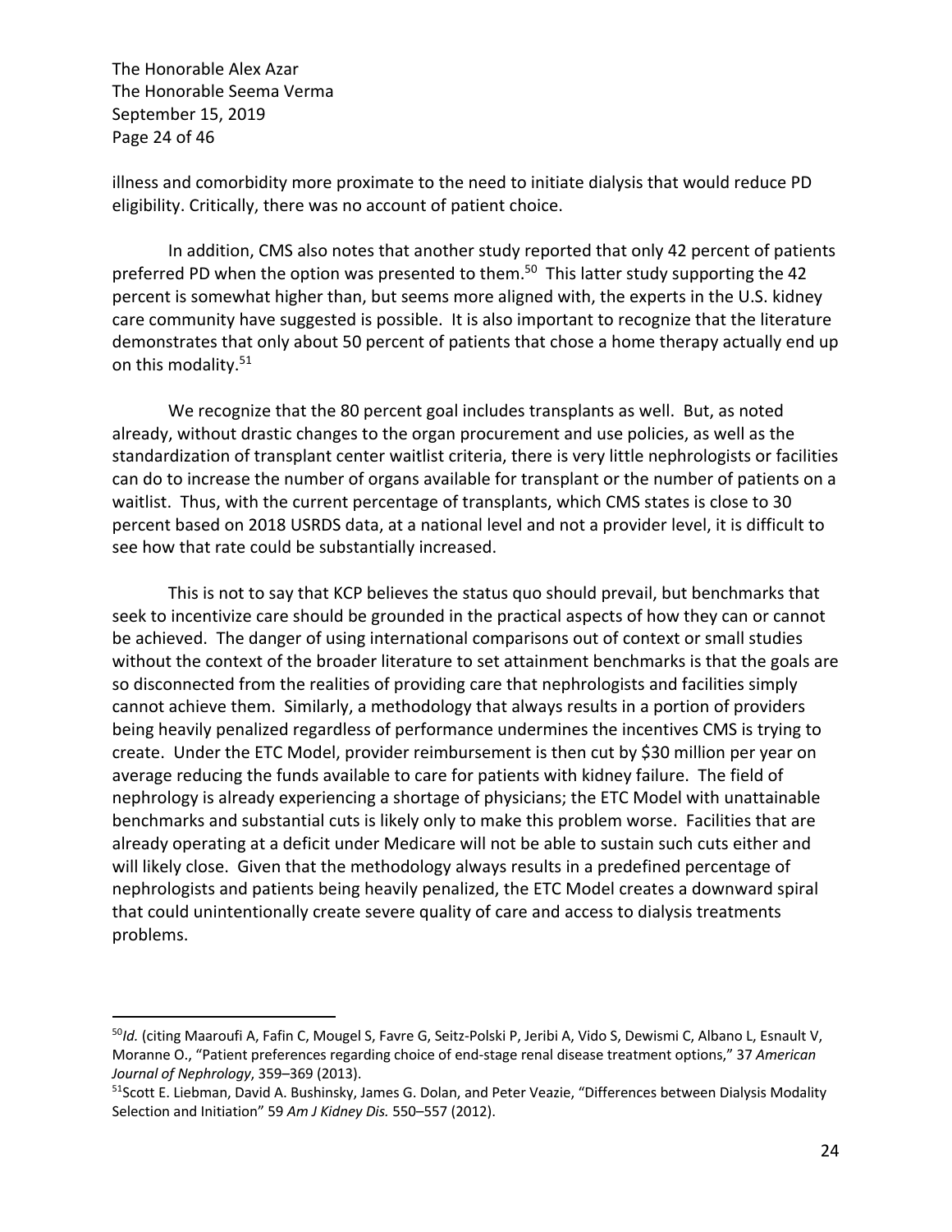illness and comorbidity more proximate to the need to initiate dialysis that would reduce PD eligibility. Critically, there was no account of patient choice.

In addition, CMS also notes that another study reported that only 42 percent of patients preferred PD when the option was presented to them.[50] This latter study supporting the 42 percent is somewhat higher than, but seems more aligned with, the experts in the U.S. kidney care community have suggested is possible. It is also important to recognize that the literature demonstrates that only about 50 percent of patients that chose a home therapy actually end up on this modality.[51]

We recognize that the 80 percent goal includes transplants as well. But, as noted already, without drastic changes to the organ procurement and use policies, as well as the standardization of transplant center waitlist criteria, there is very little nephrologists or facilities can do to increase the number of organs available for transplant or the number of patients on a waitlist. Thus, with the current percentage of transplants, which CMS states is close to 30 percent based on 2018 USRDS data, at a national level and not a provider level, it is difficult to see how that rate could be substantially increased.

This is not to say that KCP believes the status quo should prevail, but benchmarks that seek to incentivize care should be grounded in the practical aspects of how they can or cannot be achieved. The danger of using international comparisons out of context or small studies without the context of the broader literature to set attainment benchmarks is that the goals are so disconnected from the realities of providing care that nephrologists and facilities simply cannot achieve them. Similarly, a methodology that always results in a portion of providers being heavily penalized regardless of performance undermines the incentives CMS is trying to create. Under the ETC Model, provider reimbursement is then cut by $30 million per year on average reducing the funds available to care for patients with kidney failure. The field of nephrology is already experiencing a shortage of physicians; the ETC Model with unattainable benchmarks and substantial cuts is likely only to make this problem worse. Facilities that are already operating at a deficit under Medicare will not be able to sustain such cuts either and will likely close. Given that the methodology always results in a predefined percentage of nephrologists and patients being heavily penalized, the ETC Model creates a downward spiral that could unintentionally create severe quality of care and access to dialysis treatments problems.

---

[50] *Id.* (citing Maaroufi A, Fafin C, Mougel S, Favre G, Seitz-Polski P, Jeribi A, Vido S, Dewismi C, Albano L, Esnault V, Moranne O., "Patient preferences regarding choice of end-stage renal disease treatment options," 37 *American Journal of Nephrology*, 359–369 (2013).

[51] Scott E. Liebman, David A. Bushinsky, James G. Dolan, and Peter Veazie, "Differences between Dialysis Modality Selection and Initiation" 59 *Am J Kidney Dis.* 550–557 (2012).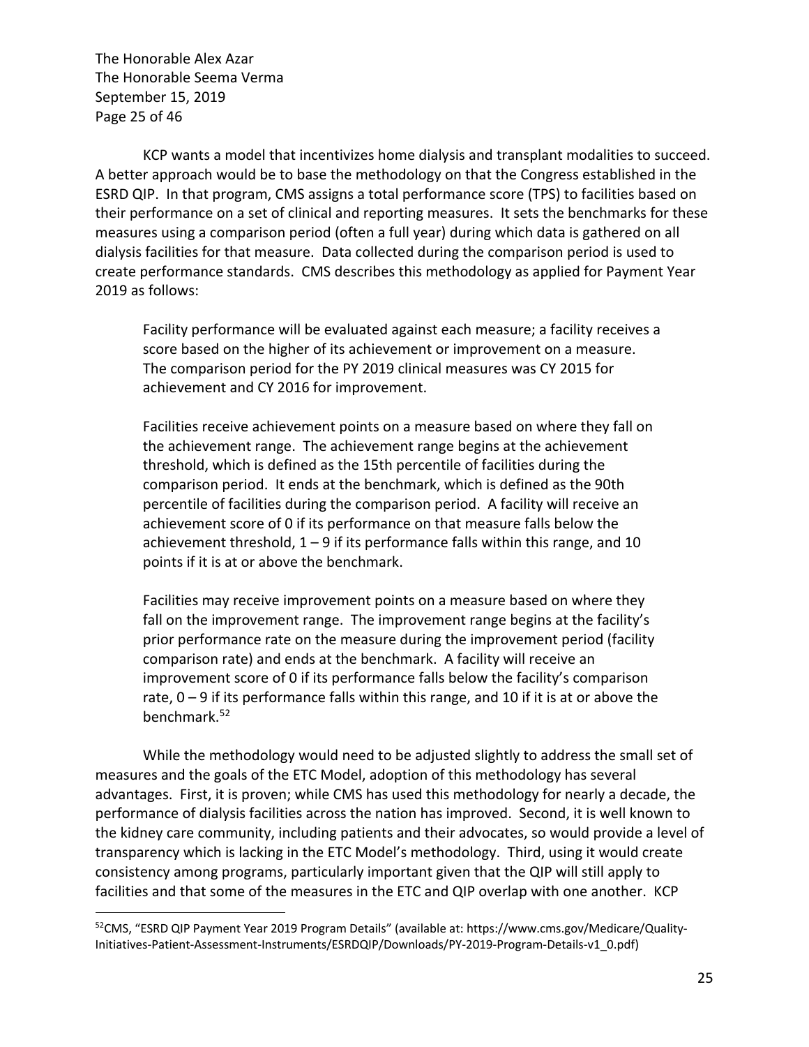KCP wants a model that incentivizes home dialysis and transplant modalities to succeed. A better approach would be to base the methodology on that the Congress established in the ESRD QIP. In that program, CMS assigns a total performance score (TPS) to facilities based on their performance on a set of clinical and reporting measures. It sets the benchmarks for these measures using a comparison period (often a full year) during which data is gathered on all dialysis facilities for that measure. Data collected during the comparison period is used to create performance standards. CMS describes this methodology as applied for Payment Year 2019 as follows:

> Facility performance will be evaluated against each measure; a facility receives a score based on the higher of its achievement or improvement on a measure. The comparison period for the PY 2019 clinical measures was CY 2015 for achievement and CY 2016 for improvement.
>
> Facilities receive achievement points on a measure based on where they fall on the achievement range. The achievement range begins at the achievement threshold, which is defined as the 15th percentile of facilities during the comparison period. It ends at the benchmark, which is defined as the 90th percentile of facilities during the comparison period. A facility will receive an achievement score of 0 if its performance on that measure falls below the achievement threshold, 1 – 9 if its performance falls within this range, and 10 points if it is at or above the benchmark.
>
> Facilities may receive improvement points on a measure based on where they fall on the improvement range. The improvement range begins at the facility's prior performance rate on the measure during the improvement period (facility comparison rate) and ends at the benchmark. A facility will receive an improvement score of 0 if its performance falls below the facility's comparison rate, 0 – 9 if its performance falls within this range, and 10 if it is at or above the benchmark.[52]

While the methodology would need to be adjusted slightly to address the small set of measures and the goals of the ETC Model, adoption of this methodology has several advantages. First, it is proven; while CMS has used this methodology for nearly a decade, the performance of dialysis facilities across the nation has improved. Second, it is well known to the kidney care community, including patients and their advocates, so would provide a level of transparency which is lacking in the ETC Model's methodology. Third, using it would create consistency among programs, particularly important given that the QIP will still apply to facilities and that some of the measures in the ETC and QIP overlap with one another. KCP

---

[52] CMS, "ESRD QIP Payment Year 2019 Program Details" (available at: https://www.cms.gov/Medicare/Quality-Initiatives-Patient-Assessment-Instruments/ESRDQIP/Downloads/PY-2019-Program-Details-v1_0.pdf)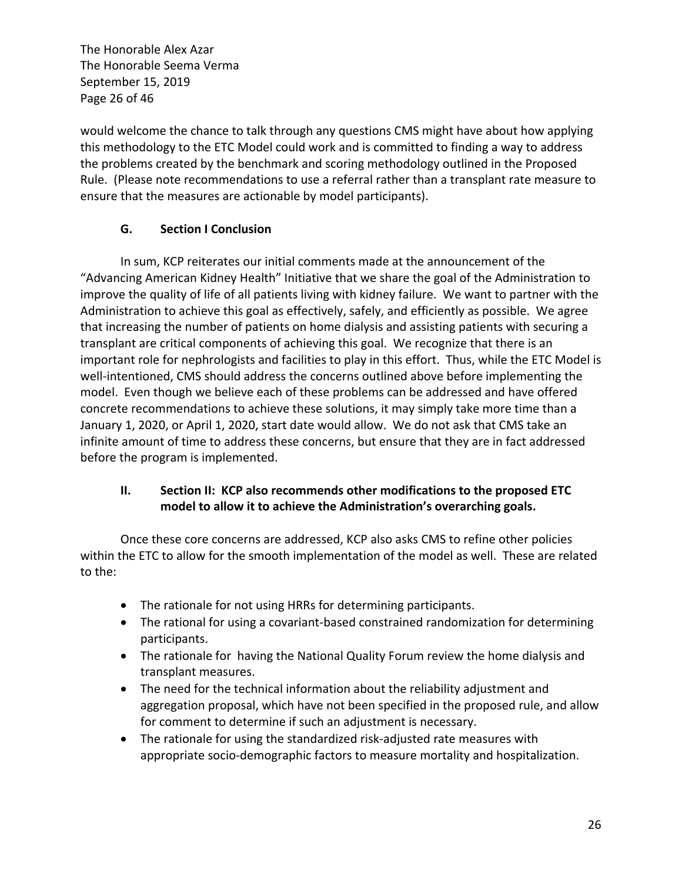would welcome the chance to talk through any questions CMS might have about how applying this methodology to the ETC Model could work and is committed to finding a way to address the problems created by the benchmark and scoring methodology outlined in the Proposed Rule. (Please note recommendations to use a referral rather than a transplant rate measure to ensure that the measures are actionable by model participants).

### G. Section I Conclusion

In sum, KCP reiterates our initial comments made at the announcement of the "Advancing American Kidney Health" Initiative that we share the goal of the Administration to improve the quality of life of all patients living with kidney failure. We want to partner with the Administration to achieve this goal as effectively, safely, and efficiently as possible. We agree that increasing the number of patients on home dialysis and assisting patients with securing a transplant are critical components of achieving this goal. We recognize that there is an important role for nephrologists and facilities to play in this effort. Thus, while the ETC Model is well-intentioned, CMS should address the concerns outlined above before implementing the model. Even though we believe each of these problems can be addressed and have offered concrete recommendations to achieve these solutions, it may simply take more time than a January 1, 2020, or April 1, 2020, start date would allow. We do not ask that CMS take an infinite amount of time to address these concerns, but ensure that they are in fact addressed before the program is implemented.

## II. Section II: KCP also recommends other modifications to the proposed ETC model to allow it to achieve the Administration's overarching goals.

Once these core concerns are addressed, KCP also asks CMS to refine other policies within the ETC to allow for the smooth implementation of the model as well. These are related to the:

- The rationale for not using HRRs for determining participants.
- The rational for using a covariant-based constrained randomization for determining participants.
- The rationale for having the National Quality Forum review the home dialysis and transplant measures.
- The need for the technical information about the reliability adjustment and aggregation proposal, which have not been specified in the proposed rule, and allow for comment to determine if such an adjustment is necessary.
- The rationale for using the standardized risk-adjusted rate measures with appropriate socio-demographic factors to measure mortality and hospitalization.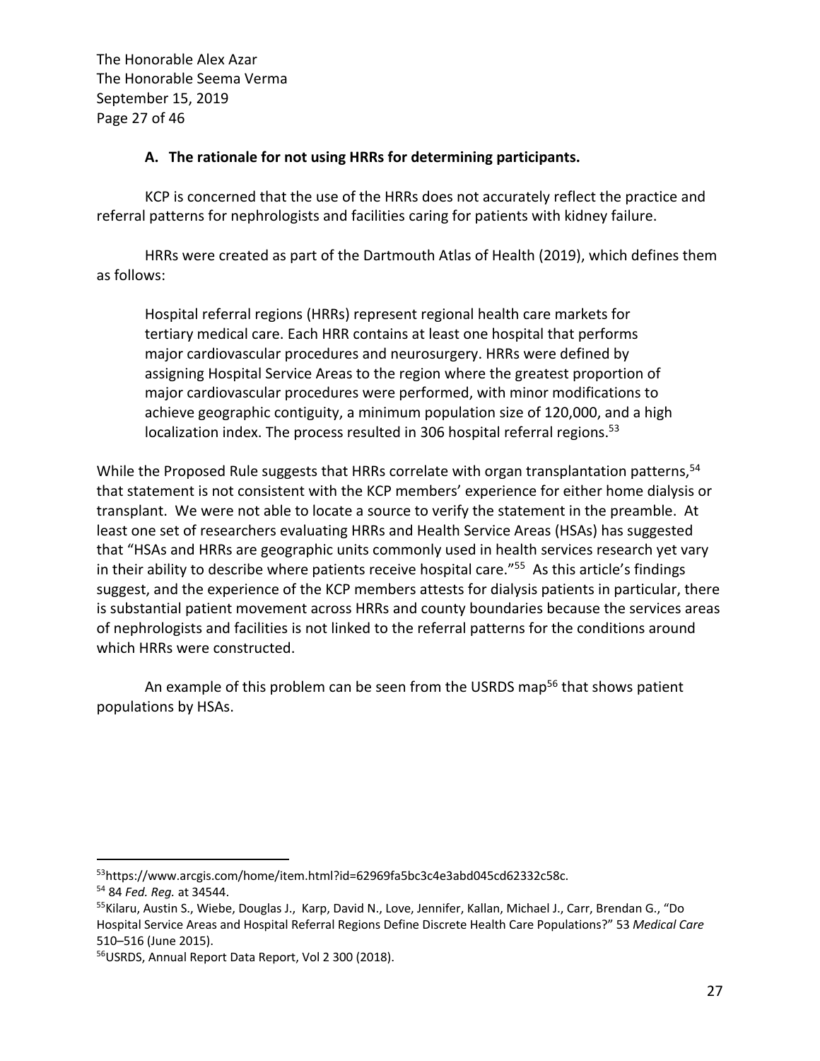### A. The rationale for not using HRRs for determining participants.

KCP is concerned that the use of the HRRs does not accurately reflect the practice and referral patterns for nephrologists and facilities caring for patients with kidney failure.

HRRs were created as part of the Dartmouth Atlas of Health (2019), which defines them as follows:

> Hospital referral regions (HRRs) represent regional health care markets for tertiary medical care. Each HRR contains at least one hospital that performs major cardiovascular procedures and neurosurgery. HRRs were defined by assigning Hospital Service Areas to the region where the greatest proportion of major cardiovascular procedures were performed, with minor modifications to achieve geographic contiguity, a minimum population size of 120,000, and a high localization index. The process resulted in 306 hospital referral regions.[53]

While the Proposed Rule suggests that HRRs correlate with organ transplantation patterns,[54] that statement is not consistent with the KCP members' experience for either home dialysis or transplant. We were not able to locate a source to verify the statement in the preamble. At least one set of researchers evaluating HRRs and Health Service Areas (HSAs) has suggested that "HSAs and HRRs are geographic units commonly used in health services research yet vary in their ability to describe where patients receive hospital care."[55] As this article's findings suggest, and the experience of the KCP members attests for dialysis patients in particular, there is substantial patient movement across HRRs and county boundaries because the services areas of nephrologists and facilities is not linked to the referral patterns for the conditions around which HRRs were constructed.

An example of this problem can be seen from the USRDS map[56] that shows patient populations by HSAs.

---

[53] https://www.arcgis.com/home/item.html?id=62969fa5bc3c4e3abd045cd62332c58c.

[54] 84 *Fed. Reg.* at 34544.

[55] Kilaru, Austin S., Wiebe, Douglas J., Karp, David N., Love, Jennifer, Kallan, Michael J., Carr, Brendan G., "Do Hospital Service Areas and Hospital Referral Regions Define Discrete Health Care Populations?" 53 *Medical Care* 510–516 (June 2015).

[56] USRDS, Annual Report Data Report, Vol 2 300 (2018).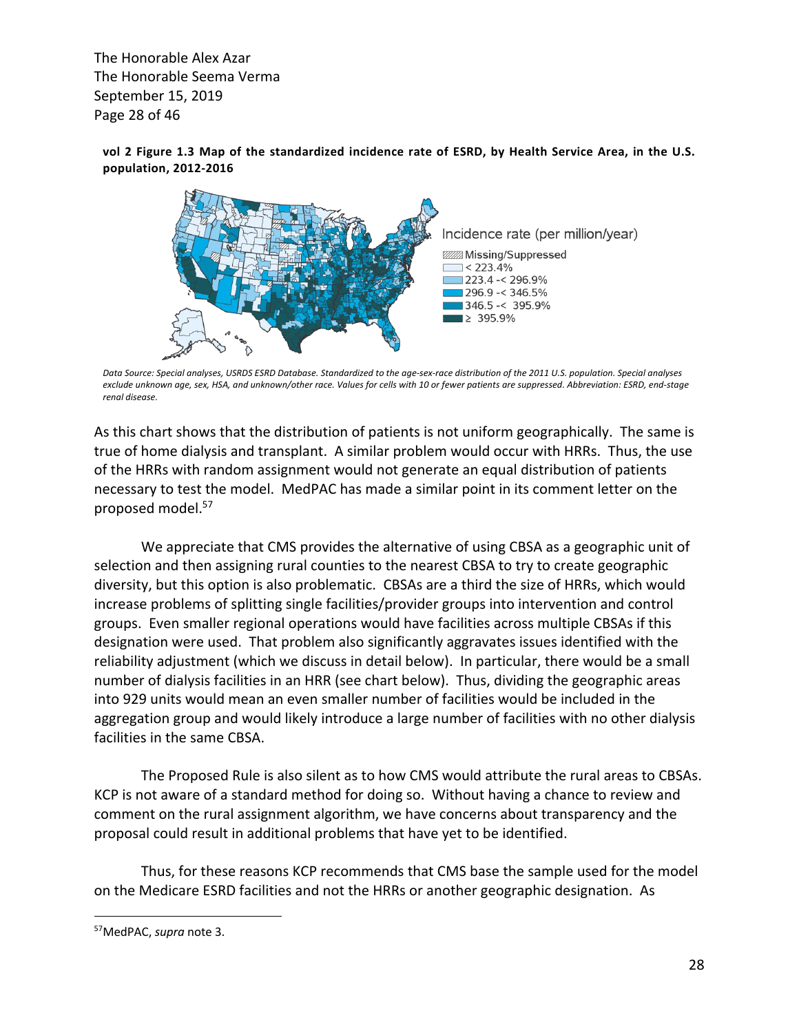The Honorable Alex Azar
The Honorable Seema Verma
September 15, 2019

**vol 2 Figure 1.3 Map of the standardized incidence rate of ESRD, by Health Service Area, in the U.S. population, 2012-2016**

Incidence rate (per million/year)

- Missing/Suppressed
- < 223.4%
- 223.4 -< 296.9%
- 296.9 -< 346.5%
- 346.5 -< 395.9%
- ≥ 395.9%

*Data Source: Special analyses, USRDS ESRD Database. Standardized to the age-sex-race distribution of the 2011 U.S. population. Special analyses exclude unknown age, sex, HSA, and unknown/other race. Values for cells with 10 or fewer patients are suppressed. Abbreviation: ESRD, end-stage renal disease.*

As this chart shows that the distribution of patients is not uniform geographically. The same is true of home dialysis and transplant. A similar problem would occur with HRRs. Thus, the use of the HRRs with random assignment would not generate an equal distribution of patients necessary to test the model. MedPAC has made a similar point in its comment letter on the proposed model.[57]

We appreciate that CMS provides the alternative of using CBSA as a geographic unit of selection and then assigning rural counties to the nearest CBSA to try to create geographic diversity, but this option is also problematic. CBSAs are a third the size of HRRs, which would increase problems of splitting single facilities/provider groups into intervention and control groups. Even smaller regional operations would have facilities across multiple CBSAs if this designation were used. That problem also significantly aggravates issues identified with the reliability adjustment (which we discuss in detail below). In particular, there would be a small number of dialysis facilities in an HRR (see chart below). Thus, dividing the geographic areas into 929 units would mean an even smaller number of facilities would be included in the aggregation group and would likely introduce a large number of facilities with no other dialysis facilities in the same CBSA.

The Proposed Rule is also silent as to how CMS would attribute the rural areas to CBSAs. KCP is not aware of a standard method for doing so. Without having a chance to review and comment on the rural assignment algorithm, we have concerns about transparency and the proposal could result in additional problems that have yet to be identified.

Thus, for these reasons KCP recommends that CMS base the sample used for the model on the Medicare ESRD facilities and not the HRRs or another geographic designation. As

[57] MedPAC, *supra* note 3.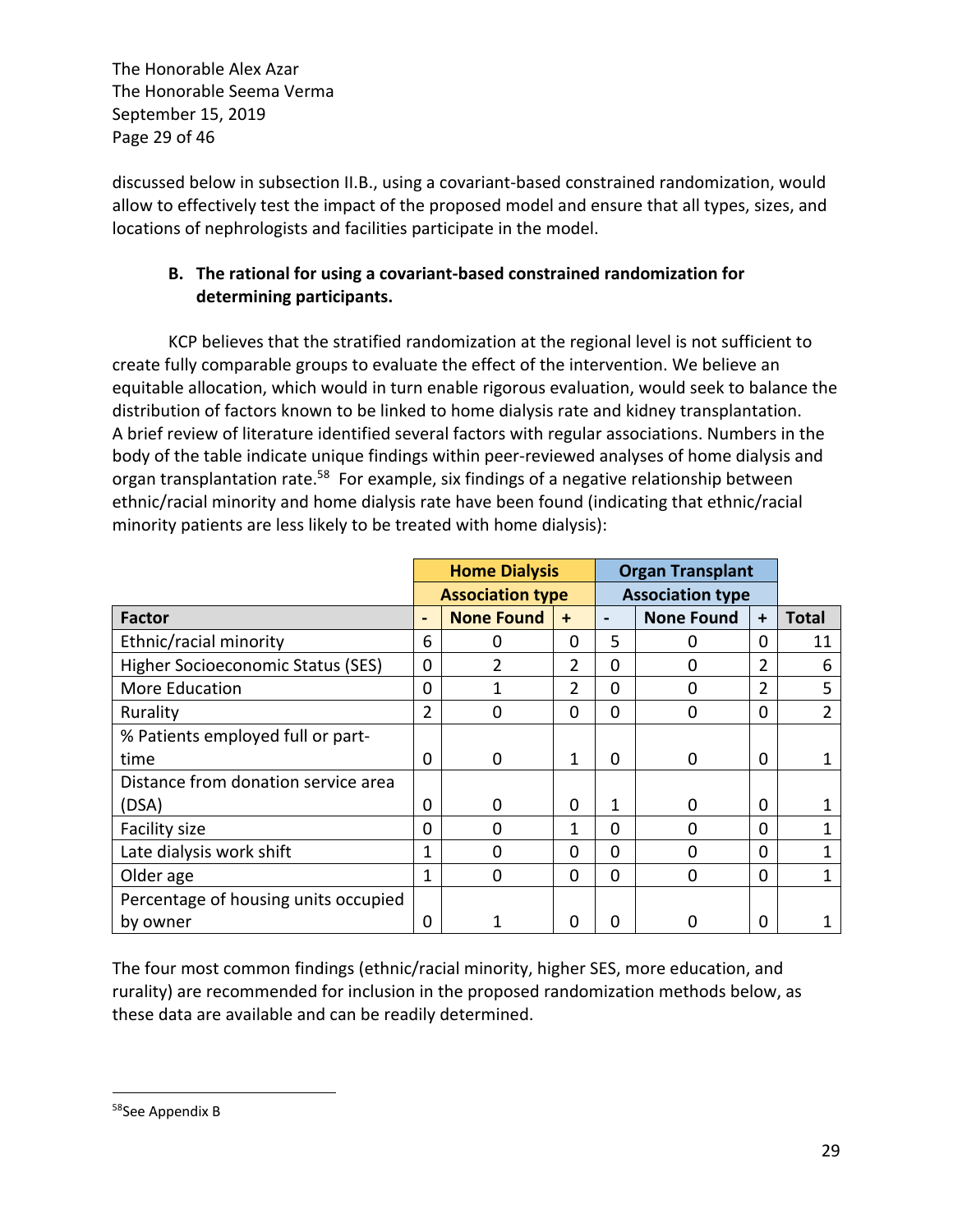discussed below in subsection II.B., using a covariant-based constrained randomization, would allow to effectively test the impact of the proposed model and ensure that all types, sizes, and locations of nephrologists and facilities participate in the model.

## B. The rational for using a covariant-based constrained randomization for determining participants.

KCP believes that the stratified randomization at the regional level is not sufficient to create fully comparable groups to evaluate the effect of the intervention. We believe an equitable allocation, which would in turn enable rigorous evaluation, would seek to balance the distribution of factors known to be linked to home dialysis rate and kidney transplantation. A brief review of literature identified several factors with regular associations. Numbers in the body of the table indicate unique findings within peer-reviewed analyses of home dialysis and organ transplantation rate.[58] For example, six findings of a negative relationship between ethnic/racial minority and home dialysis rate have been found (indicating that ethnic/racial minority patients are less likely to be treated with home dialysis):

| | Home Dialysis | | | Organ Transplant | | | |
|---|---|---|---|---|---|---|---|
| | Association type | | | Association type | | | |
| **Factor** | **-** | **None Found** | **+** | **-** | **None Found** | **+** | **Total** |
| Ethnic/racial minority | 6 | 0 | 0 | 5 | 0 | 0 | 11 |
| Higher Socioeconomic Status (SES) | 0 | 2 | 2 | 0 | 0 | 2 | 6 |
| More Education | 0 | 1 | 2 | 0 | 0 | 2 | 5 |
| Rurality | 2 | 0 | 0 | 0 | 0 | 0 | 2 |
| % Patients employed full or part-time | 0 | 0 | 1 | 0 | 0 | 0 | 1 |
| Distance from donation service area (DSA) | 0 | 0 | 0 | 1 | 0 | 0 | 1 |
| Facility size | 0 | 0 | 1 | 0 | 0 | 0 | 1 |
| Late dialysis work shift | 1 | 0 | 0 | 0 | 0 | 0 | 1 |
| Older age | 1 | 0 | 0 | 0 | 0 | 0 | 1 |
| Percentage of housing units occupied by owner | 0 | 1 | 0 | 0 | 0 | 0 | 1 |

The four most common findings (ethnic/racial minority, higher SES, more education, and rurality) are recommended for inclusion in the proposed randomization methods below, as these data are available and can be readily determined.

---

[58] See Appendix B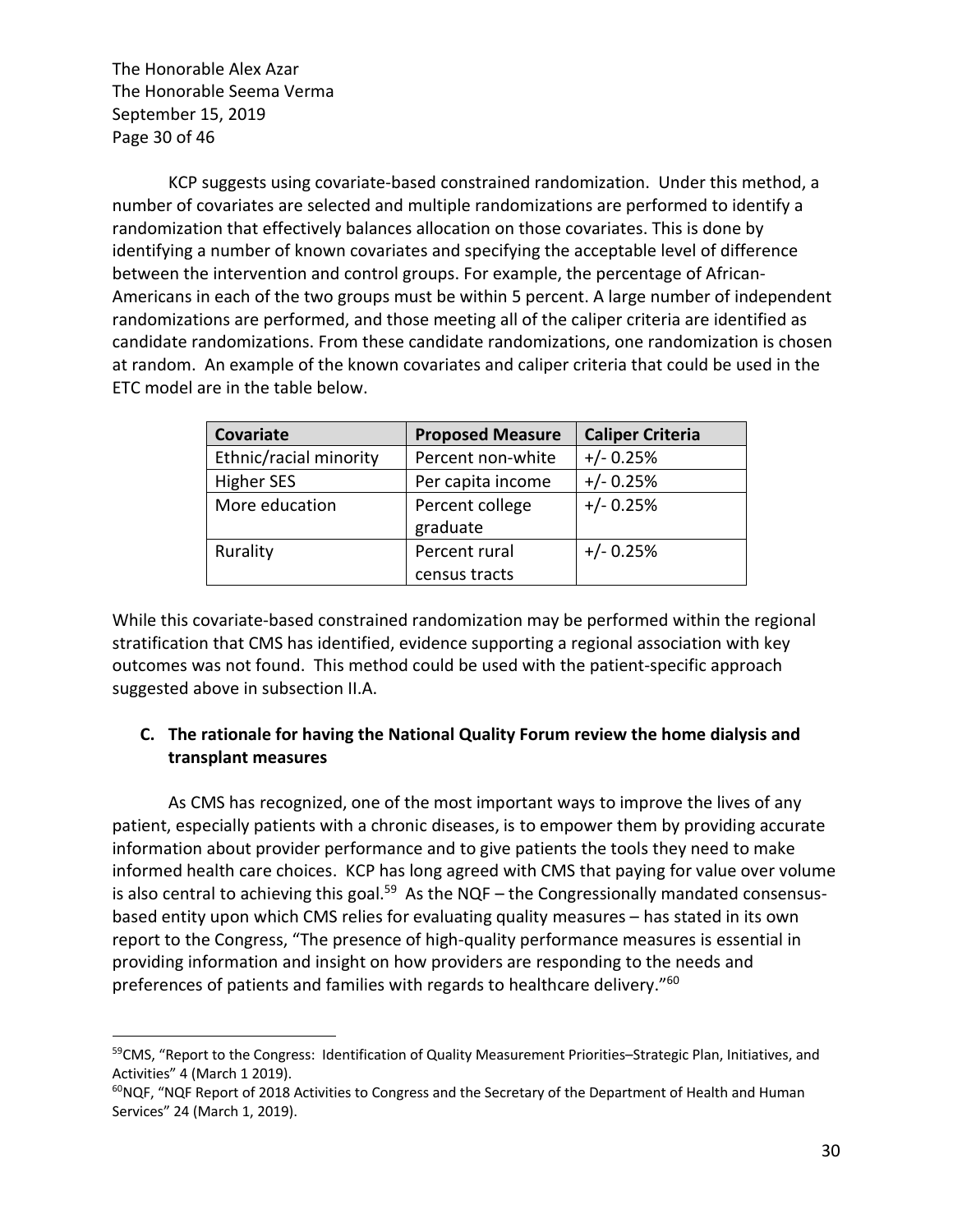KCP suggests using covariate-based constrained randomization. Under this method, a number of covariates are selected and multiple randomizations are performed to identify a randomization that effectively balances allocation on those covariates. This is done by identifying a number of known covariates and specifying the acceptable level of difference between the intervention and control groups. For example, the percentage of African-Americans in each of the two groups must be within 5 percent. A large number of independent randomizations are performed, and those meeting all of the caliper criteria are identified as candidate randomizations. From these candidate randomizations, one randomization is chosen at random. An example of the known covariates and caliper criteria that could be used in the ETC model are in the table below.

| Covariate | Proposed Measure | Caliper Criteria |
|---|---|---|
| Ethnic/racial minority | Percent non-white | +/- 0.25% |
| Higher SES | Per capita income | +/- 0.25% |
| More education | Percent college graduate | +/- 0.25% |
| Rurality | Percent rural census tracts | +/- 0.25% |

While this covariate-based constrained randomization may be performed within the regional stratification that CMS has identified, evidence supporting a regional association with key outcomes was not found. This method could be used with the patient-specific approach suggested above in subsection II.A.

### C. The rationale for having the National Quality Forum review the home dialysis and transplant measures

As CMS has recognized, one of the most important ways to improve the lives of any patient, especially patients with a chronic diseases, is to empower them by providing accurate information about provider performance and to give patients the tools they need to make informed health care choices. KCP has long agreed with CMS that paying for value over volume is also central to achieving this goal.[59] As the NQF – the Congressionally mandated consensus-based entity upon which CMS relies for evaluating quality measures – has stated in its own report to the Congress, "The presence of high-quality performance measures is essential in providing information and insight on how providers are responding to the needs and preferences of patients and families with regards to healthcare delivery."[60]

---

[59] CMS, "Report to the Congress: Identification of Quality Measurement Priorities–Strategic Plan, Initiatives, and Activities" 4 (March 1 2019).

[60] NQF, "NQF Report of 2018 Activities to Congress and the Secretary of the Department of Health and Human Services" 24 (March 1, 2019).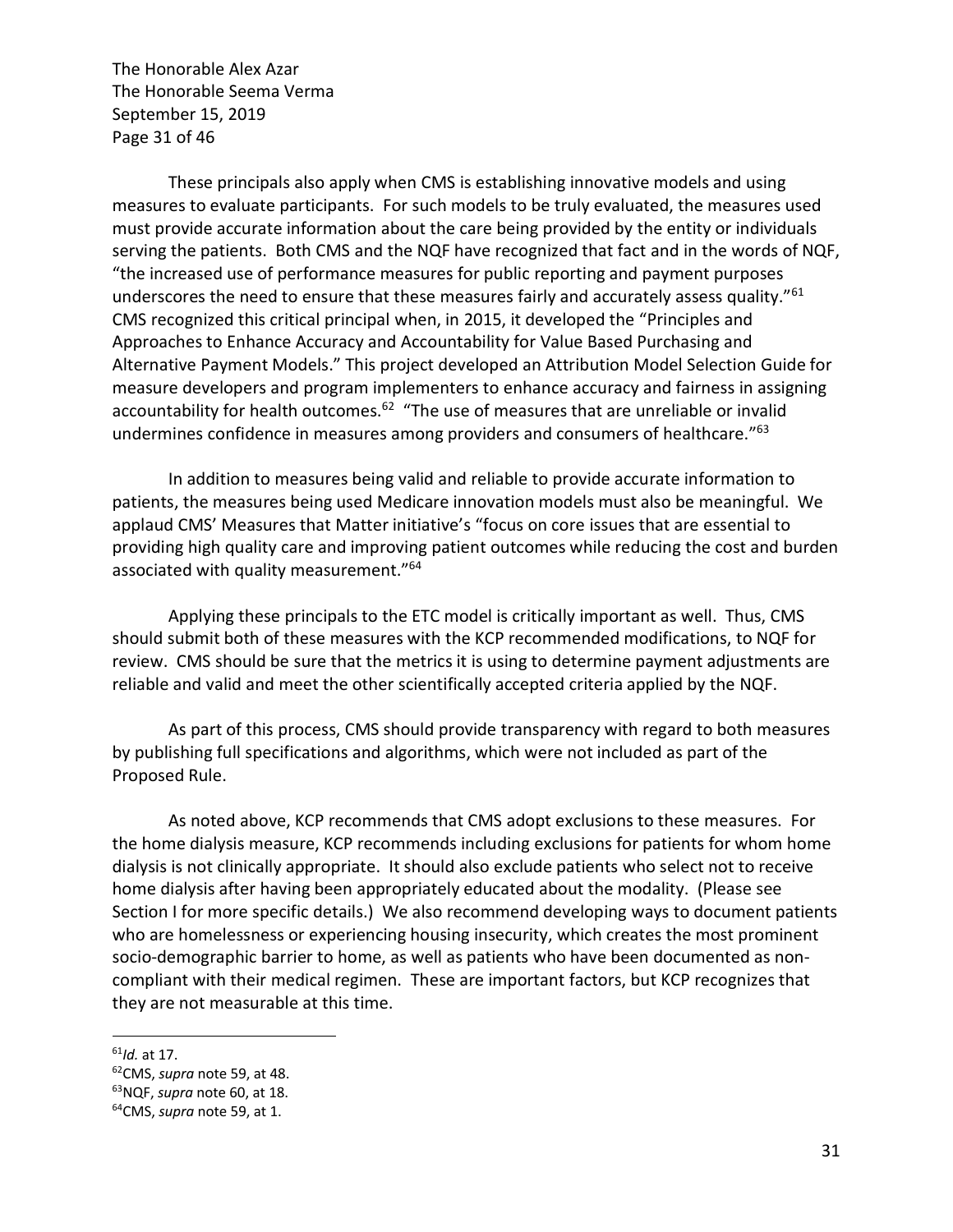These principals also apply when CMS is establishing innovative models and using measures to evaluate participants. For such models to be truly evaluated, the measures used must provide accurate information about the care being provided by the entity or individuals serving the patients. Both CMS and the NQF have recognized that fact and in the words of NQF, "the increased use of performance measures for public reporting and payment purposes underscores the need to ensure that these measures fairly and accurately assess quality."[61] CMS recognized this critical principal when, in 2015, it developed the "Principles and Approaches to Enhance Accuracy and Accountability for Value Based Purchasing and Alternative Payment Models." This project developed an Attribution Model Selection Guide for measure developers and program implementers to enhance accuracy and fairness in assigning accountability for health outcomes.[62] "The use of measures that are unreliable or invalid undermines confidence in measures among providers and consumers of healthcare."[63]

In addition to measures being valid and reliable to provide accurate information to patients, the measures being used Medicare innovation models must also be meaningful. We applaud CMS' Measures that Matter initiative's "focus on core issues that are essential to providing high quality care and improving patient outcomes while reducing the cost and burden associated with quality measurement."[64]

Applying these principals to the ETC model is critically important as well. Thus, CMS should submit both of these measures with the KCP recommended modifications, to NQF for review. CMS should be sure that the metrics it is using to determine payment adjustments are reliable and valid and meet the other scientifically accepted criteria applied by the NQF.

As part of this process, CMS should provide transparency with regard to both measures by publishing full specifications and algorithms, which were not included as part of the Proposed Rule.

As noted above, KCP recommends that CMS adopt exclusions to these measures. For the home dialysis measure, KCP recommends including exclusions for patients for whom home dialysis is not clinically appropriate. It should also exclude patients who select not to receive home dialysis after having been appropriately educated about the modality. (Please see Section I for more specific details.) We also recommend developing ways to document patients who are homelessness or experiencing housing insecurity, which creates the most prominent socio-demographic barrier to home, as well as patients who have been documented as non-compliant with their medical regimen. These are important factors, but KCP recognizes that they are not measurable at this time.

---

[61] *Id.* at 17.

[62] CMS, *supra* note 59, at 48.

[63] NQF, *supra* note 60, at 18.

[64] CMS, *supra* note 59, at 1.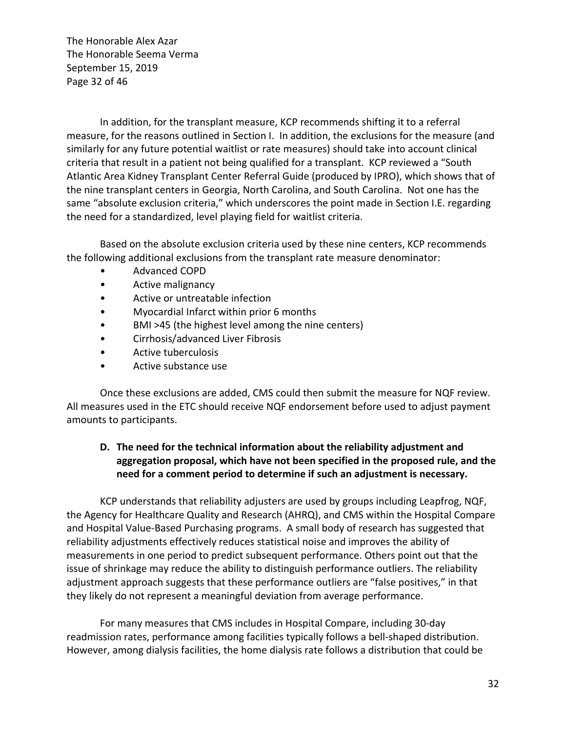In addition, for the transplant measure, KCP recommends shifting it to a referral measure, for the reasons outlined in Section I. In addition, the exclusions for the measure (and similarly for any future potential waitlist or rate measures) should take into account clinical criteria that result in a patient not being qualified for a transplant. KCP reviewed a "South Atlantic Area Kidney Transplant Center Referral Guide (produced by IPRO), which shows that of the nine transplant centers in Georgia, North Carolina, and South Carolina. Not one has the same "absolute exclusion criteria," which underscores the point made in Section I.E. regarding the need for a standardized, level playing field for waitlist criteria.

Based on the absolute exclusion criteria used by these nine centers, KCP recommends the following additional exclusions from the transplant rate measure denominator:

- Advanced COPD
- Active malignancy
- Active or untreatable infection
- Myocardial Infarct within prior 6 months
- BMI >45 (the highest level among the nine centers)
- Cirrhosis/advanced Liver Fibrosis
- Active tuberculosis
- Active substance use

Once these exclusions are added, CMS could then submit the measure for NQF review. All measures used in the ETC should receive NQF endorsement before used to adjust payment amounts to participants.

### D. The need for the technical information about the reliability adjustment and aggregation proposal, which have not been specified in the proposed rule, and the need for a comment period to determine if such an adjustment is necessary.

KCP understands that reliability adjusters are used by groups including Leapfrog, NQF, the Agency for Healthcare Quality and Research (AHRQ), and CMS within the Hospital Compare and Hospital Value-Based Purchasing programs. A small body of research has suggested that reliability adjustments effectively reduces statistical noise and improves the ability of measurements in one period to predict subsequent performance. Others point out that the issue of shrinkage may reduce the ability to distinguish performance outliers. The reliability adjustment approach suggests that these performance outliers are "false positives," in that they likely do not represent a meaningful deviation from average performance.

For many measures that CMS includes in Hospital Compare, including 30-day readmission rates, performance among facilities typically follows a bell-shaped distribution. However, among dialysis facilities, the home dialysis rate follows a distribution that could be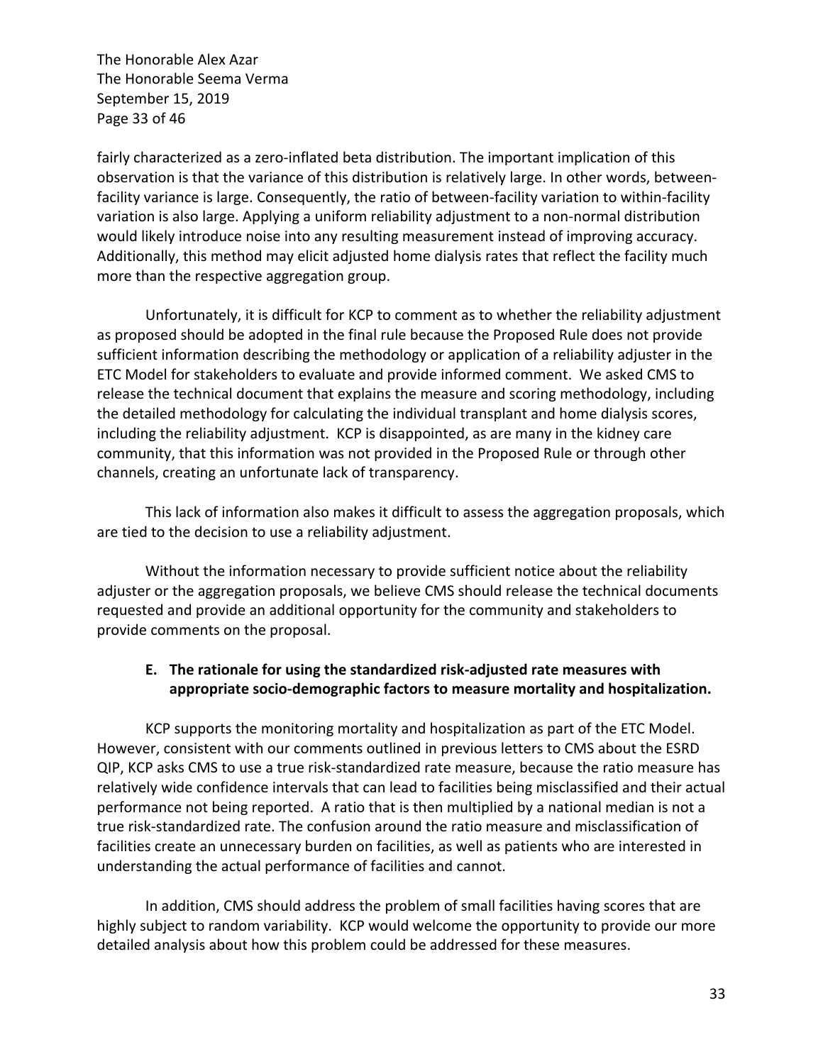fairly characterized as a zero-inflated beta distribution. The important implication of this observation is that the variance of this distribution is relatively large. In other words, between-facility variance is large. Consequently, the ratio of between-facility variation to within-facility variation is also large. Applying a uniform reliability adjustment to a non-normal distribution would likely introduce noise into any resulting measurement instead of improving accuracy. Additionally, this method may elicit adjusted home dialysis rates that reflect the facility much more than the respective aggregation group.

Unfortunately, it is difficult for KCP to comment as to whether the reliability adjustment as proposed should be adopted in the final rule because the Proposed Rule does not provide sufficient information describing the methodology or application of a reliability adjuster in the ETC Model for stakeholders to evaluate and provide informed comment. We asked CMS to release the technical document that explains the measure and scoring methodology, including the detailed methodology for calculating the individual transplant and home dialysis scores, including the reliability adjustment. KCP is disappointed, as are many in the kidney care community, that this information was not provided in the Proposed Rule or through other channels, creating an unfortunate lack of transparency.

This lack of information also makes it difficult to assess the aggregation proposals, which are tied to the decision to use a reliability adjustment.

Without the information necessary to provide sufficient notice about the reliability adjuster or the aggregation proposals, we believe CMS should release the technical documents requested and provide an additional opportunity for the community and stakeholders to provide comments on the proposal.

**E. The rationale for using the standardized risk-adjusted rate measures with appropriate socio-demographic factors to measure mortality and hospitalization.**

KCP supports the monitoring mortality and hospitalization as part of the ETC Model. However, consistent with our comments outlined in previous letters to CMS about the ESRD QIP, KCP asks CMS to use a true risk-standardized rate measure, because the ratio measure has relatively wide confidence intervals that can lead to facilities being misclassified and their actual performance not being reported. A ratio that is then multiplied by a national median is not a true risk-standardized rate. The confusion around the ratio measure and misclassification of facilities create an unnecessary burden on facilities, as well as patients who are interested in understanding the actual performance of facilities and cannot.

In addition, CMS should address the problem of small facilities having scores that are highly subject to random variability. KCP would welcome the opportunity to provide our more detailed analysis about how this problem could be addressed for these measures.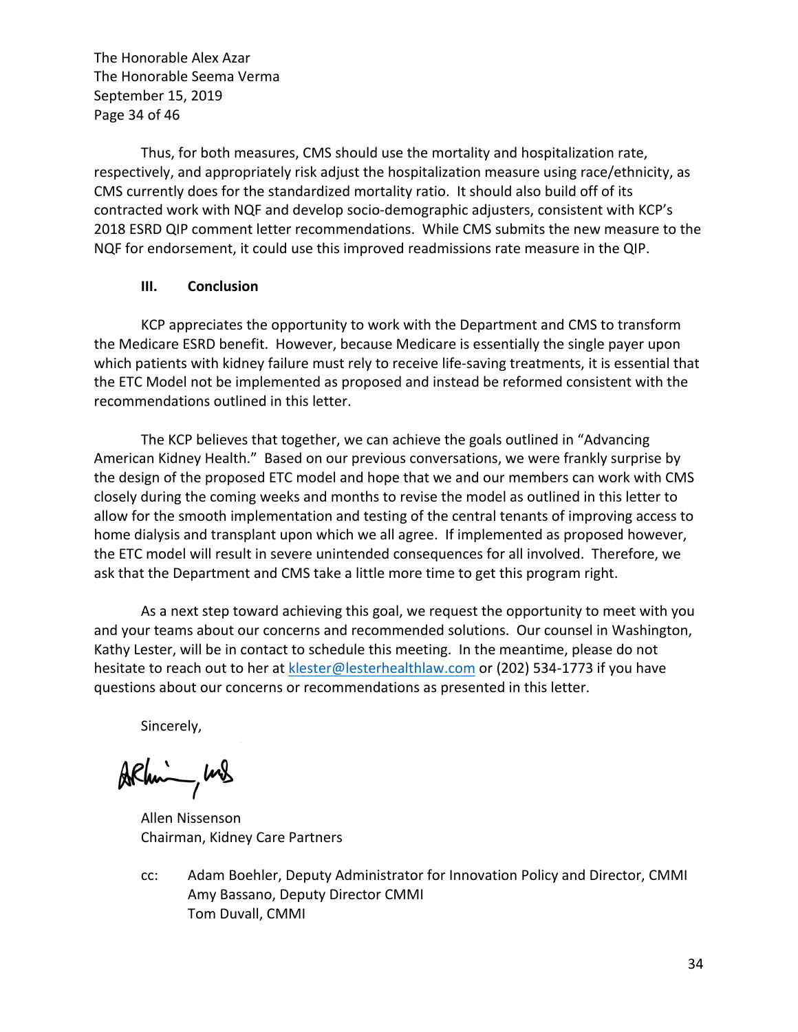Thus, for both measures, CMS should use the mortality and hospitalization rate, respectively, and appropriately risk adjust the hospitalization measure using race/ethnicity, as CMS currently does for the standardized mortality ratio. It should also build off of its contracted work with NQF and develop socio-demographic adjusters, consistent with KCP's 2018 ESRD QIP comment letter recommendations. While CMS submits the new measure to the NQF for endorsement, it could use this improved readmissions rate measure in the QIP.

## III. Conclusion

KCP appreciates the opportunity to work with the Department and CMS to transform the Medicare ESRD benefit. However, because Medicare is essentially the single payer upon which patients with kidney failure must rely to receive life-saving treatments, it is essential that the ETC Model not be implemented as proposed and instead be reformed consistent with the recommendations outlined in this letter.

The KCP believes that together, we can achieve the goals outlined in "Advancing American Kidney Health." Based on our previous conversations, we were frankly surprise by the design of the proposed ETC model and hope that we and our members can work with CMS closely during the coming weeks and months to revise the model as outlined in this letter to allow for the smooth implementation and testing of the central tenants of improving access to home dialysis and transplant upon which we all agree. If implemented as proposed however, the ETC model will result in severe unintended consequences for all involved. Therefore, we ask that the Department and CMS take a little more time to get this program right.

As a next step toward achieving this goal, we request the opportunity to meet with you and your teams about our concerns and recommended solutions. Our counsel in Washington, Kathy Lester, will be in contact to schedule this meeting. In the meantime, please do not hesitate to reach out to her at klester@lesterhealthlaw.com or (202) 534-1773 if you have questions about our concerns or recommendations as presented in this letter.

Sincerely,

Allen Nissenson
Chairman, Kidney Care Partners

cc: Adam Boehler, Deputy Administrator for Innovation Policy and Director, CMMI
Amy Bassano, Deputy Director CMMI
Tom Duvall, CMMI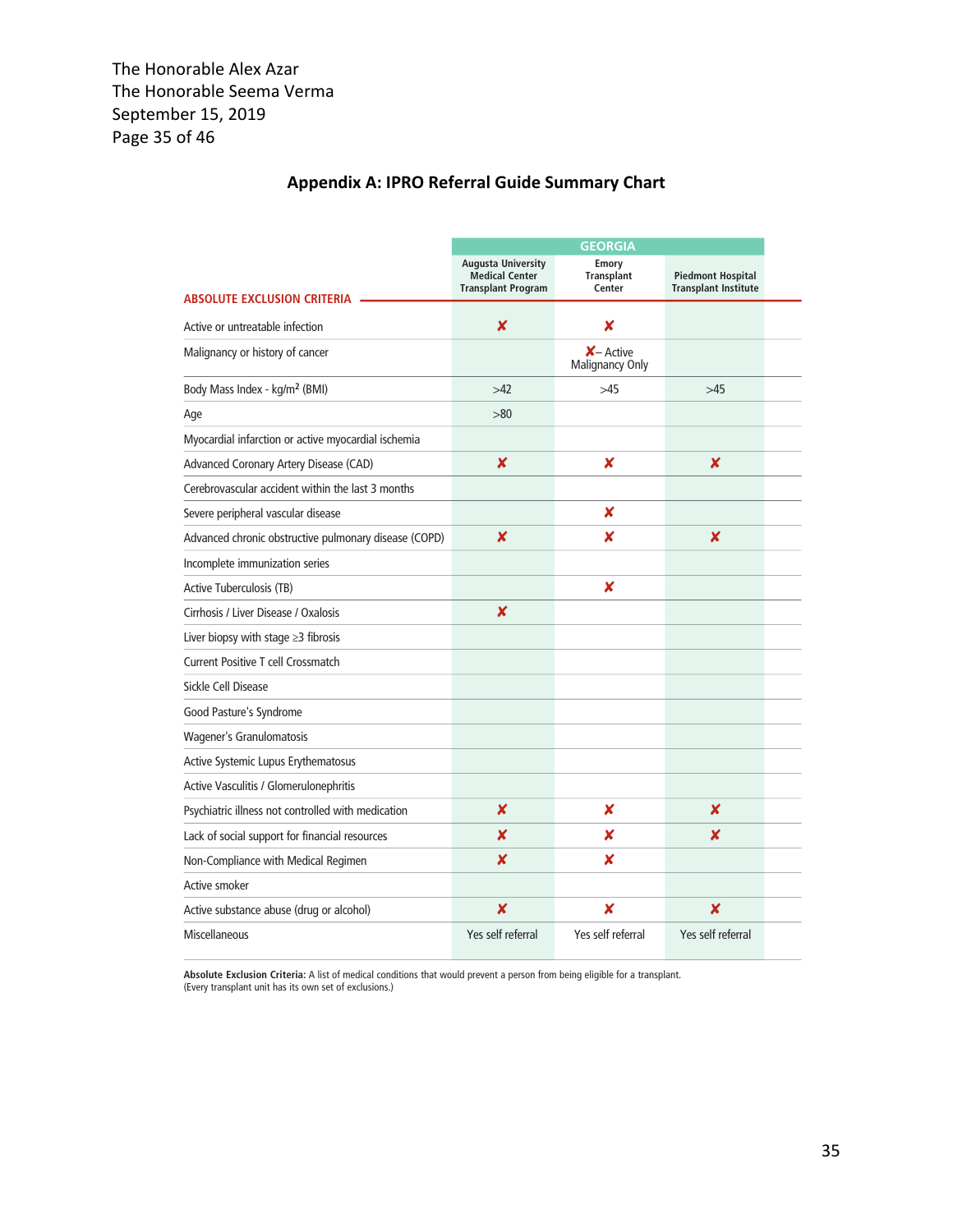The Honorable Alex Azar
The Honorable Seema Verma
September 15, 2019

## Appendix A: IPRO Referral Guide Summary Chart

| | GEORGIA | | |
|---|---|---|---|
| **ABSOLUTE EXCLUSION CRITERIA** | **Augusta University Medical Center Transplant Program** | **Emory Transplant Center** | **Piedmont Hospital Transplant Institute** |
| Active or untreatable infection | ✘ | ✘ | |
| Malignancy or history of cancer | | ✘– Active Malignancy Only | |
| Body Mass Index - kg/m² (BMI) | >42 | >45 | >45 |
| Age | >80 | | |
| Myocardial infarction or active myocardial ischemia | | | |
| Advanced Coronary Artery Disease (CAD) | ✘ | ✘ | ✘ |
| Cerebrovascular accident within the last 3 months | | | |
| Severe peripheral vascular disease | | ✘ | |
| Advanced chronic obstructive pulmonary disease (COPD) | ✘ | ✘ | ✘ |
| Incomplete immunization series | | | |
| Active Tuberculosis (TB) | | ✘ | |
| Cirrhosis / Liver Disease / Oxalosis | ✘ | | |
| Liver biopsy with stage ≥3 fibrosis | | | |
| Current Positive T cell Crossmatch | | | |
| Sickle Cell Disease | | | |
| Good Pasture's Syndrome | | | |
| Wagener's Granulomatosis | | | |
| Active Systemic Lupus Erythematosus | | | |
| Active Vasculitis / Glomerulonephritis | | | |
| Psychiatric illness not controlled with medication | ✘ | ✘ | ✘ |
| Lack of social support for financial resources | ✘ | ✘ | ✘ |
| Non-Compliance with Medical Regimen | ✘ | ✘ | |
| Active smoker | | | |
| Active substance abuse (drug or alcohol) | ✘ | ✘ | ✘ |
| Miscellaneous | Yes self referral | Yes self referral | Yes self referral |

**Absolute Exclusion Criteria:** A list of medical conditions that would prevent a person from being eligible for a transplant. (Every transplant unit has its own set of exclusions.)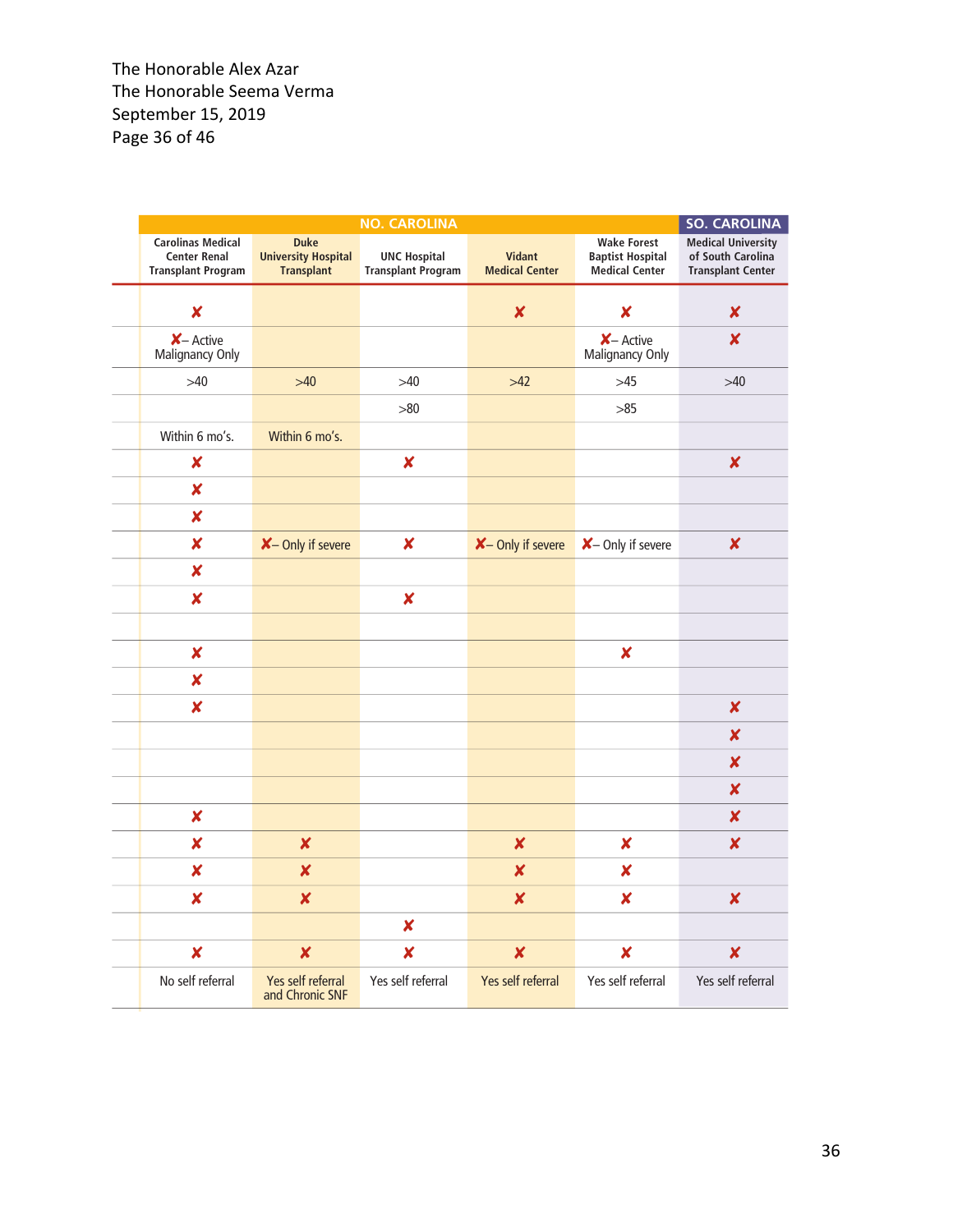| NO. CAROLINA | | | | | SO. CAROLINA |
|---|---|---|---|---|---|
| Carolinas Medical Center Renal Transplant Program | Duke University Hospital Transplant | UNC Hospital Transplant Program | Vidant Medical Center | Wake Forest Baptist Hospital Medical Center | Medical University of South Carolina Transplant Center |
| ✘ | | | ✘ | ✘ | ✘ |
| ✘– Active Malignancy Only | | | | ✘– Active Malignancy Only | ✘ |
| >40 | >40 | >40 | >42 | >45 | >40 |
| | | >80 | | >85 | |
| Within 6 mo's. | Within 6 mo's. | | | | |
| ✘ | | ✘ | | | ✘ |
| ✘ | | | | | |
| ✘ | | | | | |
| ✘ | ✘– Only if severe | ✘ | ✘– Only if severe | ✘– Only if severe | ✘ |
| ✘ | | | | | |
| ✘ | | ✘ | | | |
| | | | | | |
| ✘ | | | | ✘ | |
| ✘ | | | | | |
| ✘ | | | | | ✘ |
| | | | | | ✘ |
| | | | | | ✘ |
| | | | | | ✘ |
| ✘ | | | | | ✘ |
| ✘ | ✘ | | ✘ | ✘ | ✘ |
| ✘ | ✘ | | ✘ | ✘ | |
| ✘ | ✘ | | ✘ | ✘ | ✘ |
| | | ✘ | | | |
| ✘ | ✘ | ✘ | ✘ | ✘ | ✘ |
| No self referral | Yes self referral and Chronic SNF | Yes self referral | Yes self referral | Yes self referral | Yes self referral |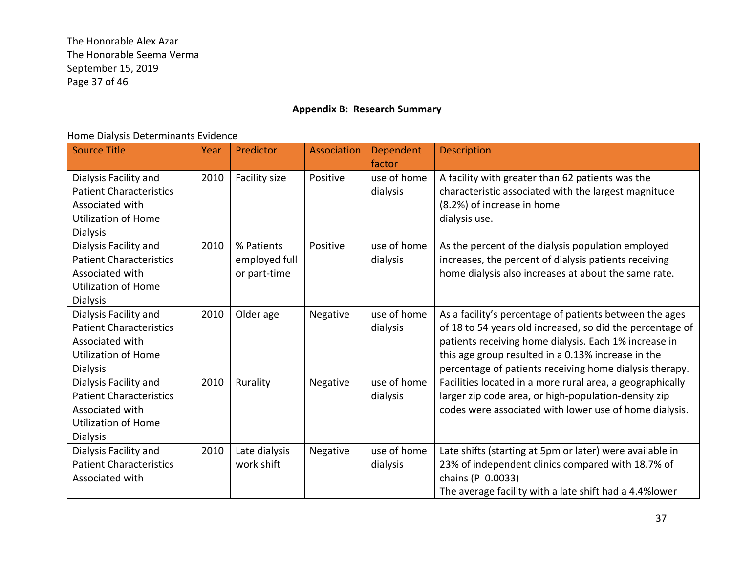The Honorable Alex Azar
The Honorable Seema Verma
September 15, 2019

**Appendix B: Research Summary**

Home Dialysis Determinants Evidence

| Source Title | Year | Predictor | Association | Dependent factor | Description |
| --- | --- | --- | --- | --- | --- |
| Dialysis Facility and Patient Characteristics Associated with Utilization of Home Dialysis | 2010 | Facility size | Positive | use of home dialysis | A facility with greater than 62 patients was the characteristic associated with the largest magnitude (8.2%) of increase in home dialysis use. |
| Dialysis Facility and Patient Characteristics Associated with Utilization of Home Dialysis | 2010 | % Patients employed full or part-time | Positive | use of home dialysis | As the percent of the dialysis population employed increases, the percent of dialysis patients receiving home dialysis also increases at about the same rate. |
| Dialysis Facility and Patient Characteristics Associated with Utilization of Home Dialysis | 2010 | Older age | Negative | use of home dialysis | As a facility's percentage of patients between the ages of 18 to 54 years old increased, so did the percentage of patients receiving home dialysis. Each 1% increase in this age group resulted in a 0.13% increase in the percentage of patients receiving home dialysis therapy. |
| Dialysis Facility and Patient Characteristics Associated with Utilization of Home Dialysis | 2010 | Rurality | Negative | use of home dialysis | Facilities located in a more rural area, a geographically larger zip code area, or high-population-density zip codes were associated with lower use of home dialysis. |
| Dialysis Facility and Patient Characteristics Associated with | 2010 | Late dialysis work shift | Negative | use of home dialysis | Late shifts (starting at 5pm or later) were available in 23% of independent clinics compared with 18.7% of chains (P 0.0033) The average facility with a late shift had a 4.4%lower |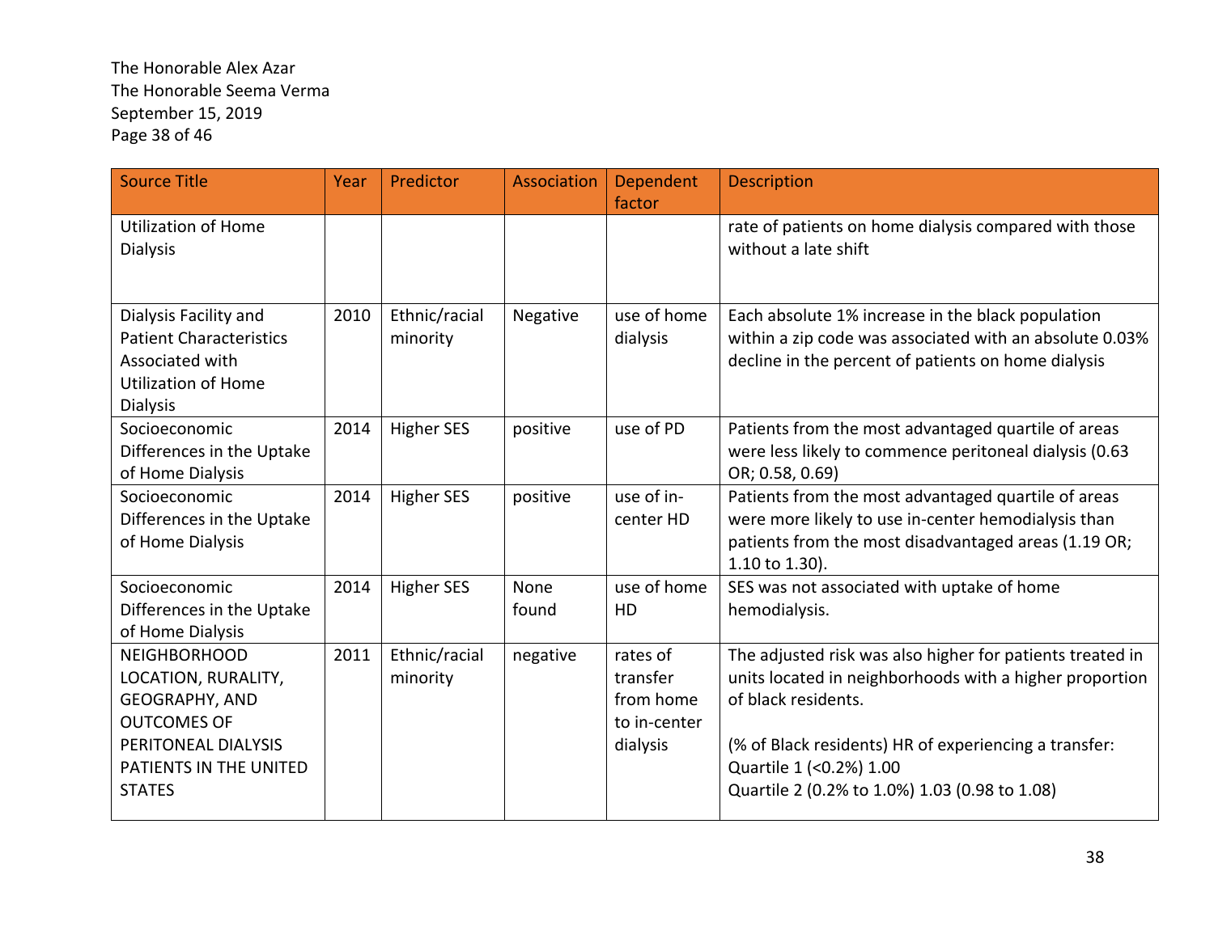| Source Title | Year | Predictor | Association | Dependent factor | Description |
|---|---|---|---|---|---|
| Utilization of Home Dialysis | | | | | rate of patients on home dialysis compared with those without a late shift |
| Dialysis Facility and Patient Characteristics Associated with Utilization of Home Dialysis | 2010 | Ethnic/racial minority | Negative | use of home dialysis | Each absolute 1% increase in the black population within a zip code was associated with an absolute 0.03% decline in the percent of patients on home dialysis |
| Socioeconomic Differences in the Uptake of Home Dialysis | 2014 | Higher SES | positive | use of PD | Patients from the most advantaged quartile of areas were less likely to commence peritoneal dialysis (0.63 OR; 0.58, 0.69) |
| Socioeconomic Differences in the Uptake of Home Dialysis | 2014 | Higher SES | positive | use of in-center HD | Patients from the most advantaged quartile of areas were more likely to use in-center hemodialysis than patients from the most disadvantaged areas (1.19 OR; 1.10 to 1.30). |
| Socioeconomic Differences in the Uptake of Home Dialysis | 2014 | Higher SES | None found | use of home HD | SES was not associated with uptake of home hemodialysis. |
| NEIGHBORHOOD LOCATION, RURALITY, GEOGRAPHY, AND OUTCOMES OF PERITONEAL DIALYSIS PATIENTS IN THE UNITED STATES | 2011 | Ethnic/racial minority | negative | rates of transfer from home to in-center dialysis | The adjusted risk was also higher for patients treated in units located in neighborhoods with a higher proportion of black residents.<br><br>(% of Black residents) HR of experiencing a transfer:<br>Quartile 1 (<0.2%) 1.00<br>Quartile 2 (0.2% to 1.0%) 1.03 (0.98 to 1.08) |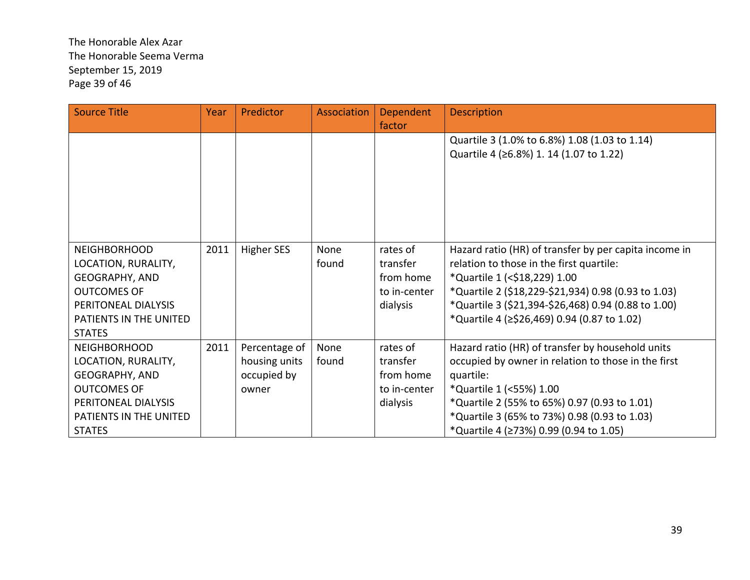| Source Title | Year | Predictor | Association | Dependent factor | Description |
|---|---|---|---|---|---|
| | | | | | Quartile 3 (1.0% to 6.8%) 1.08 (1.03 to 1.14)<br>Quartile 4 (≥6.8%) 1. 14 (1.07 to 1.22) |
| NEIGHBORHOOD LOCATION, RURALITY, GEOGRAPHY, AND OUTCOMES OF PERITONEAL DIALYSIS PATIENTS IN THE UNITED STATES | 2011 | Higher SES | None found | rates of transfer from home to in-center dialysis | Hazard ratio (HR) of transfer by per capita income in relation to those in the first quartile:<br>*Quartile 1 (<$18,229) 1.00<br>*Quartile 2 ($18,229-$21,934) 0.98 (0.93 to 1.03)<br>*Quartile 3 ($21,394-$26,468) 0.94 (0.88 to 1.00)<br>*Quartile 4 (≥$26,469) 0.94 (0.87 to 1.02) |
| NEIGHBORHOOD LOCATION, RURALITY, GEOGRAPHY, AND OUTCOMES OF PERITONEAL DIALYSIS PATIENTS IN THE UNITED STATES | 2011 | Percentage of housing units occupied by owner | None found | rates of transfer from home to in-center dialysis | Hazard ratio (HR) of transfer by household units occupied by owner in relation to those in the first quartile:<br>*Quartile 1 (<55%) 1.00<br>*Quartile 2 (55% to 65%) 0.97 (0.93 to 1.01)<br>*Quartile 3 (65% to 73%) 0.98 (0.93 to 1.03)<br>*Quartile 4 (≥73%) 0.99 (0.94 to 1.05) |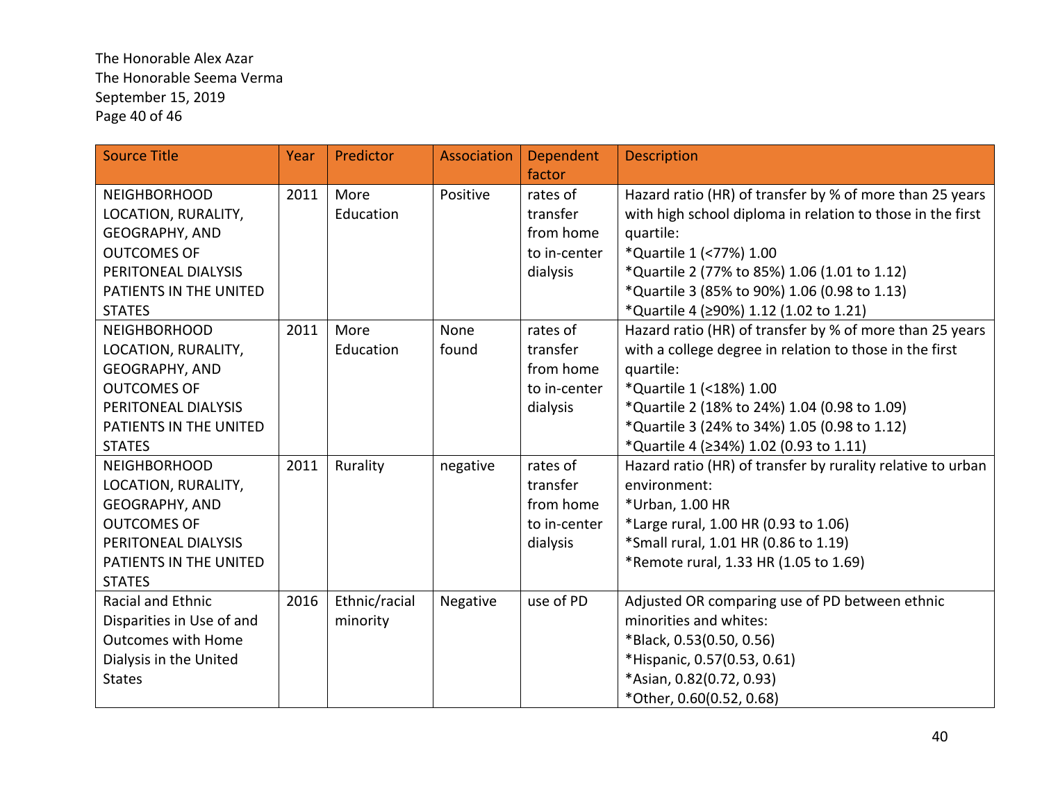The Honorable Alex Azar
The Honorable Seema Verma
September 15, 2019

| Source Title | Year | Predictor | Association | Dependent factor | Description |
|---|---|---|---|---|---|
| NEIGHBORHOOD LOCATION, RURALITY, GEOGRAPHY, AND OUTCOMES OF PERITONEAL DIALYSIS PATIENTS IN THE UNITED STATES | 2011 | More Education | Positive | rates of transfer from home to in-center dialysis | Hazard ratio (HR) of transfer by % of more than 25 years with high school diploma in relation to those in the first quartile:<br>*Quartile 1 (<77%) 1.00<br>*Quartile 2 (77% to 85%) 1.06 (1.01 to 1.12)<br>*Quartile 3 (85% to 90%) 1.06 (0.98 to 1.13)<br>*Quartile 4 (≥90%) 1.12 (1.02 to 1.21) |
| NEIGHBORHOOD LOCATION, RURALITY, GEOGRAPHY, AND OUTCOMES OF PERITONEAL DIALYSIS PATIENTS IN THE UNITED STATES | 2011 | More Education | None found | rates of transfer from home to in-center dialysis | Hazard ratio (HR) of transfer by % of more than 25 years with a college degree in relation to those in the first quartile:<br>*Quartile 1 (<18%) 1.00<br>*Quartile 2 (18% to 24%) 1.04 (0.98 to 1.09)<br>*Quartile 3 (24% to 34%) 1.05 (0.98 to 1.12)<br>*Quartile 4 (≥34%) 1.02 (0.93 to 1.11) |
| NEIGHBORHOOD LOCATION, RURALITY, GEOGRAPHY, AND OUTCOMES OF PERITONEAL DIALYSIS PATIENTS IN THE UNITED STATES | 2011 | Rurality | negative | rates of transfer from home to in-center dialysis | Hazard ratio (HR) of transfer by rurality relative to urban environment:<br>*Urban, 1.00 HR<br>*Large rural, 1.00 HR (0.93 to 1.06)<br>*Small rural, 1.01 HR (0.86 to 1.19)<br>*Remote rural, 1.33 HR (1.05 to 1.69) |
| Racial and Ethnic Disparities in Use of and Outcomes with Home Dialysis in the United States | 2016 | Ethnic/racial minority | Negative | use of PD | Adjusted OR comparing use of PD between ethnic minorities and whites:<br>*Black, 0.53(0.50, 0.56)<br>*Hispanic, 0.57(0.53, 0.61)<br>*Asian, 0.82(0.72, 0.93)<br>*Other, 0.60(0.52, 0.68) |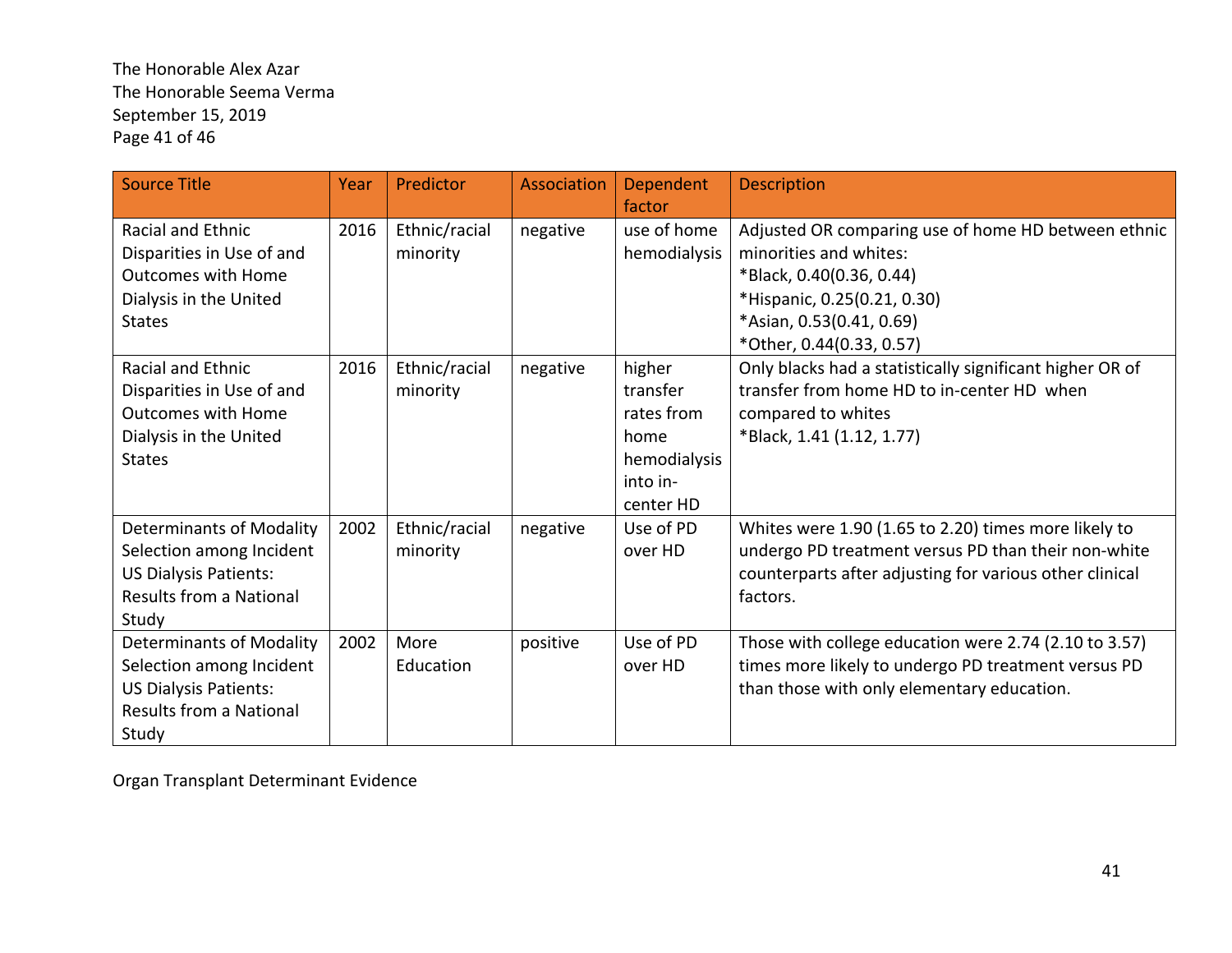The Honorable Alex Azar
The Honorable Seema Verma
September 15, 2019

| Source Title | Year | Predictor | Association | Dependent factor | Description |
|---|---|---|---|---|---|
| Racial and Ethnic Disparities in Use of and Outcomes with Home Dialysis in the United States | 2016 | Ethnic/racial minority | negative | use of home hemodialysis | Adjusted OR comparing use of home HD between ethnic minorities and whites:<br>*Black, 0.40(0.36, 0.44)<br>*Hispanic, 0.25(0.21, 0.30)<br>*Asian, 0.53(0.41, 0.69)<br>*Other, 0.44(0.33, 0.57) |
| Racial and Ethnic Disparities in Use of and Outcomes with Home Dialysis in the United States | 2016 | Ethnic/racial minority | negative | higher transfer rates from home hemodialysis into in-center HD | Only blacks had a statistically significant higher OR of transfer from home HD to in-center HD when compared to whites<br>*Black, 1.41 (1.12, 1.77) |
| Determinants of Modality Selection among Incident US Dialysis Patients: Results from a National Study | 2002 | Ethnic/racial minority | negative | Use of PD over HD | Whites were 1.90 (1.65 to 2.20) times more likely to undergo PD treatment versus PD than their non-white counterparts after adjusting for various other clinical factors. |
| Determinants of Modality Selection among Incident US Dialysis Patients: Results from a National Study | 2002 | More Education | positive | Use of PD over HD | Those with college education were 2.74 (2.10 to 3.57) times more likely to undergo PD treatment versus PD than those with only elementary education. |

Organ Transplant Determinant Evidence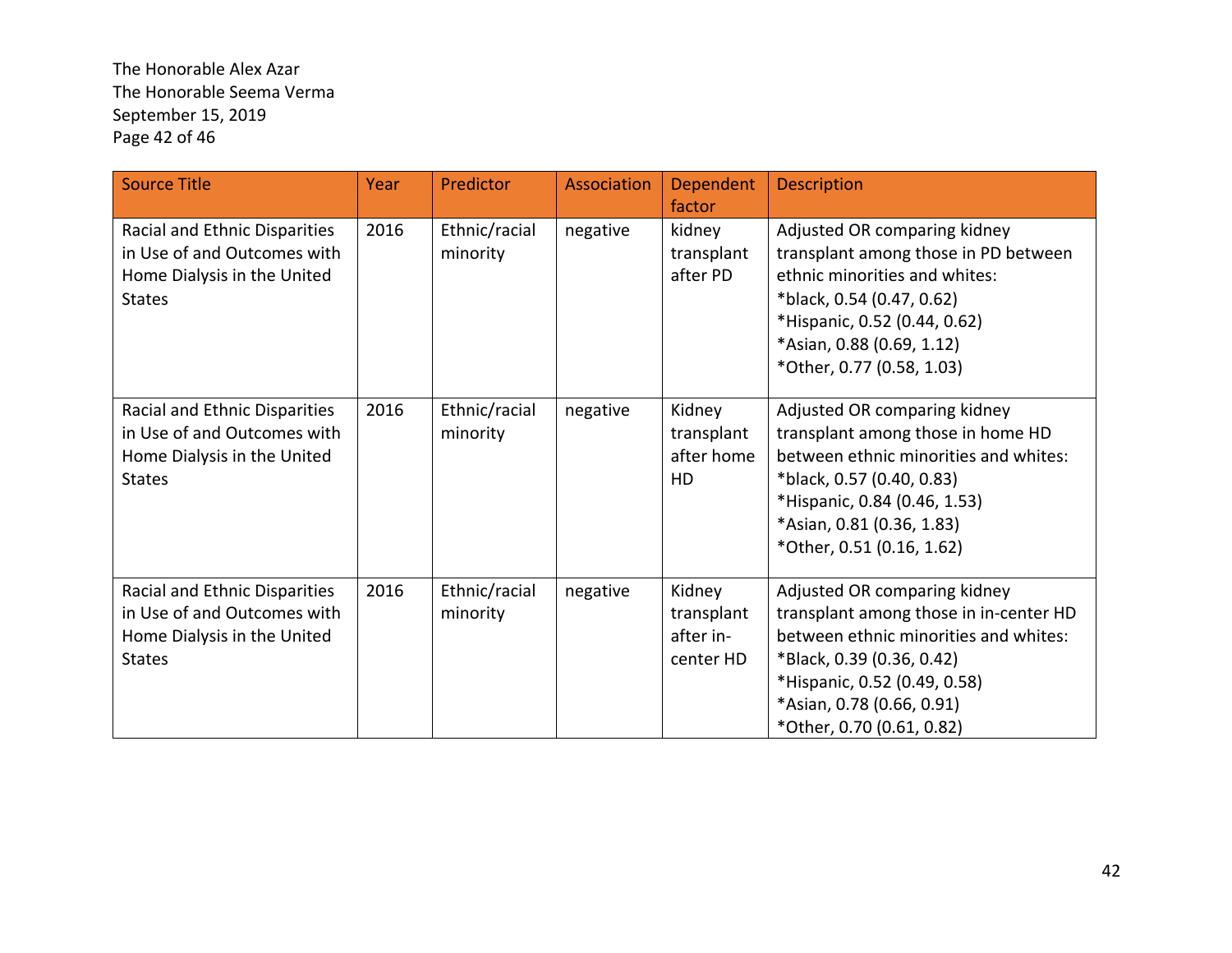The Honorable Alex Azar
The Honorable Seema Verma
September 15, 2019

| Source Title | Year | Predictor | Association | Dependent factor | Description |
|---|---|---|---|---|---|
| Racial and Ethnic Disparities in Use of and Outcomes with Home Dialysis in the United States | 2016 | Ethnic/racial minority | negative | kidney transplant after PD | Adjusted OR comparing kidney transplant among those in PD between ethnic minorities and whites: *black, 0.54 (0.47, 0.62) *Hispanic, 0.52 (0.44, 0.62) *Asian, 0.88 (0.69, 1.12) *Other, 0.77 (0.58, 1.03) |
| Racial and Ethnic Disparities in Use of and Outcomes with Home Dialysis in the United States | 2016 | Ethnic/racial minority | negative | Kidney transplant after home HD | Adjusted OR comparing kidney transplant among those in home HD between ethnic minorities and whites: *black, 0.57 (0.40, 0.83) *Hispanic, 0.84 (0.46, 1.53) *Asian, 0.81 (0.36, 1.83) *Other, 0.51 (0.16, 1.62) |
| Racial and Ethnic Disparities in Use of and Outcomes with Home Dialysis in the United States | 2016 | Ethnic/racial minority | negative | Kidney transplant after in-center HD | Adjusted OR comparing kidney transplant among those in in-center HD between ethnic minorities and whites: *Black, 0.39 (0.36, 0.42) *Hispanic, 0.52 (0.49, 0.58) *Asian, 0.78 (0.66, 0.91) *Other, 0.70 (0.61, 0.82) |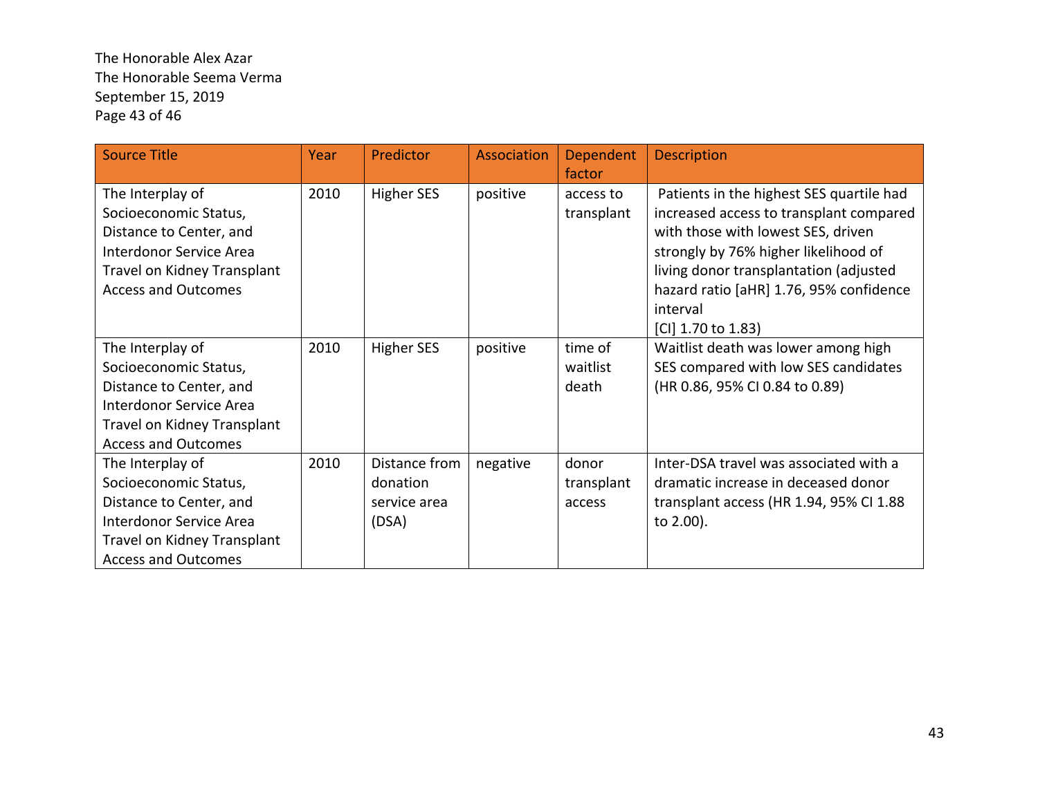| Source Title | Year | Predictor | Association | Dependent factor | Description |
|---|---|---|---|---|---|
| The Interplay of Socioeconomic Status, Distance to Center, and Interdonor Service Area Travel on Kidney Transplant Access and Outcomes | 2010 | Higher SES | positive | access to transplant | Patients in the highest SES quartile had increased access to transplant compared with those with lowest SES, driven strongly by 76% higher likelihood of living donor transplantation (adjusted hazard ratio [aHR] 1.76, 95% confidence interval [CI] 1.70 to 1.83) |
| The Interplay of Socioeconomic Status, Distance to Center, and Interdonor Service Area Travel on Kidney Transplant Access and Outcomes | 2010 | Higher SES | positive | time of waitlist death | Waitlist death was lower among high SES compared with low SES candidates (HR 0.86, 95% CI 0.84 to 0.89) |
| The Interplay of Socioeconomic Status, Distance to Center, and Interdonor Service Area Travel on Kidney Transplant Access and Outcomes | 2010 | Distance from donation service area (DSA) | negative | donor transplant access | Inter-DSA travel was associated with a dramatic increase in deceased donor transplant access (HR 1.94, 95% CI 1.88 to 2.00). |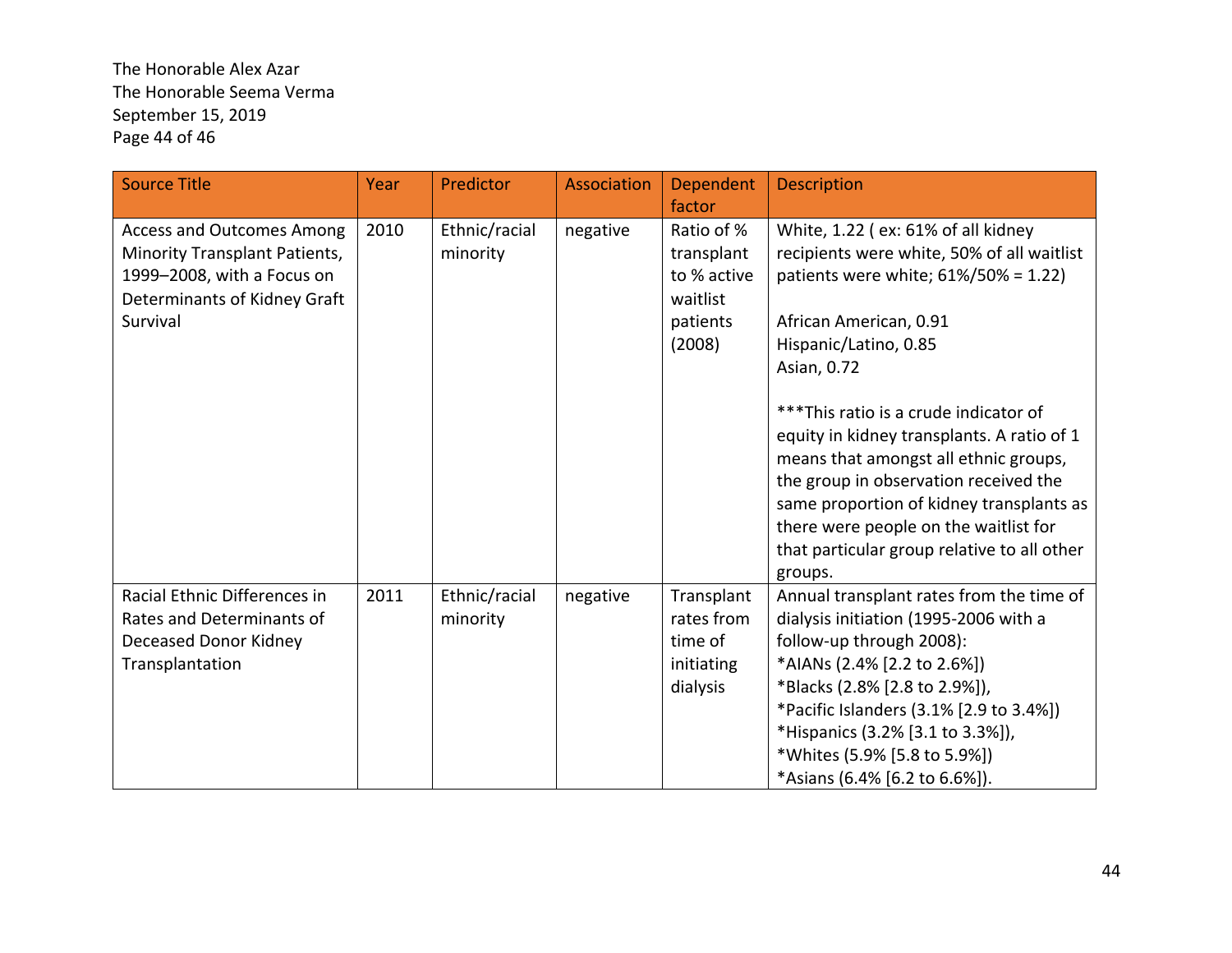| Source Title | Year | Predictor | Association | Dependent factor | Description |
|---|---|---|---|---|---|
| Access and Outcomes Among Minority Transplant Patients, 1999–2008, with a Focus on Determinants of Kidney Graft Survival | 2010 | Ethnic/racial minority | negative | Ratio of % transplant to % active waitlist patients (2008) | White, 1.22 ( ex: 61% of all kidney recipients were white, 50% of all waitlist patients were white; 61%/50% = 1.22)<br><br>African American, 0.91<br>Hispanic/Latino, 0.85<br>Asian, 0.72<br><br>***This ratio is a crude indicator of equity in kidney transplants. A ratio of 1 means that amongst all ethnic groups, the group in observation received the same proportion of kidney transplants as there were people on the waitlist for that particular group relative to all other groups. |
| Racial Ethnic Differences in Rates and Determinants of Deceased Donor Kidney Transplantation | 2011 | Ethnic/racial minority | negative | Transplant rates from time of initiating dialysis | Annual transplant rates from the time of dialysis initiation (1995-2006 with a follow-up through 2008):<br>*AIANs (2.4% [2.2 to 2.6%])<br>*Blacks (2.8% [2.8 to 2.9%]),<br>*Pacific Islanders (3.1% [2.9 to 3.4%])<br>*Hispanics (3.2% [3.1 to 3.3%]),<br>*Whites (5.9% [5.8 to 5.9%])<br>*Asians (6.4% [6.2 to 6.6%]). |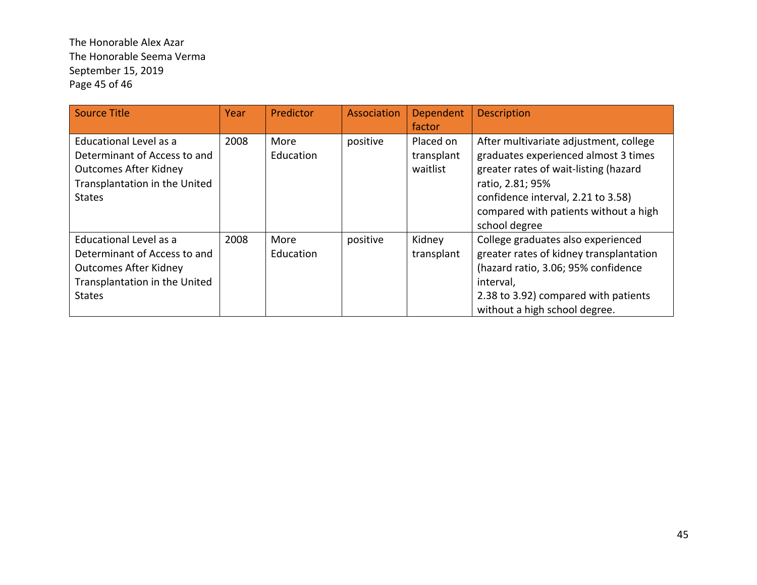| Source Title | Year | Predictor | Association | Dependent factor | Description |
| --- | --- | --- | --- | --- | --- |
| Educational Level as a Determinant of Access to and Outcomes After Kidney Transplantation in the United States | 2008 | More Education | positive | Placed on transplant waitlist | After multivariate adjustment, college graduates experienced almost 3 times greater rates of wait-listing (hazard ratio, 2.81; 95% confidence interval, 2.21 to 3.58) compared with patients without a high school degree |
| Educational Level as a Determinant of Access to and Outcomes After Kidney Transplantation in the United States | 2008 | More Education | positive | Kidney transplant | College graduates also experienced greater rates of kidney transplantation (hazard ratio, 3.06; 95% confidence interval, 2.38 to 3.92) compared with patients without a high school degree. |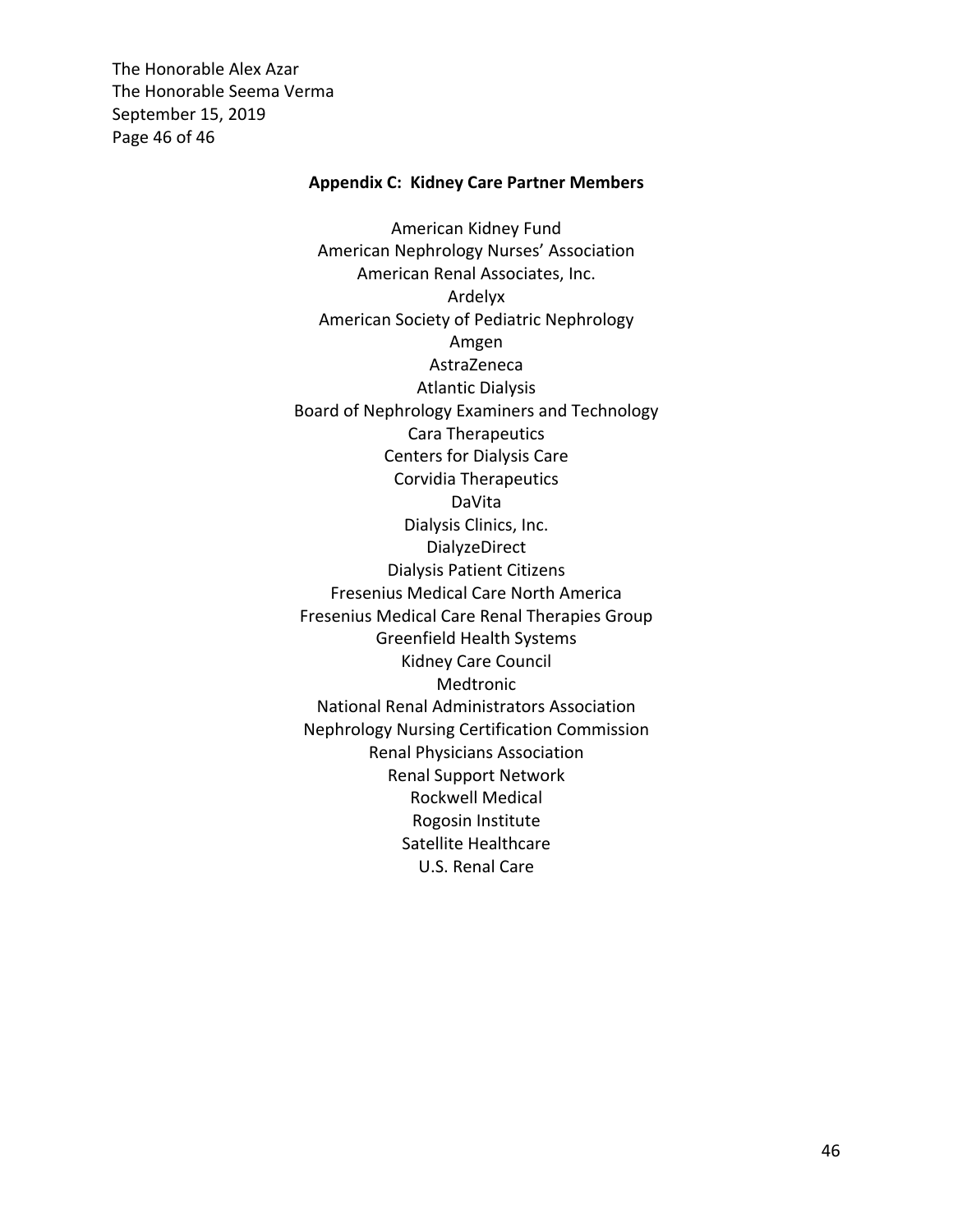**Appendix C: Kidney Care Partner Members**

American Kidney Fund
American Nephrology Nurses' Association
American Renal Associates, Inc.
Ardelyx
American Society of Pediatric Nephrology
Amgen
AstraZeneca
Atlantic Dialysis
Board of Nephrology Examiners and Technology
Cara Therapeutics
Centers for Dialysis Care
Corvidia Therapeutics
DaVita
Dialysis Clinics, Inc.
DialyzeDirect
Dialysis Patient Citizens
Fresenius Medical Care North America
Fresenius Medical Care Renal Therapies Group
Greenfield Health Systems
Kidney Care Council
Medtronic
National Renal Administrators Association
Nephrology Nursing Certification Commission
Renal Physicians Association
Renal Support Network
Rockwell Medical
Rogosin Institute
Satellite Healthcare
U.S. Renal Care